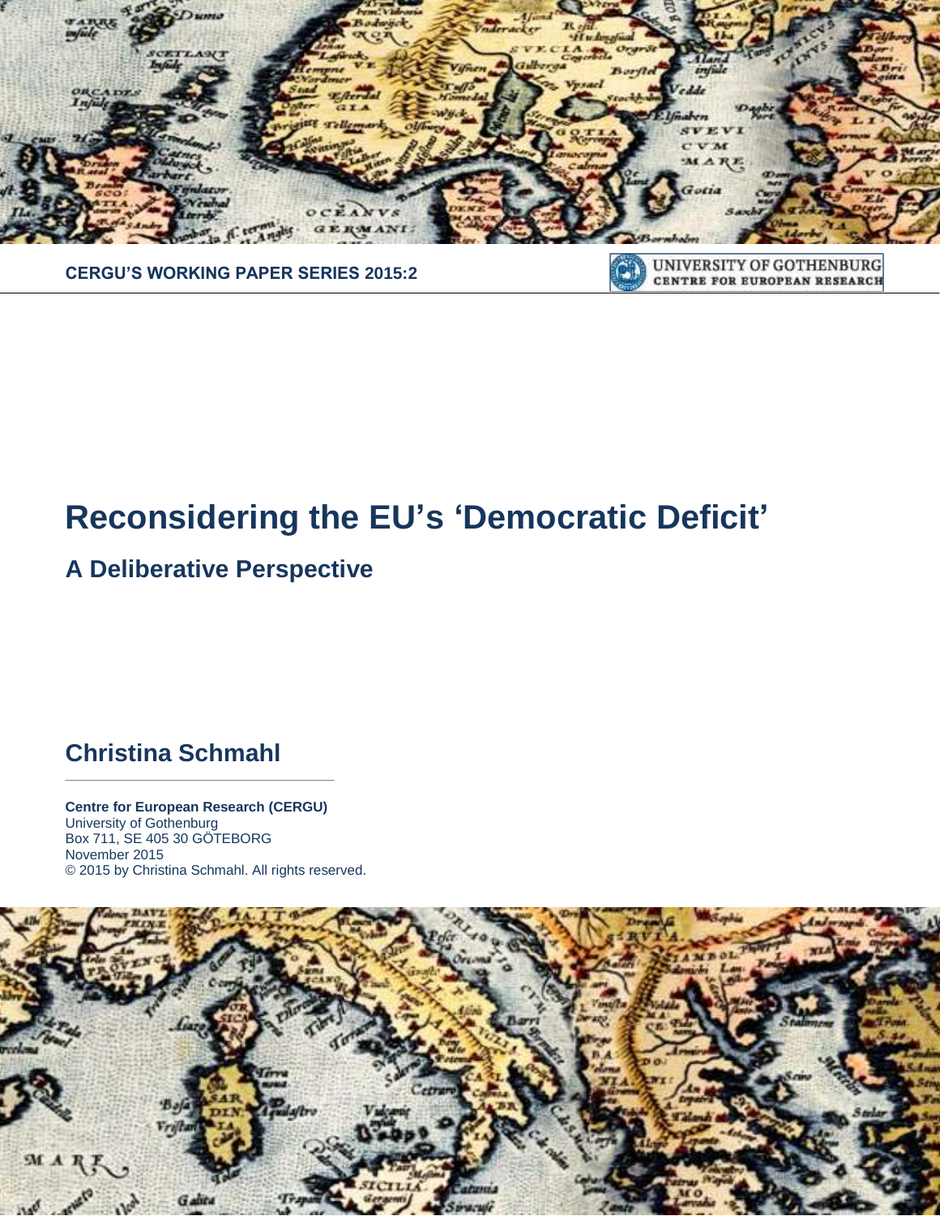**CERGU'S WORKING PAPER SERIES 2015:2**

UNIVERSITY OF GOTHENBURG
CENTRE FOR EUROPEAN RESEARCH

# Reconsidering the EU's 'Democratic Deficit'

## A Deliberative Perspective

## Christina Schmahl

**Centre for European Research (CERGU)**
University of Gothenburg
Box 711, SE 405 30 GÖTEBORG
November 2015
© 2015 by Christina Schmahl. All rights reserved.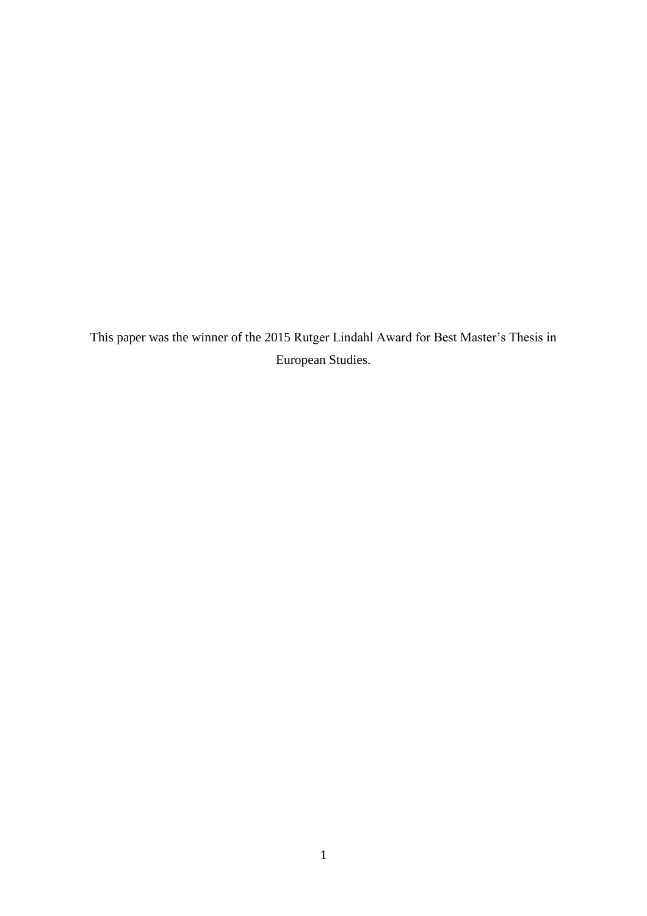This paper was the winner of the 2015 Rutger Lindahl Award for Best Master's Thesis in European Studies.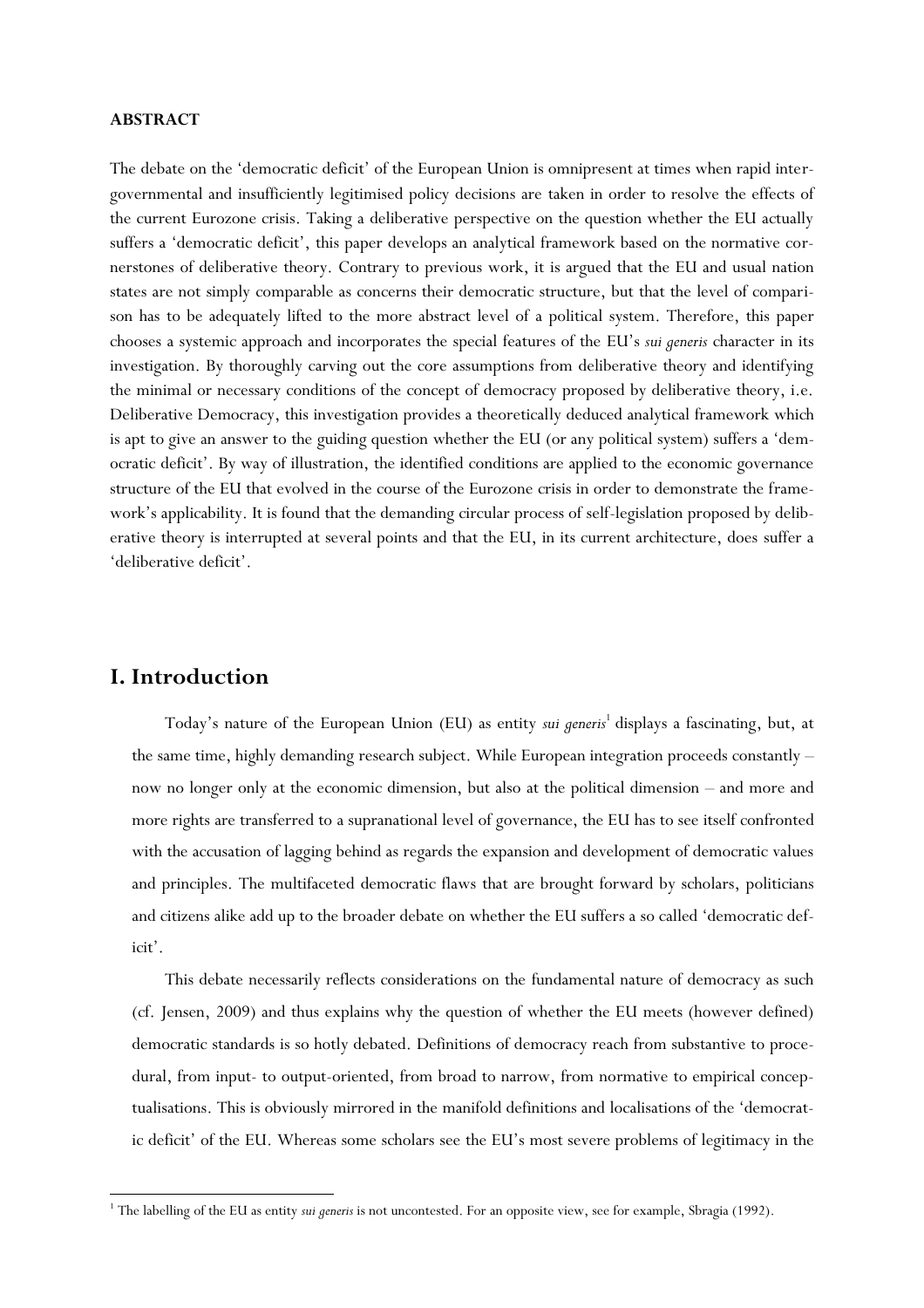**ABSTRACT**

The debate on the 'democratic deficit' of the European Union is omnipresent at times when rapid intergovernmental and insufficiently legitimised policy decisions are taken in order to resolve the effects of the current Eurozone crisis. Taking a deliberative perspective on the question whether the EU actually suffers a 'democratic deficit', this paper develops an analytical framework based on the normative cornerstones of deliberative theory. Contrary to previous work, it is argued that the EU and usual nation states are not simply comparable as concerns their democratic structure, but that the level of comparison has to be adequately lifted to the more abstract level of a political system. Therefore, this paper chooses a systemic approach and incorporates the special features of the EU's *sui generis* character in its investigation. By thoroughly carving out the core assumptions from deliberative theory and identifying the minimal or necessary conditions of the concept of democracy proposed by deliberative theory, i.e. Deliberative Democracy, this investigation provides a theoretically deduced analytical framework which is apt to give an answer to the guiding question whether the EU (or any political system) suffers a 'democratic deficit'. By way of illustration, the identified conditions are applied to the economic governance structure of the EU that evolved in the course of the Eurozone crisis in order to demonstrate the framework's applicability. It is found that the demanding circular process of self-legislation proposed by deliberative theory is interrupted at several points and that the EU, in its current architecture, does suffer a 'deliberative deficit'.

# I. Introduction

Today's nature of the European Union (EU) as entity *sui generis*[1] displays a fascinating, but, at the same time, highly demanding research subject. While European integration proceeds constantly – now no longer only at the economic dimension, but also at the political dimension – and more and more rights are transferred to a supranational level of governance, the EU has to see itself confronted with the accusation of lagging behind as regards the expansion and development of democratic values and principles. The multifaceted democratic flaws that are brought forward by scholars, politicians and citizens alike add up to the broader debate on whether the EU suffers a so called 'democratic deficit'.

This debate necessarily reflects considerations on the fundamental nature of democracy as such (cf. Jensen, 2009) and thus explains why the question of whether the EU meets (however defined) democratic standards is so hotly debated. Definitions of democracy reach from substantive to procedural, from input- to output-oriented, from broad to narrow, from normative to empirical conceptualisations. This is obviously mirrored in the manifold definitions and localisations of the 'democratic deficit' of the EU. Whereas some scholars see the EU's most severe problems of legitimacy in the

[1] The labelling of the EU as entity *sui generis* is not uncontested. For an opposite view, see for example, Sbragia (1992).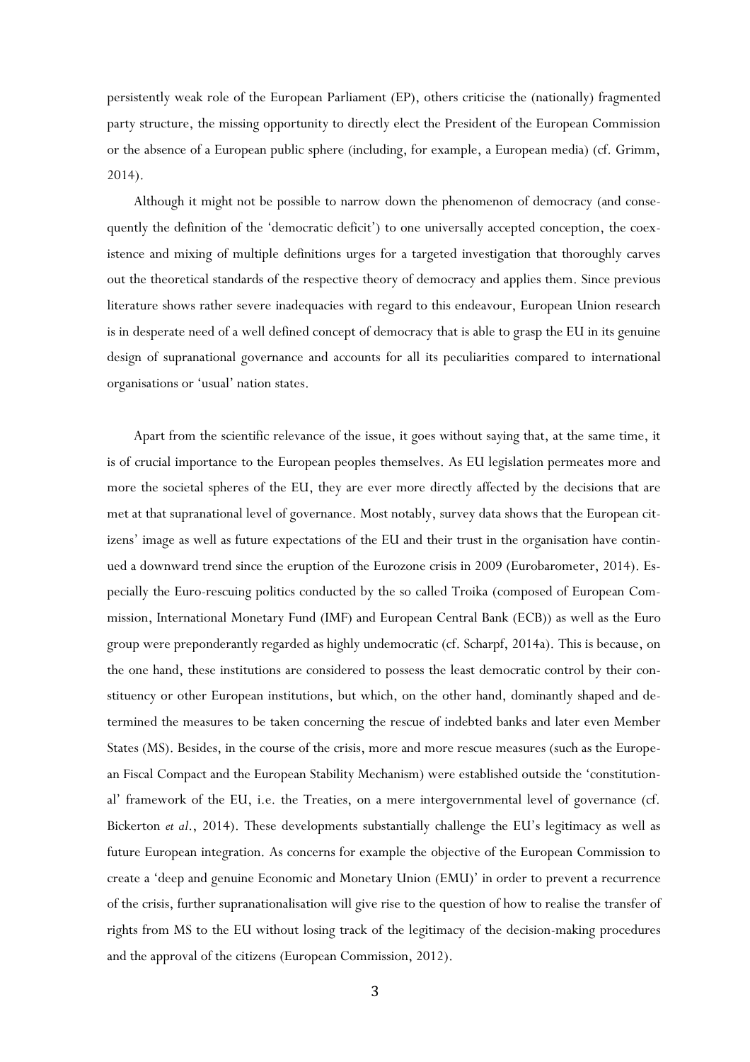persistently weak role of the European Parliament (EP), others criticise the (nationally) fragmented party structure, the missing opportunity to directly elect the President of the European Commission or the absence of a European public sphere (including, for example, a European media) (cf. Grimm, 2014).

Although it might not be possible to narrow down the phenomenon of democracy (and consequently the definition of the 'democratic deficit') to one universally accepted conception, the coexistence and mixing of multiple definitions urges for a targeted investigation that thoroughly carves out the theoretical standards of the respective theory of democracy and applies them. Since previous literature shows rather severe inadequacies with regard to this endeavour, European Union research is in desperate need of a well defined concept of democracy that is able to grasp the EU in its genuine design of supranational governance and accounts for all its peculiarities compared to international organisations or 'usual' nation states.

Apart from the scientific relevance of the issue, it goes without saying that, at the same time, it is of crucial importance to the European peoples themselves. As EU legislation permeates more and more the societal spheres of the EU, they are ever more directly affected by the decisions that are met at that supranational level of governance. Most notably, survey data shows that the European citizens' image as well as future expectations of the EU and their trust in the organisation have continued a downward trend since the eruption of the Eurozone crisis in 2009 (Eurobarometer, 2014). Especially the Euro-rescuing politics conducted by the so called Troika (composed of European Commission, International Monetary Fund (IMF) and European Central Bank (ECB)) as well as the Euro group were preponderantly regarded as highly undemocratic (cf. Scharpf, 2014a). This is because, on the one hand, these institutions are considered to possess the least democratic control by their constituency or other European institutions, but which, on the other hand, dominantly shaped and determined the measures to be taken concerning the rescue of indebted banks and later even Member States (MS). Besides, in the course of the crisis, more and more rescue measures (such as the European Fiscal Compact and the European Stability Mechanism) were established outside the 'constitutional' framework of the EU, i.e. the Treaties, on a mere intergovernmental level of governance (cf. Bickerton *et al.*, 2014). These developments substantially challenge the EU's legitimacy as well as future European integration. As concerns for example the objective of the European Commission to create a 'deep and genuine Economic and Monetary Union (EMU)' in order to prevent a recurrence of the crisis, further supranationalisation will give rise to the question of how to realise the transfer of rights from MS to the EU without losing track of the legitimacy of the decision-making procedures and the approval of the citizens (European Commission, 2012).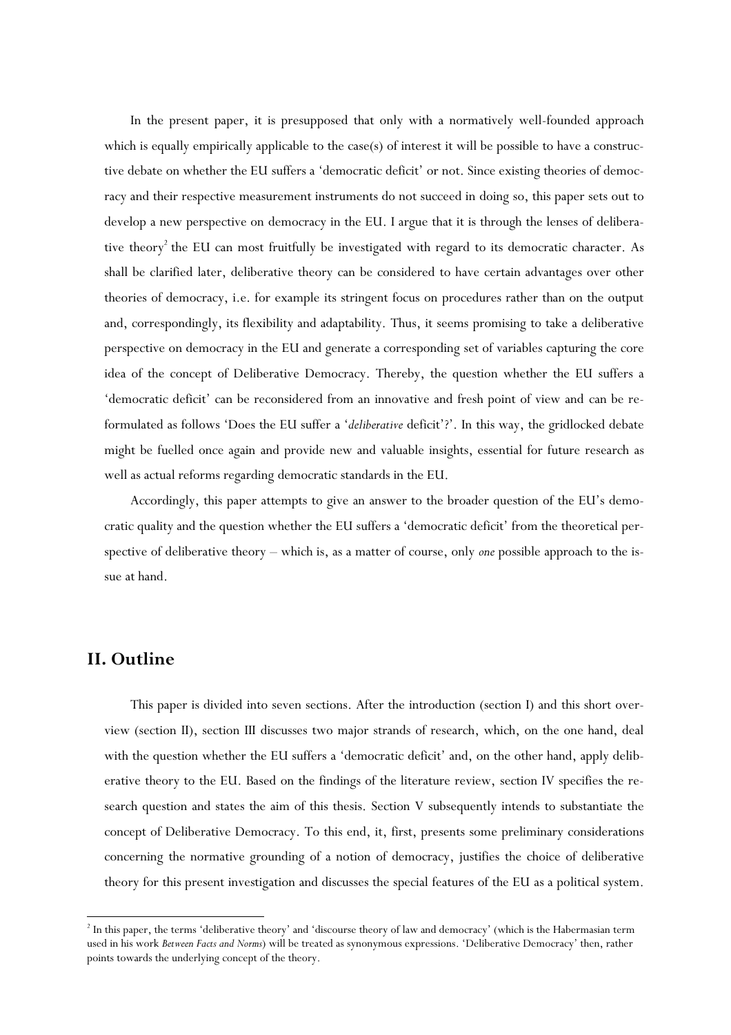In the present paper, it is presupposed that only with a normatively well-founded approach which is equally empirically applicable to the case(s) of interest it will be possible to have a constructive debate on whether the EU suffers a 'democratic deficit' or not. Since existing theories of democracy and their respective measurement instruments do not succeed in doing so, this paper sets out to develop a new perspective on democracy in the EU. I argue that it is through the lenses of deliberative theory[2] the EU can most fruitfully be investigated with regard to its democratic character. As shall be clarified later, deliberative theory can be considered to have certain advantages over other theories of democracy, i.e. for example its stringent focus on procedures rather than on the output and, correspondingly, its flexibility and adaptability. Thus, it seems promising to take a deliberative perspective on democracy in the EU and generate a corresponding set of variables capturing the core idea of the concept of Deliberative Democracy. Thereby, the question whether the EU suffers a 'democratic deficit' can be reconsidered from an innovative and fresh point of view and can be reformulated as follows 'Does the EU suffer a '*deliberative* deficit'?'. In this way, the gridlocked debate might be fuelled once again and provide new and valuable insights, essential for future research as well as actual reforms regarding democratic standards in the EU.

Accordingly, this paper attempts to give an answer to the broader question of the EU's democratic quality and the question whether the EU suffers a 'democratic deficit' from the theoretical perspective of deliberative theory – which is, as a matter of course, only *one* possible approach to the issue at hand.

## II. Outline

This paper is divided into seven sections. After the introduction (section I) and this short overview (section II), section III discusses two major strands of research, which, on the one hand, deal with the question whether the EU suffers a 'democratic deficit' and, on the other hand, apply deliberative theory to the EU. Based on the findings of the literature review, section IV specifies the research question and states the aim of this thesis. Section V subsequently intends to substantiate the concept of Deliberative Democracy. To this end, it, first, presents some preliminary considerations concerning the normative grounding of a notion of democracy, justifies the choice of deliberative theory for this present investigation and discusses the special features of the EU as a political system.

[2] In this paper, the terms 'deliberative theory' and 'discourse theory of law and democracy' (which is the Habermasian term used in his work *Between Facts and Norms*) will be treated as synonymous expressions. 'Deliberative Democracy' then, rather points towards the underlying concept of the theory.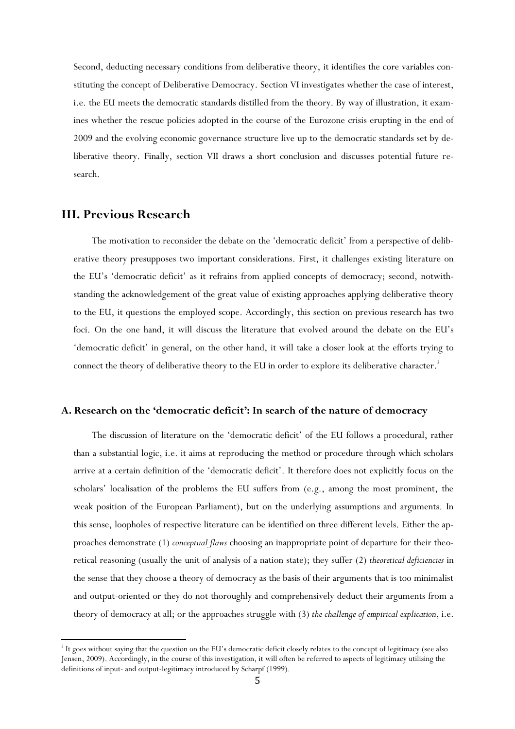Second, deducting necessary conditions from deliberative theory, it identifies the core variables constituting the concept of Deliberative Democracy. Section VI investigates whether the case of interest, i.e. the EU meets the democratic standards distilled from the theory. By way of illustration, it examines whether the rescue policies adopted in the course of the Eurozone crisis erupting in the end of 2009 and the evolving economic governance structure live up to the democratic standards set by deliberative theory. Finally, section VII draws a short conclusion and discusses potential future research.

## III. Previous Research

The motivation to reconsider the debate on the 'democratic deficit' from a perspective of deliberative theory presupposes two important considerations. First, it challenges existing literature on the EU's 'democratic deficit' as it refrains from applied concepts of democracy; second, notwithstanding the acknowledgement of the great value of existing approaches applying deliberative theory to the EU, it questions the employed scope. Accordingly, this section on previous research has two foci. On the one hand, it will discuss the literature that evolved around the debate on the EU's 'democratic deficit' in general, on the other hand, it will take a closer look at the efforts trying to connect the theory of deliberative theory to the EU in order to explore its deliberative character.[3]

### A. Research on the 'democratic deficit': In search of the nature of democracy

The discussion of literature on the 'democratic deficit' of the EU follows a procedural, rather than a substantial logic, i.e. it aims at reproducing the method or procedure through which scholars arrive at a certain definition of the 'democratic deficit'. It therefore does not explicitly focus on the scholars' localisation of the problems the EU suffers from (e.g., among the most prominent, the weak position of the European Parliament), but on the underlying assumptions and arguments. In this sense, loopholes of respective literature can be identified on three different levels. Either the approaches demonstrate (1) *conceptual flaws* choosing an inappropriate point of departure for their theoretical reasoning (usually the unit of analysis of a nation state); they suffer (2) *theoretical deficiencies* in the sense that they choose a theory of democracy as the basis of their arguments that is too minimalist and output-oriented or they do not thoroughly and comprehensively deduct their arguments from a theory of democracy at all; or the approaches struggle with (3) *the challenge of empirical explication*, i.e.

[3] It goes without saying that the question on the EU's democratic deficit closely relates to the concept of legitimacy (see also Jensen, 2009). Accordingly, in the course of this investigation, it will often be referred to aspects of legitimacy utilising the definitions of input- and output-legitimacy introduced by Scharpf (1999).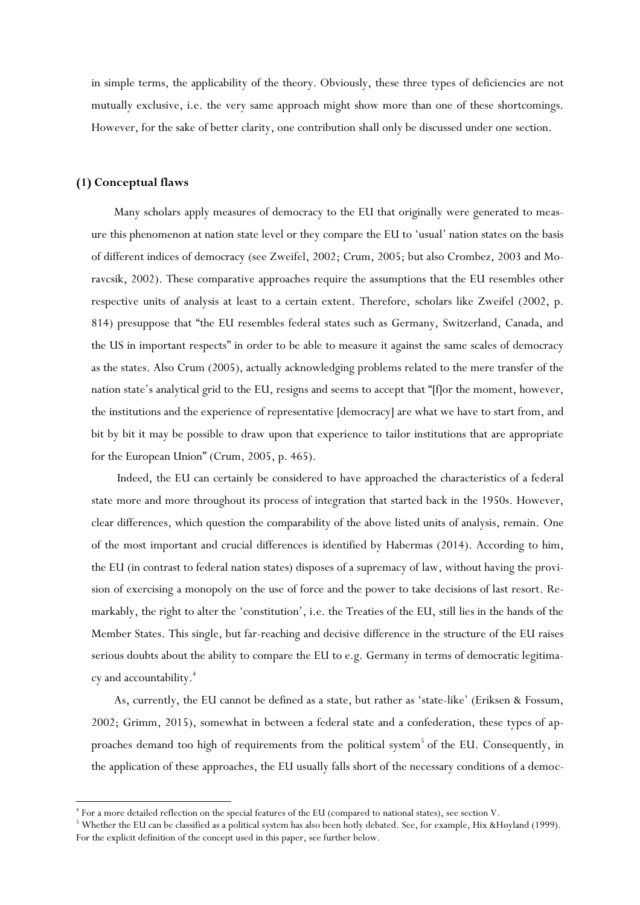in simple terms, the applicability of the theory. Obviously, these three types of deficiencies are not mutually exclusive, i.e. the very same approach might show more than one of these shortcomings. However, for the sake of better clarity, one contribution shall only be discussed under one section.

### (1) Conceptual flaws

Many scholars apply measures of democracy to the EU that originally were generated to measure this phenomenon at nation state level or they compare the EU to 'usual' nation states on the basis of different indices of democracy (see Zweifel, 2002; Crum, 2005; but also Crombez, 2003 and Moravcsik, 2002). These comparative approaches require the assumptions that the EU resembles other respective units of analysis at least to a certain extent. Therefore, scholars like Zweifel (2002, p. 814) presuppose that "the EU resembles federal states such as Germany, Switzerland, Canada, and the US in important respects" in order to be able to measure it against the same scales of democracy as the states. Also Crum (2005), actually acknowledging problems related to the mere transfer of the nation state's analytical grid to the EU, resigns and seems to accept that "[f]or the moment, however, the institutions and the experience of representative [democracy] are what we have to start from, and bit by bit it may be possible to draw upon that experience to tailor institutions that are appropriate for the European Union" (Crum, 2005, p. 465).

Indeed, the EU can certainly be considered to have approached the characteristics of a federal state more and more throughout its process of integration that started back in the 1950s. However, clear differences, which question the comparability of the above listed units of analysis, remain. One of the most important and crucial differences is identified by Habermas (2014). According to him, the EU (in contrast to federal nation states) disposes of a supremacy of law, without having the provision of exercising a monopoly on the use of force and the power to take decisions of last resort. Remarkably, the right to alter the 'constitution', i.e. the Treaties of the EU, still lies in the hands of the Member States. This single, but far-reaching and decisive difference in the structure of the EU raises serious doubts about the ability to compare the EU to e.g. Germany in terms of democratic legitimacy and accountability.[4]

As, currently, the EU cannot be defined as a state, but rather as 'state-like' (Eriksen & Fossum, 2002; Grimm, 2015), somewhat in between a federal state and a confederation, these types of approaches demand too high of requirements from the political system[5] of the EU. Consequently, in the application of these approaches, the EU usually falls short of the necessary conditions of a democ-

---

[4] For a more detailed reflection on the special features of the EU (compared to national states), see section V.

[5] Whether the EU can be classified as a political system has also been hotly debated. See, for example, Hix &Høyland (1999). For the explicit definition of the concept used in this paper, see further below.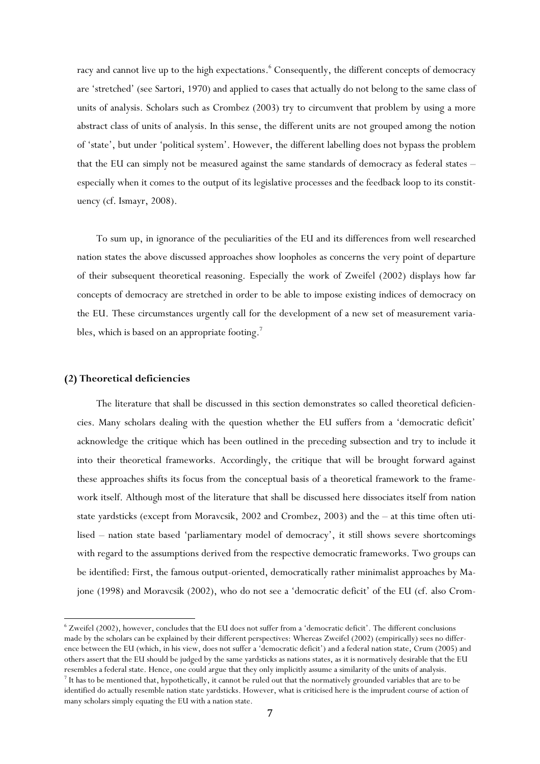racy and cannot live up to the high expectations.[6] Consequently, the different concepts of democracy are 'stretched' (see Sartori, 1970) and applied to cases that actually do not belong to the same class of units of analysis. Scholars such as Crombez (2003) try to circumvent that problem by using a more abstract class of units of analysis. In this sense, the different units are not grouped among the notion of 'state', but under 'political system'. However, the different labelling does not bypass the problem that the EU can simply not be measured against the same standards of democracy as federal states – especially when it comes to the output of its legislative processes and the feedback loop to its constituency (cf. Ismayr, 2008).

To sum up, in ignorance of the peculiarities of the EU and its differences from well researched nation states the above discussed approaches show loopholes as concerns the very point of departure of their subsequent theoretical reasoning. Especially the work of Zweifel (2002) displays how far concepts of democracy are stretched in order to be able to impose existing indices of democracy on the EU. These circumstances urgently call for the development of a new set of measurement variables, which is based on an appropriate footing.[7]

### (2) Theoretical deficiencies

The literature that shall be discussed in this section demonstrates so called theoretical deficiencies. Many scholars dealing with the question whether the EU suffers from a 'democratic deficit' acknowledge the critique which has been outlined in the preceding subsection and try to include it into their theoretical frameworks. Accordingly, the critique that will be brought forward against these approaches shifts its focus from the conceptual basis of a theoretical framework to the framework itself. Although most of the literature that shall be discussed here dissociates itself from nation state yardsticks (except from Moravcsik, 2002 and Crombez, 2003) and the – at this time often utilised – nation state based 'parliamentary model of democracy', it still shows severe shortcomings with regard to the assumptions derived from the respective democratic frameworks. Two groups can be identified: First, the famous output-oriented, democratically rather minimalist approaches by Majone (1998) and Moravcsik (2002), who do not see a 'democratic deficit' of the EU (cf. also Crom-

---

[6] Zweifel (2002), however, concludes that the EU does not suffer from a 'democratic deficit'. The different conclusions made by the scholars can be explained by their different perspectives: Whereas Zweifel (2002) (empirically) sees no difference between the EU (which, in his view, does not suffer a 'democratic deficit') and a federal nation state, Crum (2005) and others assert that the EU should be judged by the same yardsticks as nations states, as it is normatively desirable that the EU resembles a federal state. Hence, one could argue that they only implicitly assume a similarity of the units of analysis.

[7] It has to be mentioned that, hypothetically, it cannot be ruled out that the normatively grounded variables that are to be identified do actually resemble nation state yardsticks. However, what is criticised here is the imprudent course of action of many scholars simply equating the EU with a nation state.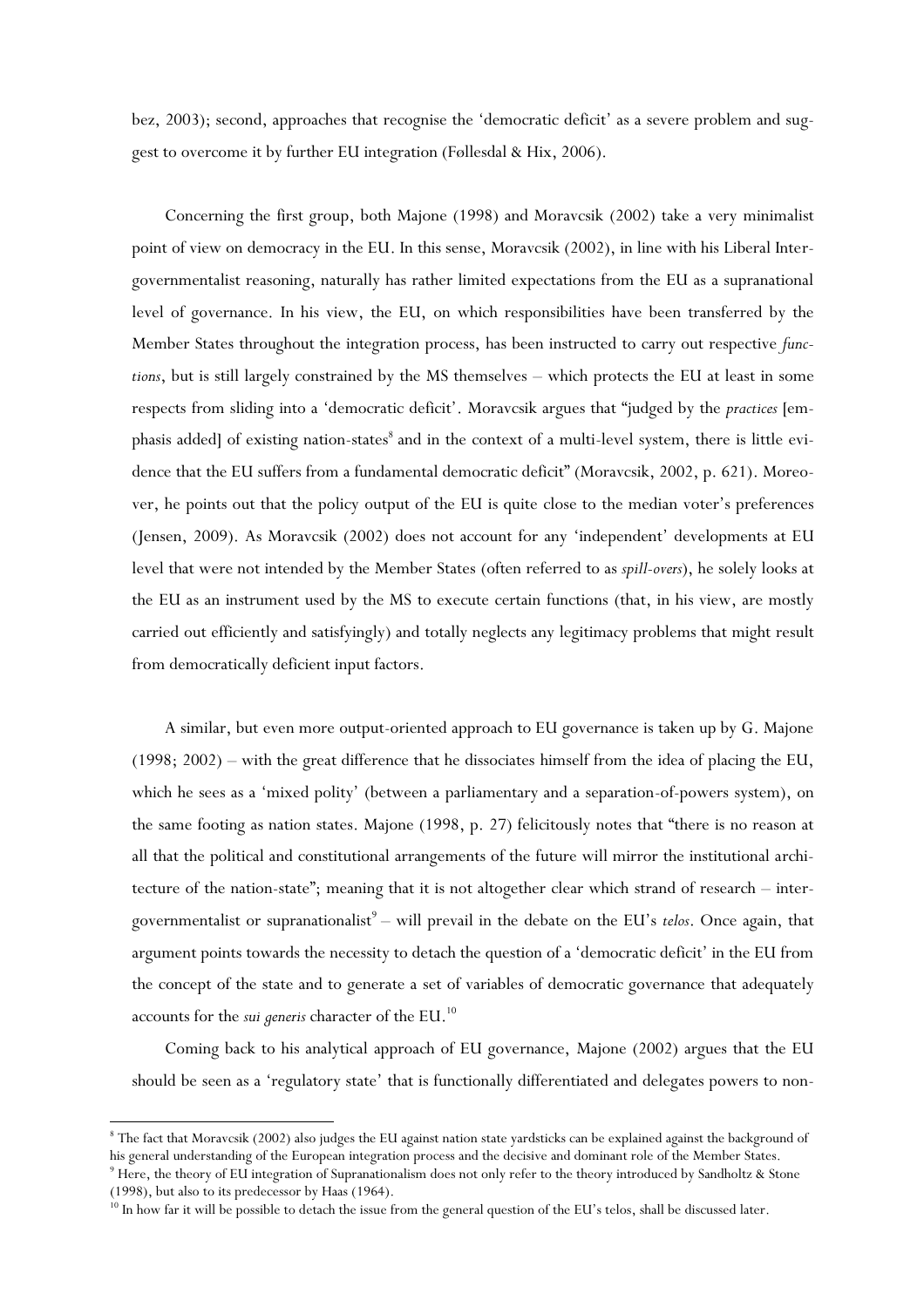bez, 2003); second, approaches that recognise the 'democratic deficit' as a severe problem and suggest to overcome it by further EU integration (Føllesdal & Hix, 2006).

Concerning the first group, both Majone (1998) and Moravcsik (2002) take a very minimalist point of view on democracy in the EU. In this sense, Moravcsik (2002), in line with his Liberal Intergovernmentalist reasoning, naturally has rather limited expectations from the EU as a supranational level of governance. In his view, the EU, on which responsibilities have been transferred by the Member States throughout the integration process, has been instructed to carry out respective *functions*, but is still largely constrained by the MS themselves – which protects the EU at least in some respects from sliding into a 'democratic deficit'. Moravcsik argues that "judged by the *practices* [emphasis added] of existing nation-states[8] and in the context of a multi-level system, there is little evidence that the EU suffers from a fundamental democratic deficit" (Moravcsik, 2002, p. 621). Moreover, he points out that the policy output of the EU is quite close to the median voter's preferences (Jensen, 2009). As Moravcsik (2002) does not account for any 'independent' developments at EU level that were not intended by the Member States (often referred to as *spill-overs*), he solely looks at the EU as an instrument used by the MS to execute certain functions (that, in his view, are mostly carried out efficiently and satisfyingly) and totally neglects any legitimacy problems that might result from democratically deficient input factors.

A similar, but even more output-oriented approach to EU governance is taken up by G. Majone (1998; 2002) – with the great difference that he dissociates himself from the idea of placing the EU, which he sees as a 'mixed polity' (between a parliamentary and a separation-of-powers system), on the same footing as nation states. Majone (1998, p. 27) felicitously notes that "there is no reason at all that the political and constitutional arrangements of the future will mirror the institutional architecture of the nation-state"; meaning that it is not altogether clear which strand of research – intergovernmentalist or supranationalist[9] – will prevail in the debate on the EU's *telos*. Once again, that argument points towards the necessity to detach the question of a 'democratic deficit' in the EU from the concept of the state and to generate a set of variables of democratic governance that adequately accounts for the *sui generis* character of the EU.[10]

Coming back to his analytical approach of EU governance, Majone (2002) argues that the EU should be seen as a 'regulatory state' that is functionally differentiated and delegates powers to non-

---

[8] The fact that Moravcsik (2002) also judges the EU against nation state yardsticks can be explained against the background of his general understanding of the European integration process and the decisive and dominant role of the Member States.

[9] Here, the theory of EU integration of Supranationalism does not only refer to the theory introduced by Sandholtz & Stone (1998), but also to its predecessor by Haas (1964).

[10] In how far it will be possible to detach the issue from the general question of the EU's telos, shall be discussed later.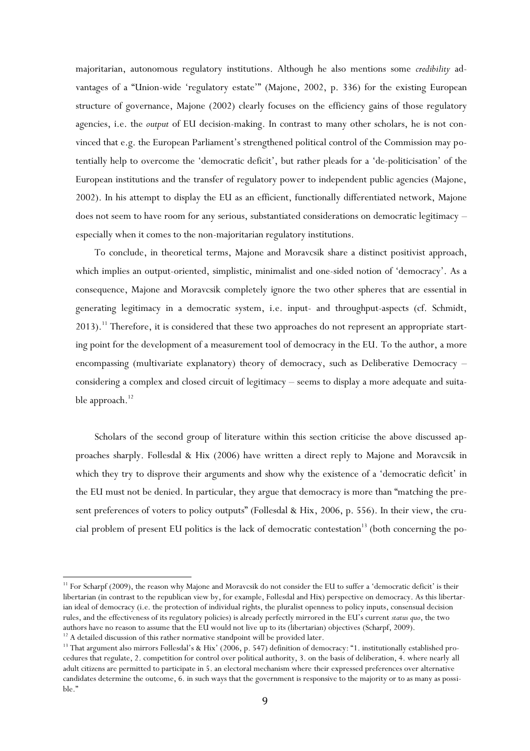majoritarian, autonomous regulatory institutions. Although he also mentions some *credibility* advantages of a "Union-wide 'regulatory estate'" (Majone, 2002, p. 336) for the existing European structure of governance, Majone (2002) clearly focuses on the efficiency gains of those regulatory agencies, i.e. the *output* of EU decision-making. In contrast to many other scholars, he is not convinced that e.g. the European Parliament's strengthened political control of the Commission may potentially help to overcome the 'democratic deficit', but rather pleads for a 'de-politicisation' of the European institutions and the transfer of regulatory power to independent public agencies (Majone, 2002). In his attempt to display the EU as an efficient, functionally differentiated network, Majone does not seem to have room for any serious, substantiated considerations on democratic legitimacy – especially when it comes to the non-majoritarian regulatory institutions.

To conclude, in theoretical terms, Majone and Moravcsik share a distinct positivist approach, which implies an output-oriented, simplistic, minimalist and one-sided notion of 'democracy'. As a consequence, Majone and Moravcsik completely ignore the two other spheres that are essential in generating legitimacy in a democratic system, i.e. input- and throughput-aspects (cf. Schmidt, 2013).[11] Therefore, it is considered that these two approaches do not represent an appropriate starting point for the development of a measurement tool of democracy in the EU. To the author, a more encompassing (multivariate explanatory) theory of democracy, such as Deliberative Democracy – considering a complex and closed circuit of legitimacy – seems to display a more adequate and suitable approach.[12]

Scholars of the second group of literature within this section criticise the above discussed approaches sharply. Føllesdal & Hix (2006) have written a direct reply to Majone and Moravcsik in which they try to disprove their arguments and show why the existence of a 'democratic deficit' in the EU must not be denied. In particular, they argue that democracy is more than "matching the present preferences of voters to policy outputs" (Føllesdal & Hix, 2006, p. 556). In their view, the crucial problem of present EU politics is the lack of democratic contestation[13] (both concerning the po-

---

[11] For Scharpf (2009), the reason why Majone and Moravcsik do not consider the EU to suffer a 'democratic deficit' is their libertarian (in contrast to the republican view by, for example, Føllesdal and Hix) perspective on democracy. As this libertarian ideal of democracy (i.e. the protection of individual rights, the pluralist openness to policy inputs, consensual decision rules, and the effectiveness of its regulatory policies) is already perfectly mirrored in the EU's current *status quo*, the two authors have no reason to assume that the EU would not live up to its (libertarian) objectives (Scharpf, 2009).

[12] A detailed discussion of this rather normative standpoint will be provided later.

[13] That argument also mirrors Føllesdal's & Hix' (2006, p. 547) definition of democracy: "1. institutionally established procedures that regulate, 2. competition for control over political authority, 3. on the basis of deliberation, 4. where nearly all adult citizens are permitted to participate in 5. an electoral mechanism where their expressed preferences over alternative candidates determine the outcome, 6. in such ways that the government is responsive to the majority or to as many as possible."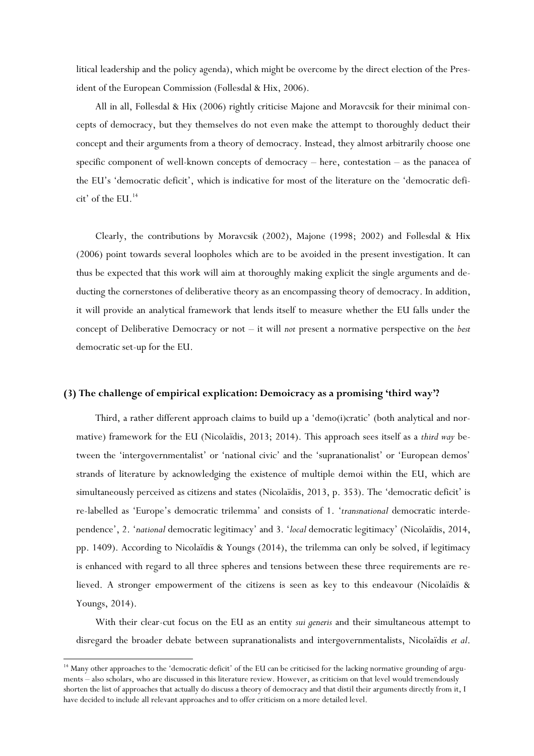litical leadership and the policy agenda), which might be overcome by the direct election of the President of the European Commission (Føllesdal & Hix, 2006).

All in all, Føllesdal & Hix (2006) rightly criticise Majone and Moravcsik for their minimal concepts of democracy, but they themselves do not even make the attempt to thoroughly deduct their concept and their arguments from a theory of democracy. Instead, they almost arbitrarily choose one specific component of well-known concepts of democracy – here, contestation – as the panacea of the EU's 'democratic deficit', which is indicative for most of the literature on the 'democratic deficit' of the EU.[14]

Clearly, the contributions by Moravcsik (2002), Majone (1998; 2002) and Føllesdal & Hix (2006) point towards several loopholes which are to be avoided in the present investigation. It can thus be expected that this work will aim at thoroughly making explicit the single arguments and deducting the cornerstones of deliberative theory as an encompassing theory of democracy. In addition, it will provide an analytical framework that lends itself to measure whether the EU falls under the concept of Deliberative Democracy or not – it will *not* present a normative perspective on the *best* democratic set-up for the EU.

### (3) The challenge of empirical explication: Demoicracy as a promising 'third way'?

Third, a rather different approach claims to build up a 'demo(i)cratic' (both analytical and normative) framework for the EU (Nicolaïdis, 2013; 2014). This approach sees itself as a *third way* between the 'intergovernmentalist' or 'national civic' and the 'supranationalist' or 'European demos' strands of literature by acknowledging the existence of multiple demoi within the EU, which are simultaneously perceived as citizens and states (Nicolaïdis, 2013, p. 353). The 'democratic deficit' is re-labelled as 'Europe's democratic trilemma' and consists of 1. '*transnational* democratic interdependence', 2. '*national* democratic legitimacy' and 3. '*local* democratic legitimacy' (Nicolaïdis, 2014, pp. 1409). According to Nicolaïdis & Youngs (2014), the trilemma can only be solved, if legitimacy is enhanced with regard to all three spheres and tensions between these three requirements are relieved. A stronger empowerment of the citizens is seen as key to this endeavour (Nicolaïdis & Youngs, 2014).

With their clear-cut focus on the EU as an entity *sui generis* and their simultaneous attempt to disregard the broader debate between supranationalists and intergovernmentalists, Nicolaïdis *et al*.

[14] Many other approaches to the 'democratic deficit' of the EU can be criticised for the lacking normative grounding of arguments – also scholars, who are discussed in this literature review. However, as criticism on that level would tremendously shorten the list of approaches that actually do discuss a theory of democracy and that distil their arguments directly from it, I have decided to include all relevant approaches and to offer criticism on a more detailed level.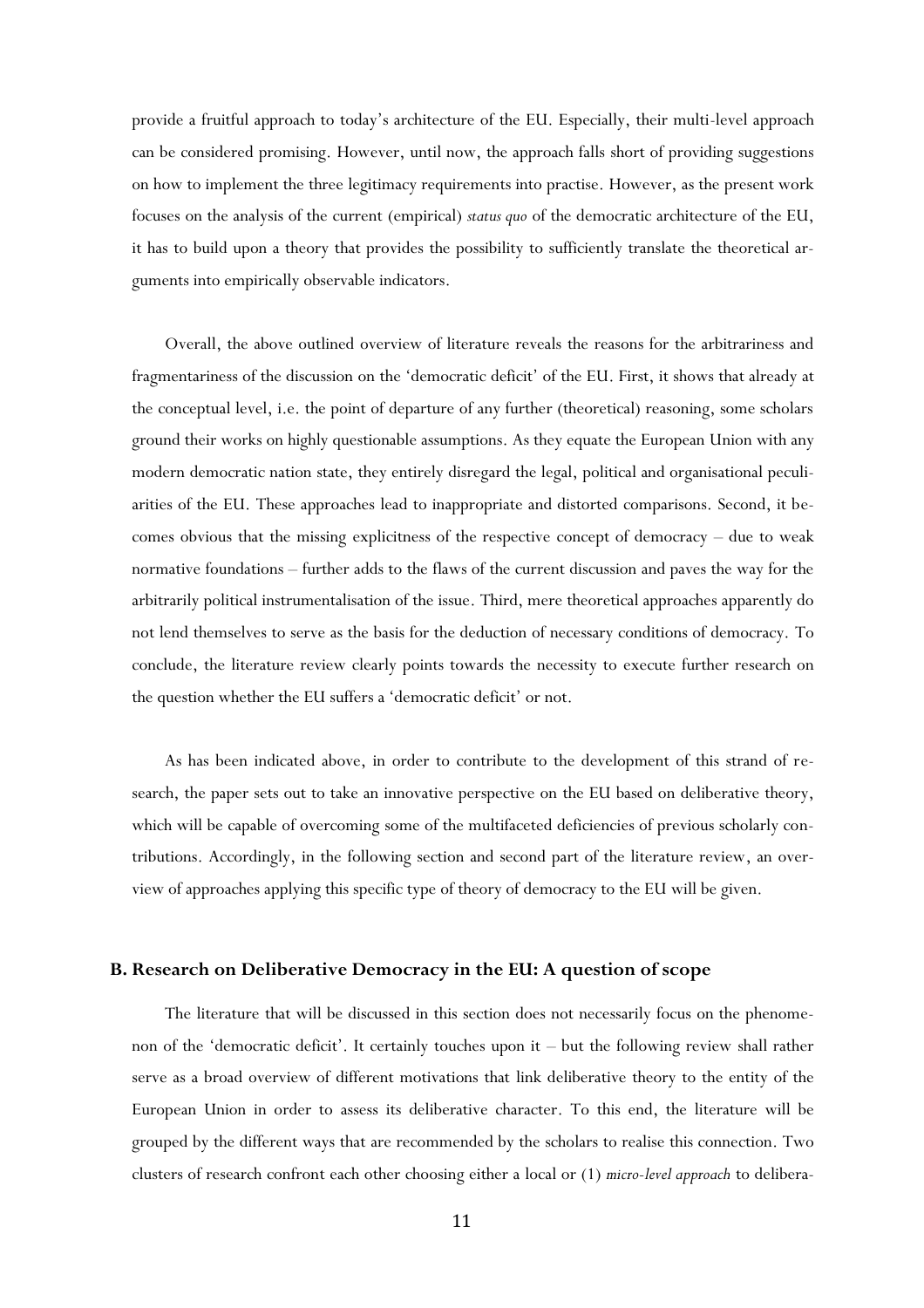provide a fruitful approach to today's architecture of the EU. Especially, their multi-level approach can be considered promising. However, until now, the approach falls short of providing suggestions on how to implement the three legitimacy requirements into practise. However, as the present work focuses on the analysis of the current (empirical) *status quo* of the democratic architecture of the EU, it has to build upon a theory that provides the possibility to sufficiently translate the theoretical arguments into empirically observable indicators.

Overall, the above outlined overview of literature reveals the reasons for the arbitrariness and fragmentariness of the discussion on the 'democratic deficit' of the EU. First, it shows that already at the conceptual level, i.e. the point of departure of any further (theoretical) reasoning, some scholars ground their works on highly questionable assumptions. As they equate the European Union with any modern democratic nation state, they entirely disregard the legal, political and organisational peculiarities of the EU. These approaches lead to inappropriate and distorted comparisons. Second, it becomes obvious that the missing explicitness of the respective concept of democracy – due to weak normative foundations – further adds to the flaws of the current discussion and paves the way for the arbitrarily political instrumentalisation of the issue. Third, mere theoretical approaches apparently do not lend themselves to serve as the basis for the deduction of necessary conditions of democracy. To conclude, the literature review clearly points towards the necessity to execute further research on the question whether the EU suffers a 'democratic deficit' or not.

As has been indicated above, in order to contribute to the development of this strand of research, the paper sets out to take an innovative perspective on the EU based on deliberative theory, which will be capable of overcoming some of the multifaceted deficiencies of previous scholarly contributions. Accordingly, in the following section and second part of the literature review, an overview of approaches applying this specific type of theory of democracy to the EU will be given.

### B. Research on Deliberative Democracy in the EU: A question of scope

The literature that will be discussed in this section does not necessarily focus on the phenomenon of the 'democratic deficit'. It certainly touches upon it – but the following review shall rather serve as a broad overview of different motivations that link deliberative theory to the entity of the European Union in order to assess its deliberative character. To this end, the literature will be grouped by the different ways that are recommended by the scholars to realise this connection. Two clusters of research confront each other choosing either a local or (1) *micro-level approach* to delibera-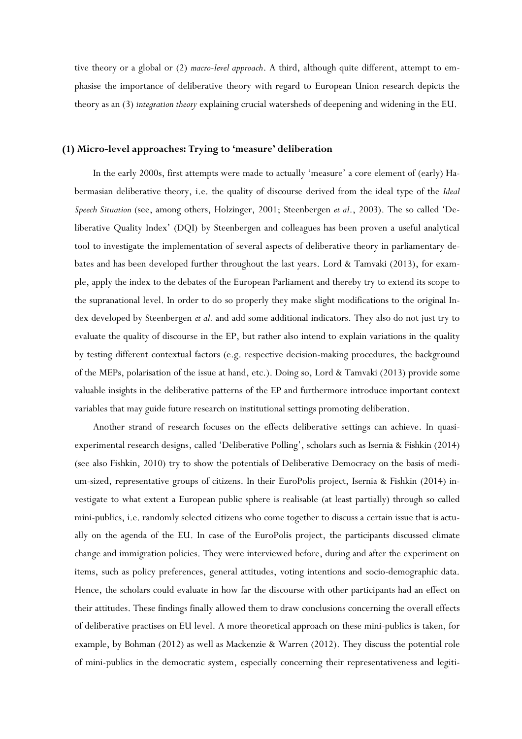tive theory or a global or (2) *macro-level approach*. A third, although quite different, attempt to emphasise the importance of deliberative theory with regard to European Union research depicts the theory as an (3) *integration theory* explaining crucial watersheds of deepening and widening in the EU.

### (1) Micro-level approaches: Trying to 'measure' deliberation

In the early 2000s, first attempts were made to actually 'measure' a core element of (early) Habermasian deliberative theory, i.e. the quality of discourse derived from the ideal type of the *Ideal Speech Situation* (see, among others, Holzinger, 2001; Steenbergen *et al*., 2003). The so called 'Deliberative Quality Index' (DQI) by Steenbergen and colleagues has been proven a useful analytical tool to investigate the implementation of several aspects of deliberative theory in parliamentary debates and has been developed further throughout the last years. Lord & Tamvaki (2013), for example, apply the index to the debates of the European Parliament and thereby try to extend its scope to the supranational level. In order to do so properly they make slight modifications to the original Index developed by Steenbergen *et al.* and add some additional indicators. They also do not just try to evaluate the quality of discourse in the EP, but rather also intend to explain variations in the quality by testing different contextual factors (e.g. respective decision-making procedures, the background of the MEPs, polarisation of the issue at hand, etc.). Doing so, Lord & Tamvaki (2013) provide some valuable insights in the deliberative patterns of the EP and furthermore introduce important context variables that may guide future research on institutional settings promoting deliberation.

Another strand of research focuses on the effects deliberative settings can achieve. In quasi-experimental research designs, called 'Deliberative Polling', scholars such as Isernia & Fishkin (2014) (see also Fishkin, 2010) try to show the potentials of Deliberative Democracy on the basis of medium-sized, representative groups of citizens. In their EuroPolis project, Isernia & Fishkin (2014) investigate to what extent a European public sphere is realisable (at least partially) through so called mini-publics, i.e. randomly selected citizens who come together to discuss a certain issue that is actually on the agenda of the EU. In case of the EuroPolis project, the participants discussed climate change and immigration policies. They were interviewed before, during and after the experiment on items, such as policy preferences, general attitudes, voting intentions and socio-demographic data. Hence, the scholars could evaluate in how far the discourse with other participants had an effect on their attitudes. These findings finally allowed them to draw conclusions concerning the overall effects of deliberative practises on EU level. A more theoretical approach on these mini-publics is taken, for example, by Bohman (2012) as well as Mackenzie & Warren (2012). They discuss the potential role of mini-publics in the democratic system, especially concerning their representativeness and legiti-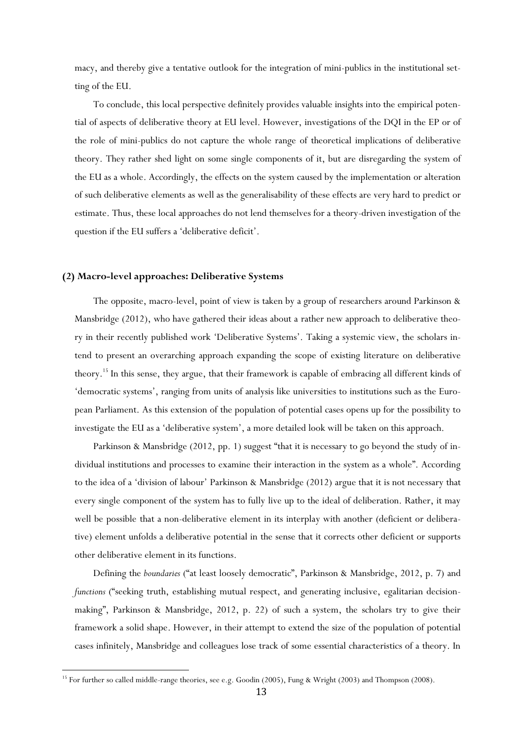macy, and thereby give a tentative outlook for the integration of mini-publics in the institutional setting of the EU.

To conclude, this local perspective definitely provides valuable insights into the empirical potential of aspects of deliberative theory at EU level. However, investigations of the DQI in the EP or of the role of mini-publics do not capture the whole range of theoretical implications of deliberative theory. They rather shed light on some single components of it, but are disregarding the system of the EU as a whole. Accordingly, the effects on the system caused by the implementation or alteration of such deliberative elements as well as the generalisability of these effects are very hard to predict or estimate. Thus, these local approaches do not lend themselves for a theory-driven investigation of the question if the EU suffers a 'deliberative deficit'.

### (2) Macro-level approaches: Deliberative Systems

The opposite, macro-level, point of view is taken by a group of researchers around Parkinson & Mansbridge (2012), who have gathered their ideas about a rather new approach to deliberative theory in their recently published work 'Deliberative Systems'. Taking a systemic view, the scholars intend to present an overarching approach expanding the scope of existing literature on deliberative theory.[15] In this sense, they argue, that their framework is capable of embracing all different kinds of 'democratic systems', ranging from units of analysis like universities to institutions such as the European Parliament. As this extension of the population of potential cases opens up for the possibility to investigate the EU as a 'deliberative system', a more detailed look will be taken on this approach.

Parkinson & Mansbridge (2012, pp. 1) suggest "that it is necessary to go beyond the study of individual institutions and processes to examine their interaction in the system as a whole". According to the idea of a 'division of labour' Parkinson & Mansbridge (2012) argue that it is not necessary that every single component of the system has to fully live up to the ideal of deliberation. Rather, it may well be possible that a non-deliberative element in its interplay with another (deficient or deliberative) element unfolds a deliberative potential in the sense that it corrects other deficient or supports other deliberative element in its functions.

Defining the *boundaries* ("at least loosely democratic", Parkinson & Mansbridge, 2012, p. 7) and *functions* ("seeking truth, establishing mutual respect, and generating inclusive, egalitarian decision-making", Parkinson & Mansbridge, 2012, p. 22) of such a system, the scholars try to give their framework a solid shape. However, in their attempt to extend the size of the population of potential cases infinitely, Mansbridge and colleagues lose track of some essential characteristics of a theory. In

[15] For further so called middle-range theories, see e.g. Goodin (2005), Fung & Wright (2003) and Thompson (2008).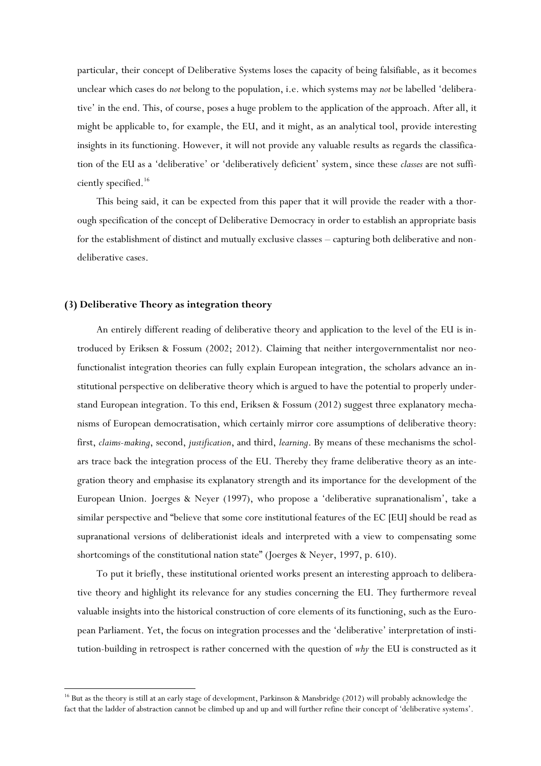particular, their concept of Deliberative Systems loses the capacity of being falsifiable, as it becomes unclear which cases do *not* belong to the population, i.e. which systems may *not* be labelled 'deliberative' in the end. This, of course, poses a huge problem to the application of the approach. After all, it might be applicable to, for example, the EU, and it might, as an analytical tool, provide interesting insights in its functioning. However, it will not provide any valuable results as regards the classification of the EU as a 'deliberative' or 'deliberatively deficient' system, since these *classes* are not sufficiently specified.[16]

This being said, it can be expected from this paper that it will provide the reader with a thorough specification of the concept of Deliberative Democracy in order to establish an appropriate basis for the establishment of distinct and mutually exclusive classes – capturing both deliberative and non-deliberative cases.

### (3) Deliberative Theory as integration theory

An entirely different reading of deliberative theory and application to the level of the EU is introduced by Eriksen & Fossum (2002; 2012). Claiming that neither intergovernmentalist nor neofunctionalist integration theories can fully explain European integration, the scholars advance an institutional perspective on deliberative theory which is argued to have the potential to properly understand European integration. To this end, Eriksen & Fossum (2012) suggest three explanatory mechanisms of European democratisation, which certainly mirror core assumptions of deliberative theory: first, *claims-making*, second, *justification*, and third, *learning*. By means of these mechanisms the scholars trace back the integration process of the EU. Thereby they frame deliberative theory as an integration theory and emphasise its explanatory strength and its importance for the development of the European Union. Joerges & Neyer (1997), who propose a 'deliberative supranationalism', take a similar perspective and "believe that some core institutional features of the EC [EU] should be read as supranational versions of deliberationist ideals and interpreted with a view to compensating some shortcomings of the constitutional nation state" (Joerges & Neyer, 1997, p. 610).

To put it briefly, these institutional oriented works present an interesting approach to deliberative theory and highlight its relevance for any studies concerning the EU. They furthermore reveal valuable insights into the historical construction of core elements of its functioning, such as the European Parliament. Yet, the focus on integration processes and the 'deliberative' interpretation of institution-building in retrospect is rather concerned with the question of *why* the EU is constructed as it

[16] But as the theory is still at an early stage of development, Parkinson & Mansbridge (2012) will probably acknowledge the fact that the ladder of abstraction cannot be climbed up and up and will further refine their concept of 'deliberative systems'.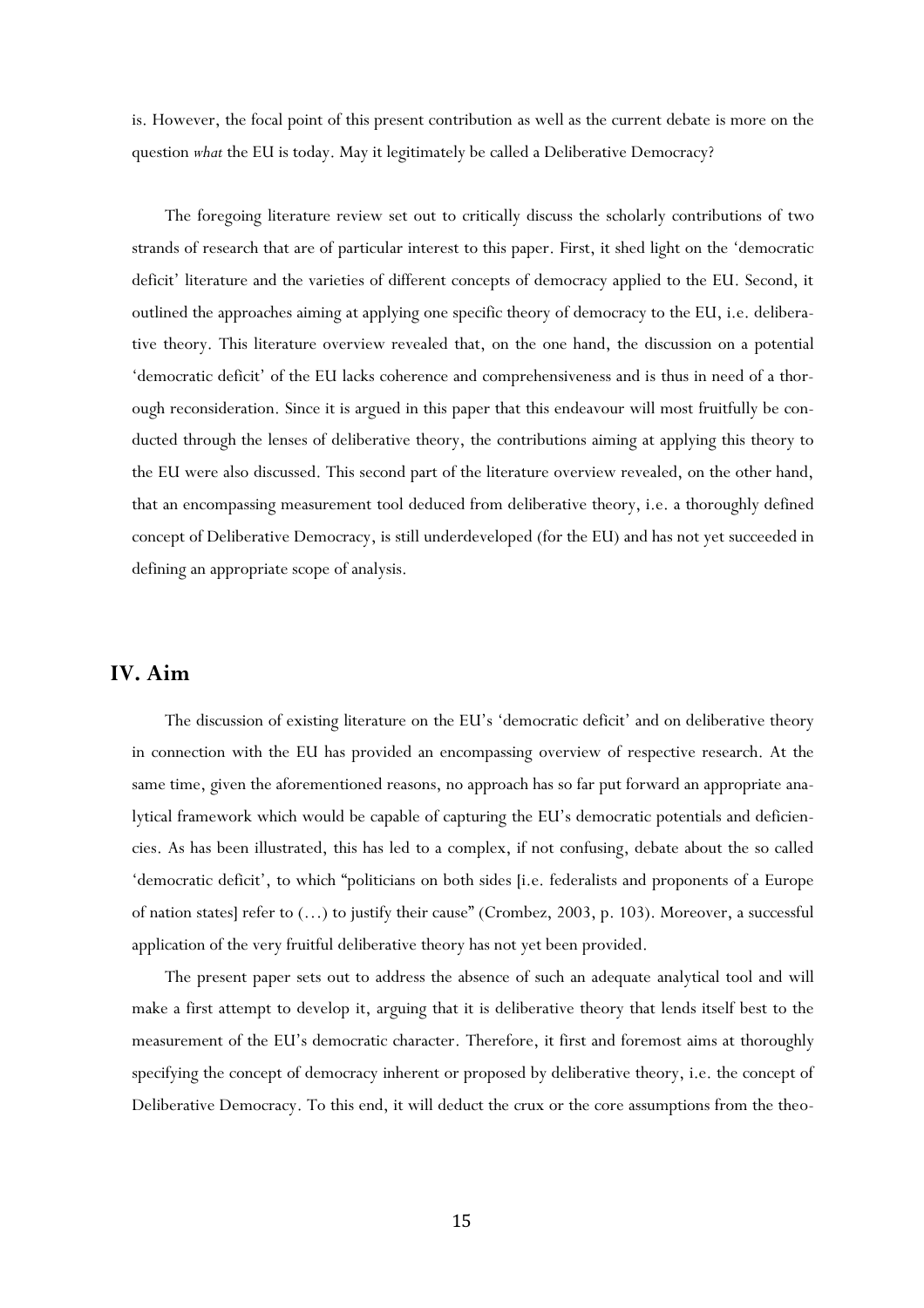is. However, the focal point of this present contribution as well as the current debate is more on the question *what* the EU is today. May it legitimately be called a Deliberative Democracy?

The foregoing literature review set out to critically discuss the scholarly contributions of two strands of research that are of particular interest to this paper. First, it shed light on the 'democratic deficit' literature and the varieties of different concepts of democracy applied to the EU. Second, it outlined the approaches aiming at applying one specific theory of democracy to the EU, i.e. deliberative theory. This literature overview revealed that, on the one hand, the discussion on a potential 'democratic deficit' of the EU lacks coherence and comprehensiveness and is thus in need of a thorough reconsideration. Since it is argued in this paper that this endeavour will most fruitfully be conducted through the lenses of deliberative theory, the contributions aiming at applying this theory to the EU were also discussed. This second part of the literature overview revealed, on the other hand, that an encompassing measurement tool deduced from deliberative theory, i.e. a thoroughly defined concept of Deliberative Democracy, is still underdeveloped (for the EU) and has not yet succeeded in defining an appropriate scope of analysis.

## IV. Aim

The discussion of existing literature on the EU's 'democratic deficit' and on deliberative theory in connection with the EU has provided an encompassing overview of respective research. At the same time, given the aforementioned reasons, no approach has so far put forward an appropriate analytical framework which would be capable of capturing the EU's democratic potentials and deficiencies. As has been illustrated, this has led to a complex, if not confusing, debate about the so called 'democratic deficit', to which "politicians on both sides [i.e. federalists and proponents of a Europe of nation states] refer to (…) to justify their cause" (Crombez, 2003, p. 103). Moreover, a successful application of the very fruitful deliberative theory has not yet been provided.

The present paper sets out to address the absence of such an adequate analytical tool and will make a first attempt to develop it, arguing that it is deliberative theory that lends itself best to the measurement of the EU's democratic character. Therefore, it first and foremost aims at thoroughly specifying the concept of democracy inherent or proposed by deliberative theory, i.e. the concept of Deliberative Democracy. To this end, it will deduct the crux or the core assumptions from the theo-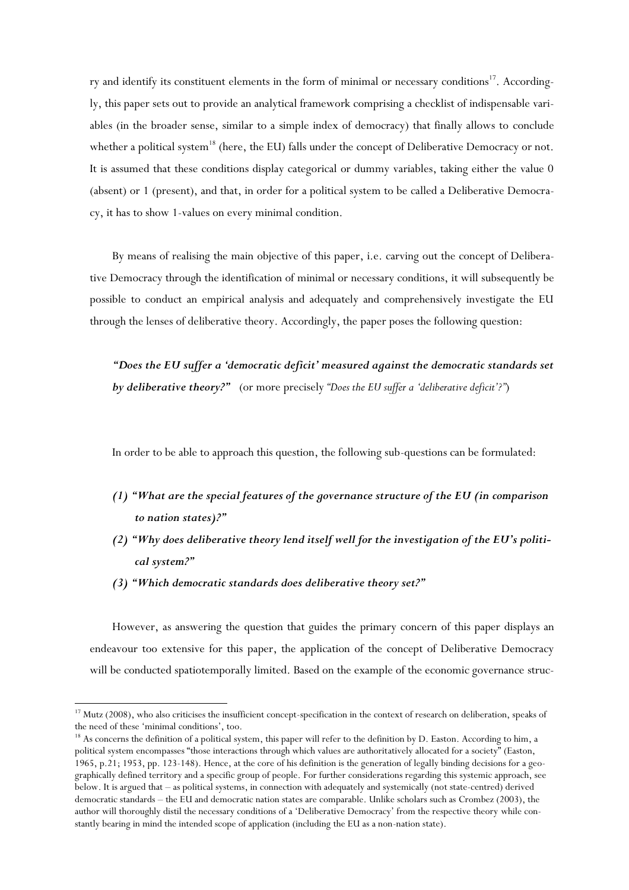ry and identify its constituent elements in the form of minimal or necessary conditions[17]. Accordingly, this paper sets out to provide an analytical framework comprising a checklist of indispensable variables (in the broader sense, similar to a simple index of democracy) that finally allows to conclude whether a political system[18] (here, the EU) falls under the concept of Deliberative Democracy or not. It is assumed that these conditions display categorical or dummy variables, taking either the value 0 (absent) or 1 (present), and that, in order for a political system to be called a Deliberative Democracy, it has to show 1-values on every minimal condition.

By means of realising the main objective of this paper, i.e. carving out the concept of Deliberative Democracy through the identification of minimal or necessary conditions, it will subsequently be possible to conduct an empirical analysis and adequately and comprehensively investigate the EU through the lenses of deliberative theory. Accordingly, the paper poses the following question:

***"Does the EU suffer a 'democratic deficit' measured against the democratic standards set by deliberative theory?"*** (or more precisely *"Does the EU suffer a 'deliberative deficit'?"*)

In order to be able to approach this question, the following sub-questions can be formulated:

1. ***"What are the special features of the governance structure of the EU (in comparison to nation states)?"***
2. ***"Why does deliberative theory lend itself well for the investigation of the EU's political system?"***
3. ***"Which democratic standards does deliberative theory set?"***

However, as answering the question that guides the primary concern of this paper displays an endeavour too extensive for this paper, the application of the concept of Deliberative Democracy will be conducted spatiotemporally limited. Based on the example of the economic governance struc-

---

[17] Mutz (2008), who also criticises the insufficient concept-specification in the context of research on deliberation, speaks of the need of these 'minimal conditions', too.

[18] As concerns the definition of a political system, this paper will refer to the definition by D. Easton. According to him, a political system encompasses "those interactions through which values are authoritatively allocated for a society" (Easton, 1965, p.21; 1953, pp. 123-148). Hence, at the core of his definition is the generation of legally binding decisions for a geographically defined territory and a specific group of people. For further considerations regarding this systemic approach, see below. It is argued that – as political systems, in connection with adequately and systemically (not state-centred) derived democratic standards – the EU and democratic nation states are comparable. Unlike scholars such as Crombez (2003), the author will thoroughly distil the necessary conditions of a 'Deliberative Democracy' from the respective theory while constantly bearing in mind the intended scope of application (including the EU as a non-nation state).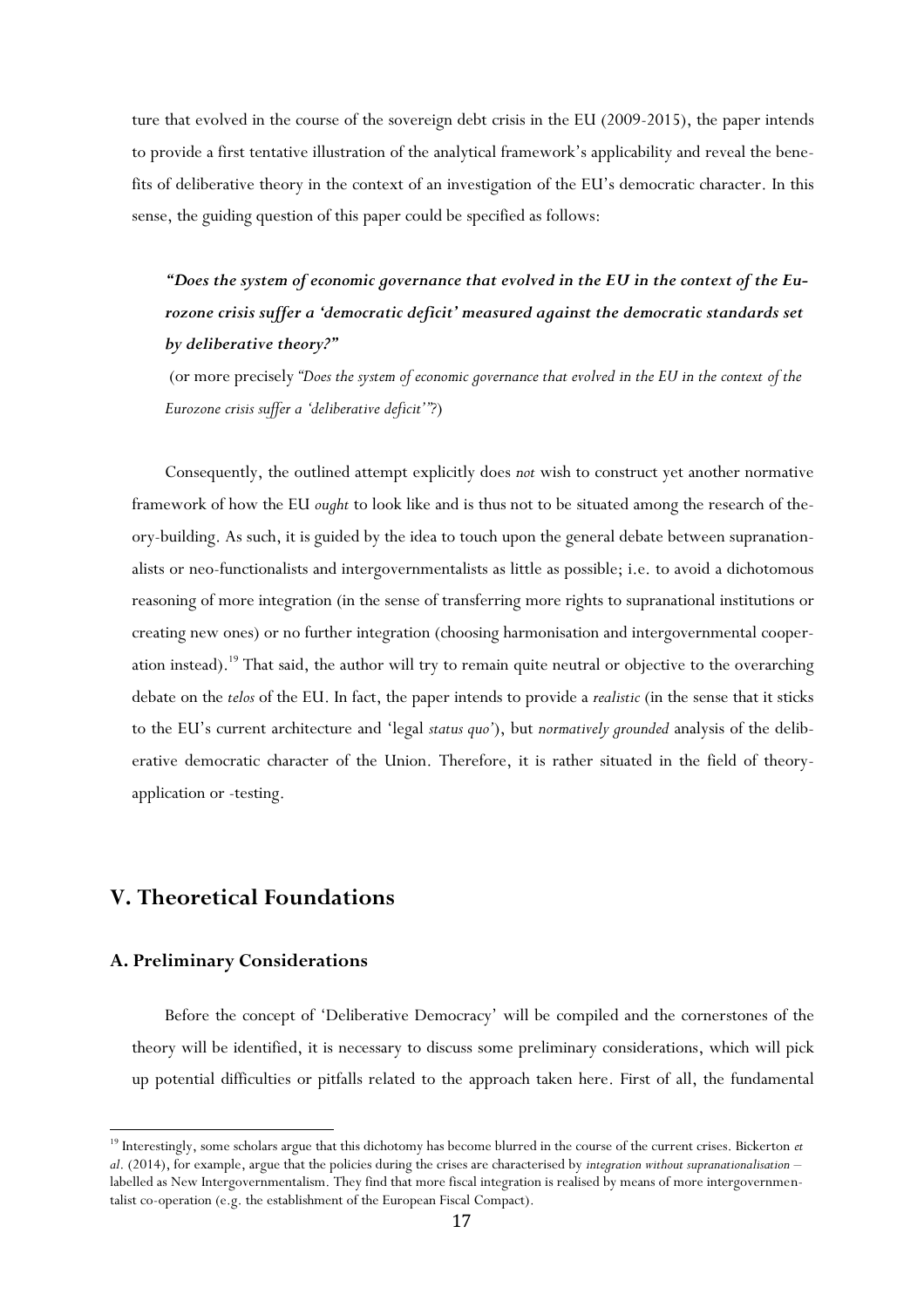ture that evolved in the course of the sovereign debt crisis in the EU (2009-2015), the paper intends to provide a first tentative illustration of the analytical framework's applicability and reveal the benefits of deliberative theory in the context of an investigation of the EU's democratic character. In this sense, the guiding question of this paper could be specified as follows:

> ***"Does the system of economic governance that evolved in the EU in the context of the Eurozone crisis suffer a 'democratic deficit' measured against the democratic standards set by deliberative theory?"***
>
> (or more precisely *"Does the system of economic governance that evolved in the EU in the context of the Eurozone crisis suffer a 'deliberative deficit'"?*)

Consequently, the outlined attempt explicitly does *not* wish to construct yet another normative framework of how the EU *ought* to look like and is thus not to be situated among the research of theory-building. As such, it is guided by the idea to touch upon the general debate between supranationalists or neo-functionalists and intergovernmentalists as little as possible; i.e. to avoid a dichotomous reasoning of more integration (in the sense of transferring more rights to supranational institutions or creating new ones) or no further integration (choosing harmonisation and intergovernmental cooperation instead).[19] That said, the author will try to remain quite neutral or objective to the overarching debate on the *telos* of the EU. In fact, the paper intends to provide a *realistic* (in the sense that it sticks to the EU's current architecture and 'legal *status quo*'), but *normatively grounded* analysis of the deliberative democratic character of the Union. Therefore, it is rather situated in the field of theory-application or -testing.

## V. Theoretical Foundations

### A. Preliminary Considerations

Before the concept of 'Deliberative Democracy' will be compiled and the cornerstones of the theory will be identified, it is necessary to discuss some preliminary considerations, which will pick up potential difficulties or pitfalls related to the approach taken here. First of all, the fundamental

[19] Interestingly, some scholars argue that this dichotomy has become blurred in the course of the current crises. Bickerton *et al*. (2014), for example, argue that the policies during the crises are characterised by *integration without supranationalisation* – labelled as New Intergovernmentalism. They find that more fiscal integration is realised by means of more intergovernmentalist co-operation (e.g. the establishment of the European Fiscal Compact).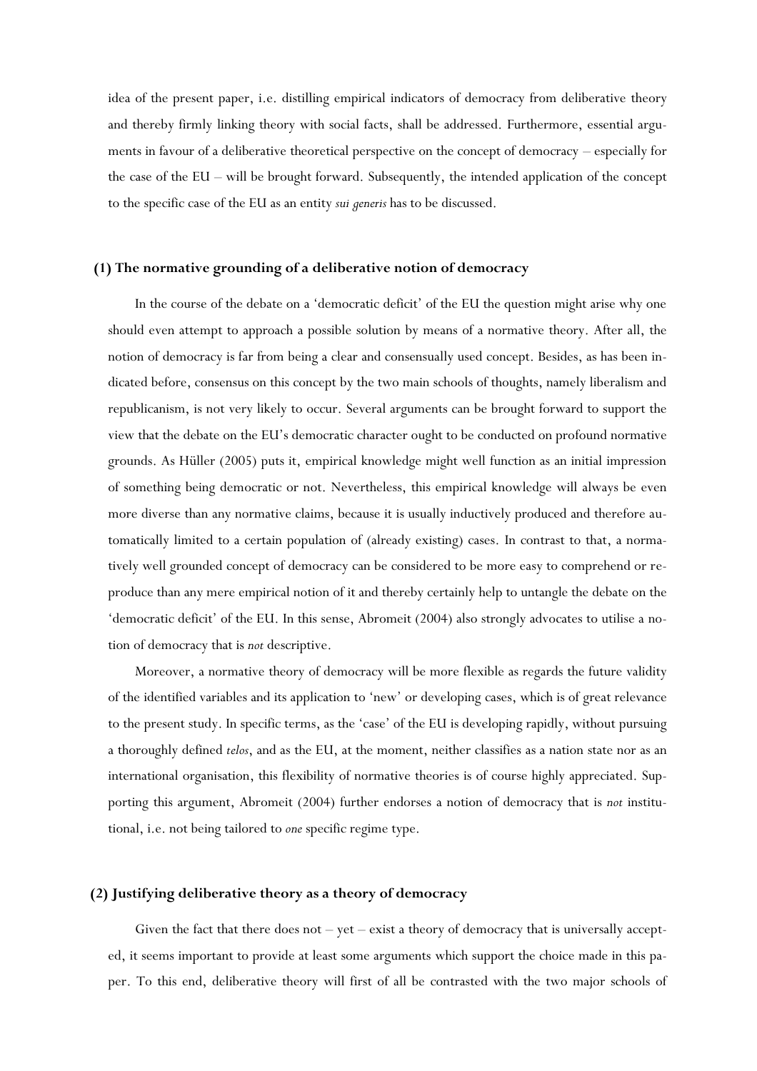idea of the present paper, i.e. distilling empirical indicators of democracy from deliberative theory and thereby firmly linking theory with social facts, shall be addressed. Furthermore, essential arguments in favour of a deliberative theoretical perspective on the concept of democracy – especially for the case of the EU – will be brought forward. Subsequently, the intended application of the concept to the specific case of the EU as an entity *sui generis* has to be discussed.

### (1) The normative grounding of a deliberative notion of democracy

In the course of the debate on a 'democratic deficit' of the EU the question might arise why one should even attempt to approach a possible solution by means of a normative theory. After all, the notion of democracy is far from being a clear and consensually used concept. Besides, as has been indicated before, consensus on this concept by the two main schools of thoughts, namely liberalism and republicanism, is not very likely to occur. Several arguments can be brought forward to support the view that the debate on the EU's democratic character ought to be conducted on profound normative grounds. As Hüller (2005) puts it, empirical knowledge might well function as an initial impression of something being democratic or not. Nevertheless, this empirical knowledge will always be even more diverse than any normative claims, because it is usually inductively produced and therefore automatically limited to a certain population of (already existing) cases. In contrast to that, a normatively well grounded concept of democracy can be considered to be more easy to comprehend or reproduce than any mere empirical notion of it and thereby certainly help to untangle the debate on the 'democratic deficit' of the EU. In this sense, Abromeit (2004) also strongly advocates to utilise a notion of democracy that is *not* descriptive.

Moreover, a normative theory of democracy will be more flexible as regards the future validity of the identified variables and its application to 'new' or developing cases, which is of great relevance to the present study. In specific terms, as the 'case' of the EU is developing rapidly, without pursuing a thoroughly defined *telos*, and as the EU, at the moment, neither classifies as a nation state nor as an international organisation, this flexibility of normative theories is of course highly appreciated. Supporting this argument, Abromeit (2004) further endorses a notion of democracy that is *not* institutional, i.e. not being tailored to *one* specific regime type.

### (2) Justifying deliberative theory as a theory of democracy

Given the fact that there does not – yet – exist a theory of democracy that is universally accepted, it seems important to provide at least some arguments which support the choice made in this paper. To this end, deliberative theory will first of all be contrasted with the two major schools of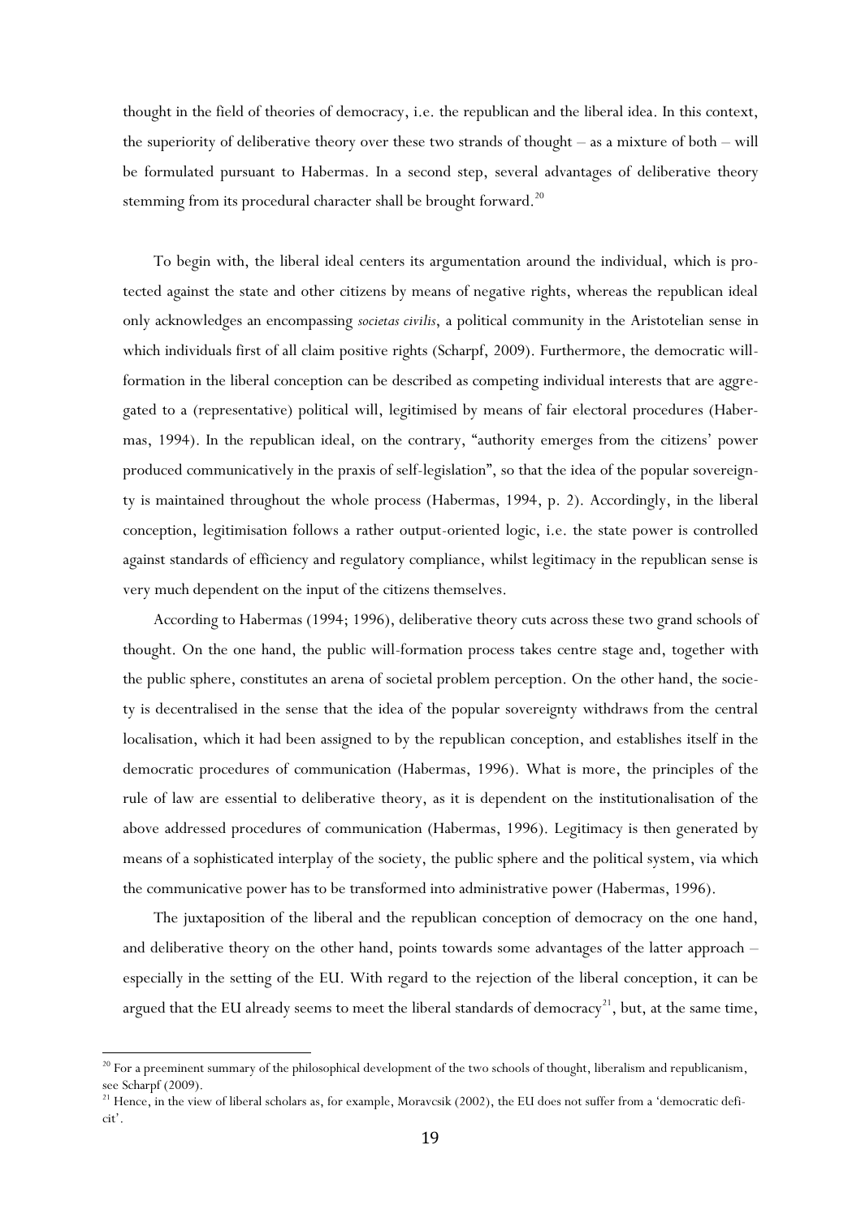thought in the field of theories of democracy, i.e. the republican and the liberal idea. In this context, the superiority of deliberative theory over these two strands of thought – as a mixture of both – will be formulated pursuant to Habermas. In a second step, several advantages of deliberative theory stemming from its procedural character shall be brought forward.[20]

To begin with, the liberal ideal centers its argumentation around the individual, which is protected against the state and other citizens by means of negative rights, whereas the republican ideal only acknowledges an encompassing *societas civilis*, a political community in the Aristotelian sense in which individuals first of all claim positive rights (Scharpf, 2009). Furthermore, the democratic will-formation in the liberal conception can be described as competing individual interests that are aggregated to a (representative) political will, legitimised by means of fair electoral procedures (Habermas, 1994). In the republican ideal, on the contrary, "authority emerges from the citizens' power produced communicatively in the praxis of self-legislation", so that the idea of the popular sovereignty is maintained throughout the whole process (Habermas, 1994, p. 2). Accordingly, in the liberal conception, legitimisation follows a rather output-oriented logic, i.e. the state power is controlled against standards of efficiency and regulatory compliance, whilst legitimacy in the republican sense is very much dependent on the input of the citizens themselves.

According to Habermas (1994; 1996), deliberative theory cuts across these two grand schools of thought. On the one hand, the public will-formation process takes centre stage and, together with the public sphere, constitutes an arena of societal problem perception. On the other hand, the society is decentralised in the sense that the idea of the popular sovereignty withdraws from the central localisation, which it had been assigned to by the republican conception, and establishes itself in the democratic procedures of communication (Habermas, 1996). What is more, the principles of the rule of law are essential to deliberative theory, as it is dependent on the institutionalisation of the above addressed procedures of communication (Habermas, 1996). Legitimacy is then generated by means of a sophisticated interplay of the society, the public sphere and the political system, via which the communicative power has to be transformed into administrative power (Habermas, 1996).

The juxtaposition of the liberal and the republican conception of democracy on the one hand, and deliberative theory on the other hand, points towards some advantages of the latter approach – especially in the setting of the EU. With regard to the rejection of the liberal conception, it can be argued that the EU already seems to meet the liberal standards of democracy[21], but, at the same time,

---

[20] For a preeminent summary of the philosophical development of the two schools of thought, liberalism and republicanism, see Scharpf (2009).

[21] Hence, in the view of liberal scholars as, for example, Moravcsik (2002), the EU does not suffer from a 'democratic deficit'.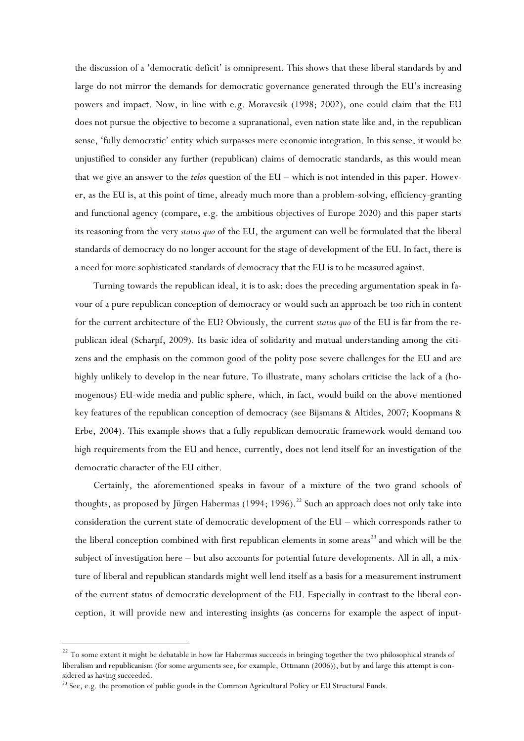the discussion of a 'democratic deficit' is omnipresent. This shows that these liberal standards by and large do not mirror the demands for democratic governance generated through the EU's increasing powers and impact. Now, in line with e.g. Moravcsik (1998; 2002), one could claim that the EU does not pursue the objective to become a supranational, even nation state like and, in the republican sense, 'fully democratic' entity which surpasses mere economic integration. In this sense, it would be unjustified to consider any further (republican) claims of democratic standards, as this would mean that we give an answer to the *telos* question of the EU – which is not intended in this paper. However, as the EU is, at this point of time, already much more than a problem-solving, efficiency-granting and functional agency (compare, e.g. the ambitious objectives of Europe 2020) and this paper starts its reasoning from the very *status quo* of the EU, the argument can well be formulated that the liberal standards of democracy do no longer account for the stage of development of the EU. In fact, there is a need for more sophisticated standards of democracy that the EU is to be measured against.

Turning towards the republican ideal, it is to ask: does the preceding argumentation speak in favour of a pure republican conception of democracy or would such an approach be too rich in content for the current architecture of the EU? Obviously, the current *status quo* of the EU is far from the republican ideal (Scharpf, 2009). Its basic idea of solidarity and mutual understanding among the citizens and the emphasis on the common good of the polity pose severe challenges for the EU and are highly unlikely to develop in the near future. To illustrate, many scholars criticise the lack of a (homogenous) EU-wide media and public sphere, which, in fact, would build on the above mentioned key features of the republican conception of democracy (see Bijsmans & Altides, 2007; Koopmans & Erbe, 2004). This example shows that a fully republican democratic framework would demand too high requirements from the EU and hence, currently, does not lend itself for an investigation of the democratic character of the EU either.

Certainly, the aforementioned speaks in favour of a mixture of the two grand schools of thoughts, as proposed by Jürgen Habermas (1994; 1996).[22] Such an approach does not only take into consideration the current state of democratic development of the EU – which corresponds rather to the liberal conception combined with first republican elements in some areas[23] and which will be the subject of investigation here – but also accounts for potential future developments. All in all, a mixture of liberal and republican standards might well lend itself as a basis for a measurement instrument of the current status of democratic development of the EU. Especially in contrast to the liberal conception, it will provide new and interesting insights (as concerns for example the aspect of input-

[22] To some extent it might be debatable in how far Habermas succeeds in bringing together the two philosophical strands of liberalism and republicanism (for some arguments see, for example, Ottmann (2006)), but by and large this attempt is considered as having succeeded.

[23] See, e.g. the promotion of public goods in the Common Agricultural Policy or EU Structural Funds.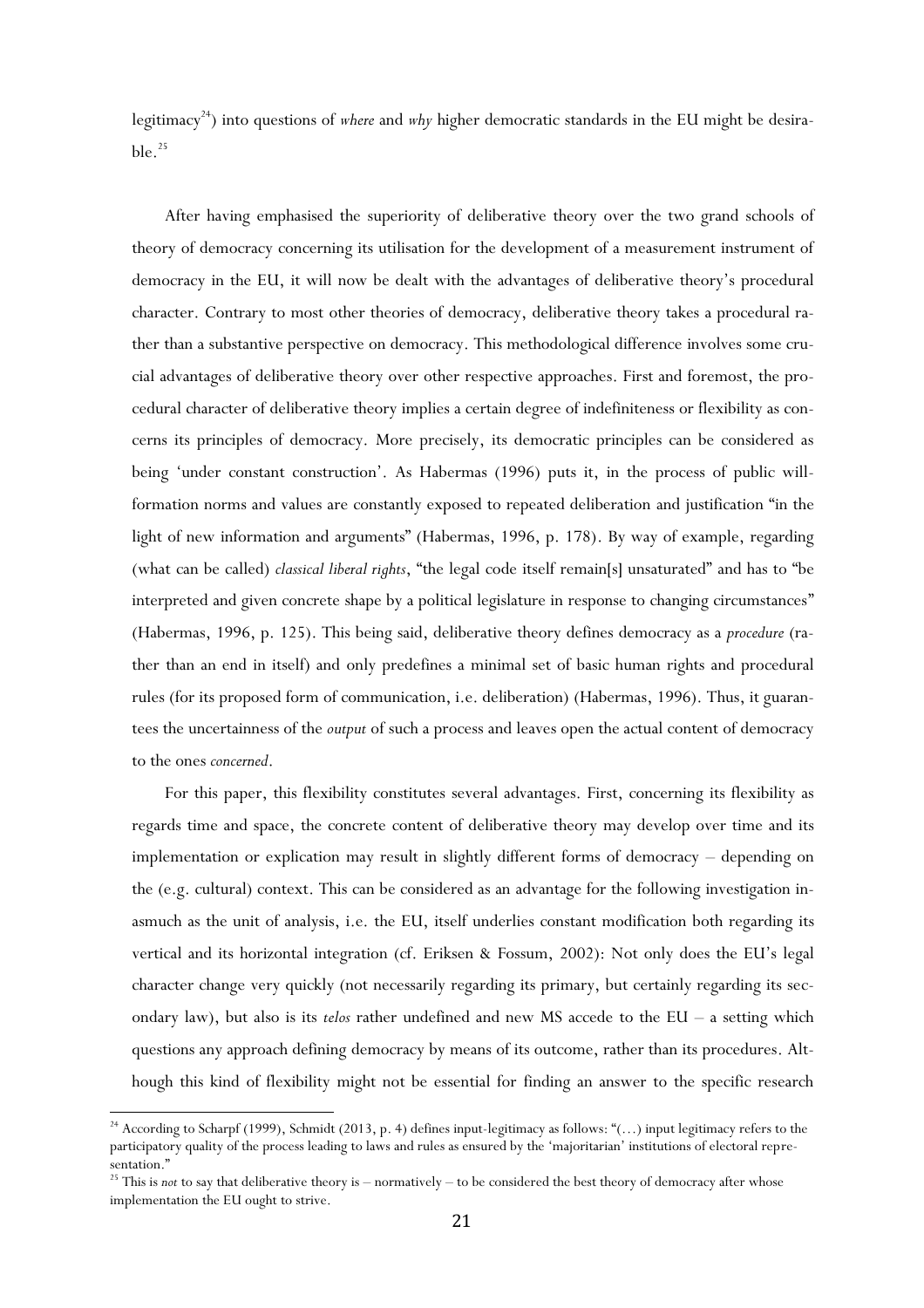legitimacy[24]) into questions of *where* and *why* higher democratic standards in the EU might be desirable.[25]

After having emphasised the superiority of deliberative theory over the two grand schools of theory of democracy concerning its utilisation for the development of a measurement instrument of democracy in the EU, it will now be dealt with the advantages of deliberative theory's procedural character. Contrary to most other theories of democracy, deliberative theory takes a procedural rather than a substantive perspective on democracy. This methodological difference involves some crucial advantages of deliberative theory over other respective approaches. First and foremost, the procedural character of deliberative theory implies a certain degree of indefiniteness or flexibility as concerns its principles of democracy. More precisely, its democratic principles can be considered as being 'under constant construction'. As Habermas (1996) puts it, in the process of public will-formation norms and values are constantly exposed to repeated deliberation and justification "in the light of new information and arguments" (Habermas, 1996, p. 178). By way of example, regarding (what can be called) *classical liberal rights*, "the legal code itself remain[s] unsaturated" and has to "be interpreted and given concrete shape by a political legislature in response to changing circumstances" (Habermas, 1996, p. 125). This being said, deliberative theory defines democracy as a *procedure* (rather than an end in itself) and only predefines a minimal set of basic human rights and procedural rules (for its proposed form of communication, i.e. deliberation) (Habermas, 1996). Thus, it guarantees the uncertainness of the *output* of such a process and leaves open the actual content of democracy to the ones *concerned*.

For this paper, this flexibility constitutes several advantages. First, concerning its flexibility as regards time and space, the concrete content of deliberative theory may develop over time and its implementation or explication may result in slightly different forms of democracy – depending on the (e.g. cultural) context. This can be considered as an advantage for the following investigation inasmuch as the unit of analysis, i.e. the EU, itself underlies constant modification both regarding its vertical and its horizontal integration (cf. Eriksen & Fossum, 2002): Not only does the EU's legal character change very quickly (not necessarily regarding its primary, but certainly regarding its secondary law), but also is its *telos* rather undefined and new MS accede to the EU – a setting which questions any approach defining democracy by means of its outcome, rather than its procedures. Although this kind of flexibility might not be essential for finding an answer to the specific research

---

[24] According to Scharpf (1999), Schmidt (2013, p. 4) defines input-legitimacy as follows: "(…) input legitimacy refers to the participatory quality of the process leading to laws and rules as ensured by the 'majoritarian' institutions of electoral representation."

[25] This is *not* to say that deliberative theory is – normatively – to be considered the best theory of democracy after whose implementation the EU ought to strive.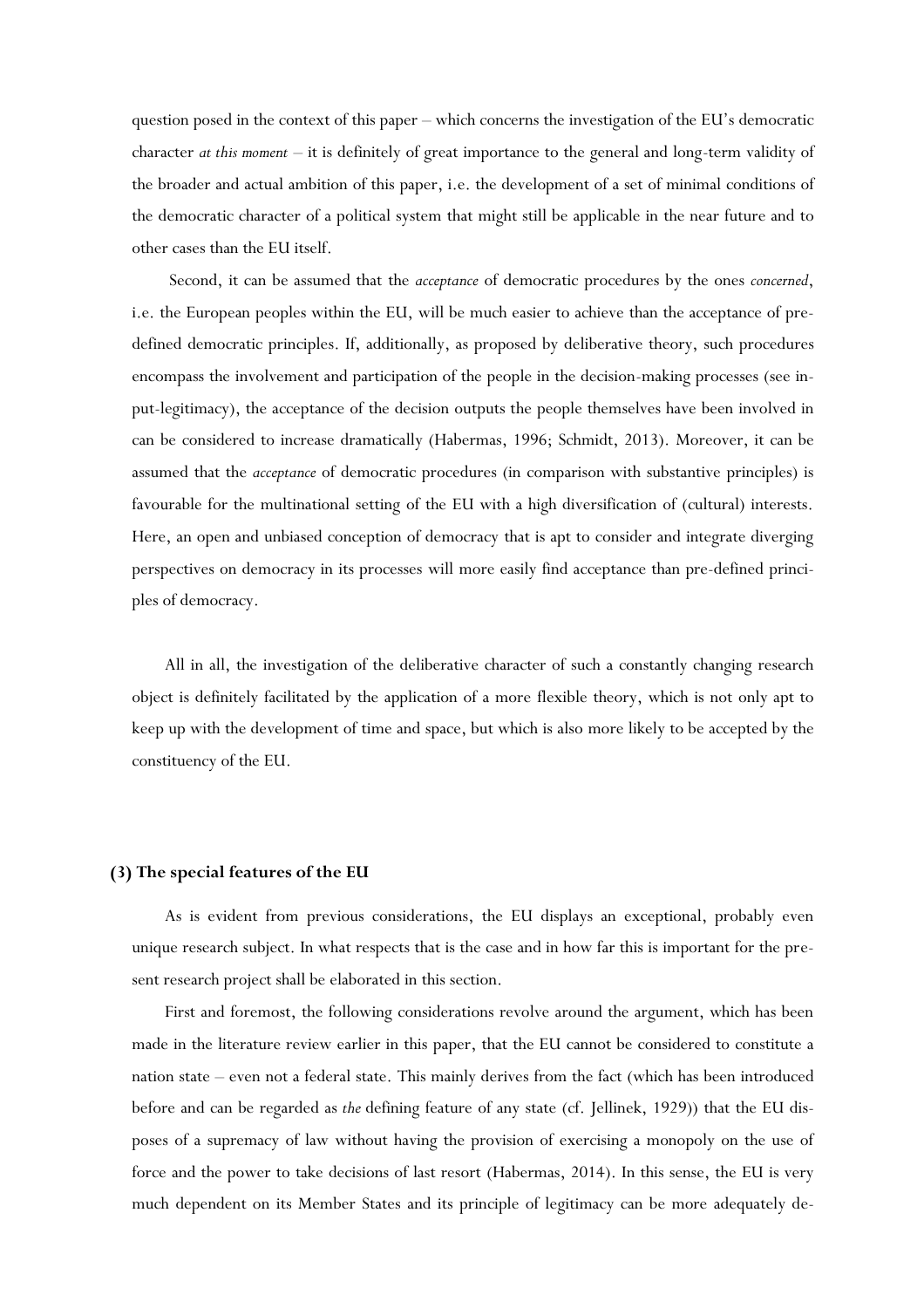question posed in the context of this paper – which concerns the investigation of the EU's democratic character *at this moment* – it is definitely of great importance to the general and long-term validity of the broader and actual ambition of this paper, i.e. the development of a set of minimal conditions of the democratic character of a political system that might still be applicable in the near future and to other cases than the EU itself.

Second, it can be assumed that the *acceptance* of democratic procedures by the ones *concerned*, i.e. the European peoples within the EU, will be much easier to achieve than the acceptance of pre-defined democratic principles. If, additionally, as proposed by deliberative theory, such procedures encompass the involvement and participation of the people in the decision-making processes (see input-legitimacy), the acceptance of the decision outputs the people themselves have been involved in can be considered to increase dramatically (Habermas, 1996; Schmidt, 2013). Moreover, it can be assumed that the *acceptance* of democratic procedures (in comparison with substantive principles) is favourable for the multinational setting of the EU with a high diversification of (cultural) interests. Here, an open and unbiased conception of democracy that is apt to consider and integrate diverging perspectives on democracy in its processes will more easily find acceptance than pre-defined principles of democracy.

All in all, the investigation of the deliberative character of such a constantly changing research object is definitely facilitated by the application of a more flexible theory, which is not only apt to keep up with the development of time and space, but which is also more likely to be accepted by the constituency of the EU.

### (3) The special features of the EU

As is evident from previous considerations, the EU displays an exceptional, probably even unique research subject. In what respects that is the case and in how far this is important for the present research project shall be elaborated in this section.

First and foremost, the following considerations revolve around the argument, which has been made in the literature review earlier in this paper, that the EU cannot be considered to constitute a nation state – even not a federal state. This mainly derives from the fact (which has been introduced before and can be regarded as *the* defining feature of any state (cf. Jellinek, 1929)) that the EU disposes of a supremacy of law without having the provision of exercising a monopoly on the use of force and the power to take decisions of last resort (Habermas, 2014). In this sense, the EU is very much dependent on its Member States and its principle of legitimacy can be more adequately de-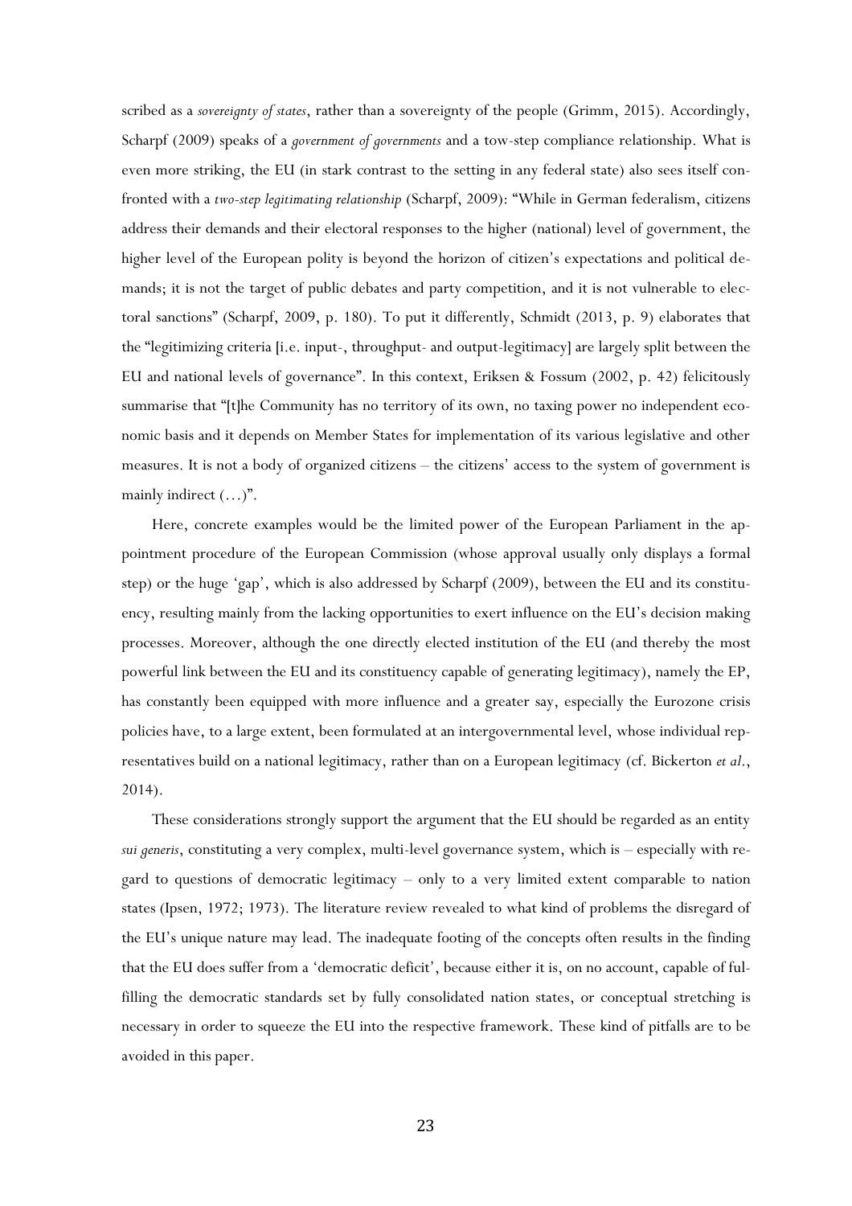scribed as a *sovereignty of states*, rather than a sovereignty of the people (Grimm, 2015). Accordingly, Scharpf (2009) speaks of a *government of governments* and a tow-step compliance relationship. What is even more striking, the EU (in stark contrast to the setting in any federal state) also sees itself confronted with a *two-step legitimating relationship* (Scharpf, 2009): "While in German federalism, citizens address their demands and their electoral responses to the higher (national) level of government, the higher level of the European polity is beyond the horizon of citizen's expectations and political demands; it is not the target of public debates and party competition, and it is not vulnerable to electoral sanctions" (Scharpf, 2009, p. 180). To put it differently, Schmidt (2013, p. 9) elaborates that the "legitimizing criteria [i.e. input-, throughput- and output-legitimacy] are largely split between the EU and national levels of governance". In this context, Eriksen & Fossum (2002, p. 42) felicitously summarise that "[t]he Community has no territory of its own, no taxing power no independent economic basis and it depends on Member States for implementation of its various legislative and other measures. It is not a body of organized citizens – the citizens' access to the system of government is mainly indirect (…)".

Here, concrete examples would be the limited power of the European Parliament in the appointment procedure of the European Commission (whose approval usually only displays a formal step) or the huge 'gap', which is also addressed by Scharpf (2009), between the EU and its constituency, resulting mainly from the lacking opportunities to exert influence on the EU's decision making processes. Moreover, although the one directly elected institution of the EU (and thereby the most powerful link between the EU and its constituency capable of generating legitimacy), namely the EP, has constantly been equipped with more influence and a greater say, especially the Eurozone crisis policies have, to a large extent, been formulated at an intergovernmental level, whose individual representatives build on a national legitimacy, rather than on a European legitimacy (cf. Bickerton *et al.*, 2014).

These considerations strongly support the argument that the EU should be regarded as an entity *sui generis*, constituting a very complex, multi-level governance system, which is – especially with regard to questions of democratic legitimacy – only to a very limited extent comparable to nation states (Ipsen, 1972; 1973). The literature review revealed to what kind of problems the disregard of the EU's unique nature may lead. The inadequate footing of the concepts often results in the finding that the EU does suffer from a 'democratic deficit', because either it is, on no account, capable of fulfilling the democratic standards set by fully consolidated nation states, or conceptual stretching is necessary in order to squeeze the EU into the respective framework. These kind of pitfalls are to be avoided in this paper.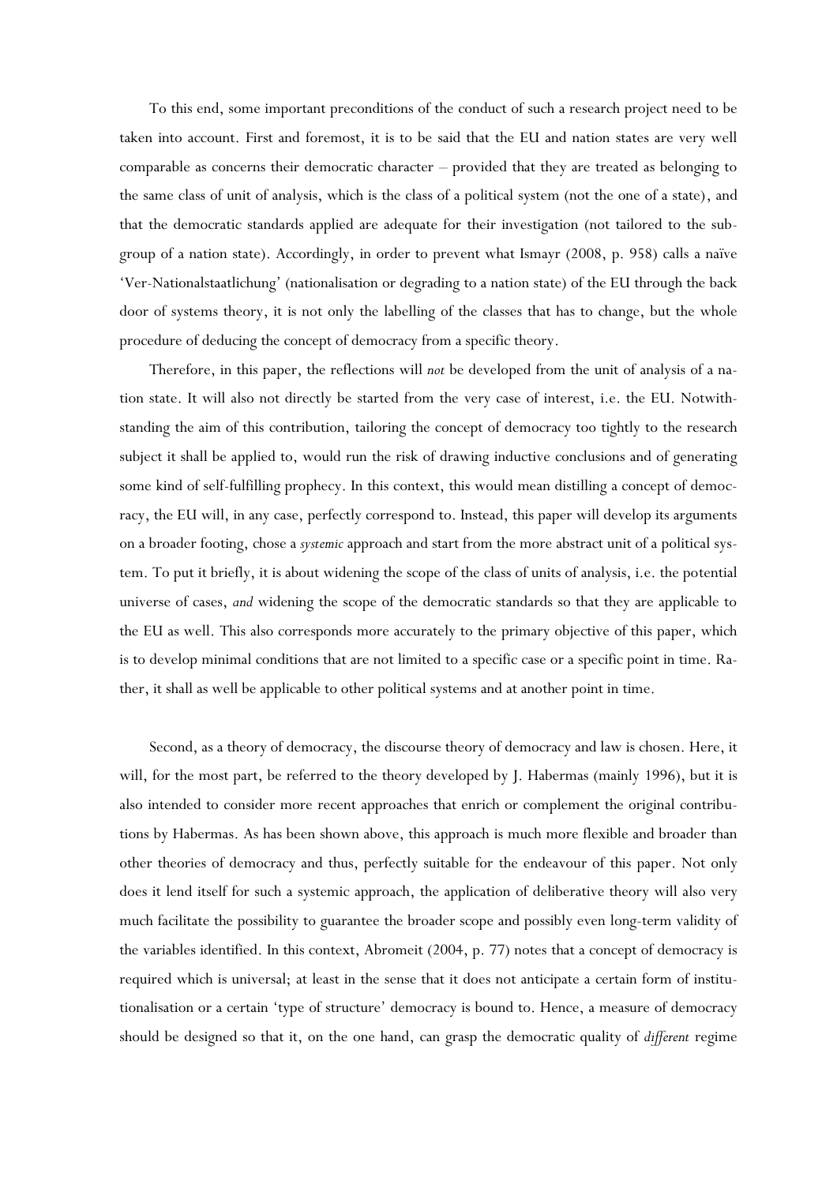To this end, some important preconditions of the conduct of such a research project need to be taken into account. First and foremost, it is to be said that the EU and nation states are very well comparable as concerns their democratic character – provided that they are treated as belonging to the same class of unit of analysis, which is the class of a political system (not the one of a state), and that the democratic standards applied are adequate for their investigation (not tailored to the subgroup of a nation state). Accordingly, in order to prevent what Ismayr (2008, p. 958) calls a naïve 'Ver-Nationalstaatlichung' (nationalisation or degrading to a nation state) of the EU through the back door of systems theory, it is not only the labelling of the classes that has to change, but the whole procedure of deducing the concept of democracy from a specific theory.

Therefore, in this paper, the reflections will *not* be developed from the unit of analysis of a nation state. It will also not directly be started from the very case of interest, i.e. the EU. Notwithstanding the aim of this contribution, tailoring the concept of democracy too tightly to the research subject it shall be applied to, would run the risk of drawing inductive conclusions and of generating some kind of self-fulfilling prophecy. In this context, this would mean distilling a concept of democracy, the EU will, in any case, perfectly correspond to. Instead, this paper will develop its arguments on a broader footing, chose a *systemic* approach and start from the more abstract unit of a political system. To put it briefly, it is about widening the scope of the class of units of analysis, i.e. the potential universe of cases, *and* widening the scope of the democratic standards so that they are applicable to the EU as well. This also corresponds more accurately to the primary objective of this paper, which is to develop minimal conditions that are not limited to a specific case or a specific point in time. Rather, it shall as well be applicable to other political systems and at another point in time.

Second, as a theory of democracy, the discourse theory of democracy and law is chosen. Here, it will, for the most part, be referred to the theory developed by J. Habermas (mainly 1996), but it is also intended to consider more recent approaches that enrich or complement the original contributions by Habermas. As has been shown above, this approach is much more flexible and broader than other theories of democracy and thus, perfectly suitable for the endeavour of this paper. Not only does it lend itself for such a systemic approach, the application of deliberative theory will also very much facilitate the possibility to guarantee the broader scope and possibly even long-term validity of the variables identified. In this context, Abromeit (2004, p. 77) notes that a concept of democracy is required which is universal; at least in the sense that it does not anticipate a certain form of institutionalisation or a certain 'type of structure' democracy is bound to. Hence, a measure of democracy should be designed so that it, on the one hand, can grasp the democratic quality of *different* regime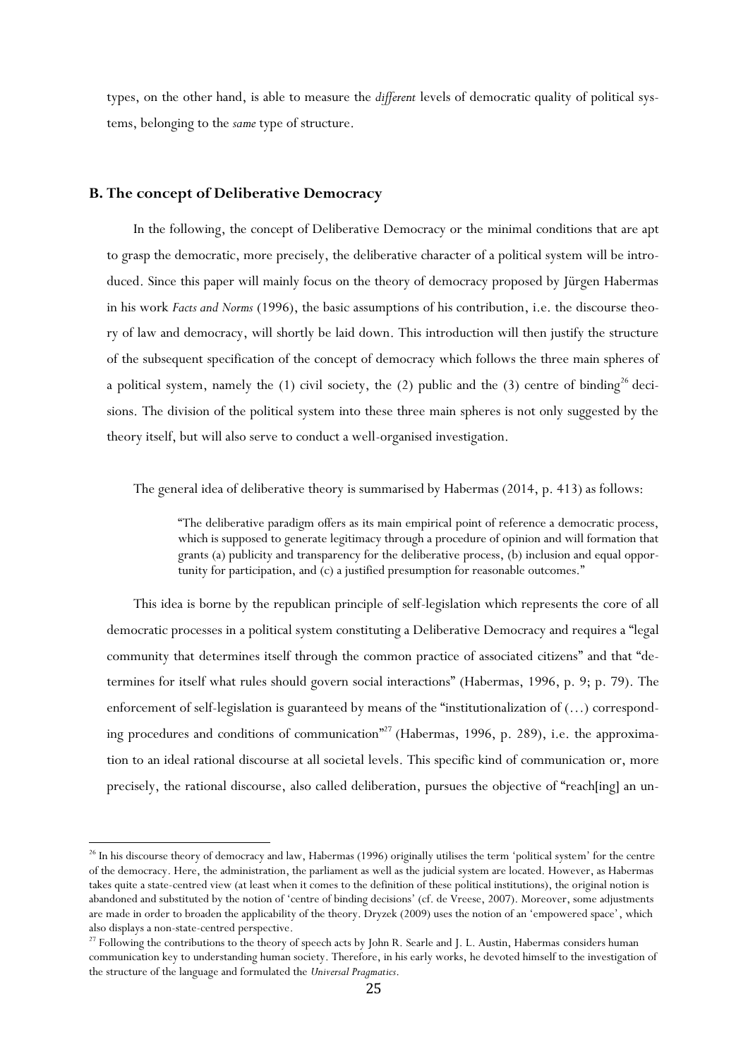types, on the other hand, is able to measure the *different* levels of democratic quality of political systems, belonging to the *same* type of structure.

### B. The concept of Deliberative Democracy

In the following, the concept of Deliberative Democracy or the minimal conditions that are apt to grasp the democratic, more precisely, the deliberative character of a political system will be introduced. Since this paper will mainly focus on the theory of democracy proposed by Jürgen Habermas in his work *Facts and Norms* (1996), the basic assumptions of his contribution, i.e. the discourse theory of law and democracy, will shortly be laid down. This introduction will then justify the structure of the subsequent specification of the concept of democracy which follows the three main spheres of a political system, namely the (1) civil society, the (2) public and the (3) centre of binding[26] decisions. The division of the political system into these three main spheres is not only suggested by the theory itself, but will also serve to conduct a well-organised investigation.

The general idea of deliberative theory is summarised by Habermas (2014, p. 413) as follows:

> "The deliberative paradigm offers as its main empirical point of reference a democratic process, which is supposed to generate legitimacy through a procedure of opinion and will formation that grants (a) publicity and transparency for the deliberative process, (b) inclusion and equal opportunity for participation, and (c) a justified presumption for reasonable outcomes."

This idea is borne by the republican principle of self-legislation which represents the core of all democratic processes in a political system constituting a Deliberative Democracy and requires a "legal community that determines itself through the common practice of associated citizens" and that "determines for itself what rules should govern social interactions" (Habermas, 1996, p. 9; p. 79). The enforcement of self-legislation is guaranteed by means of the "institutionalization of (…) corresponding procedures and conditions of communication"[27] (Habermas, 1996, p. 289), i.e. the approximation to an ideal rational discourse at all societal levels. This specific kind of communication or, more precisely, the rational discourse, also called deliberation, pursues the objective of "reach[ing] an un-

---

[26] In his discourse theory of democracy and law, Habermas (1996) originally utilises the term 'political system' for the centre of the democracy. Here, the administration, the parliament as well as the judicial system are located. However, as Habermas takes quite a state-centred view (at least when it comes to the definition of these political institutions), the original notion is abandoned and substituted by the notion of 'centre of binding decisions' (cf. de Vreese, 2007). Moreover, some adjustments are made in order to broaden the applicability of the theory. Dryzek (2009) uses the notion of an 'empowered space', which also displays a non-state-centred perspective.

[27] Following the contributions to the theory of speech acts by John R. Searle and J. L. Austin, Habermas considers human communication key to understanding human society. Therefore, in his early works, he devoted himself to the investigation of the structure of the language and formulated the *Universal Pragmatics*.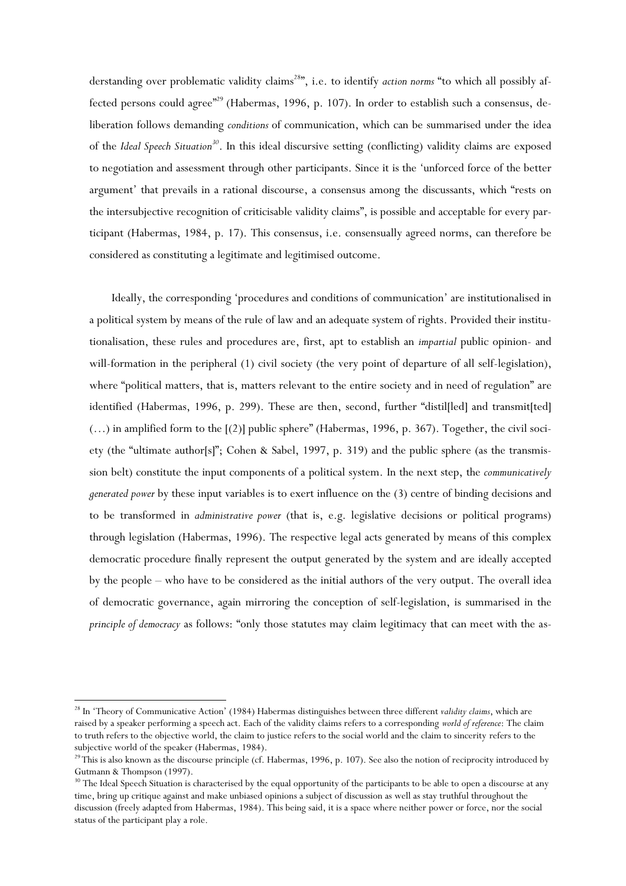derstanding over problematic validity claims[28]", i.e. to identify *action norms* "to which all possibly affected persons could agree"[29] (Habermas, 1996, p. 107). In order to establish such a consensus, deliberation follows demanding *conditions* of communication, which can be summarised under the idea of the *Ideal Speech Situation*[30]. In this ideal discursive setting (conflicting) validity claims are exposed to negotiation and assessment through other participants. Since it is the 'unforced force of the better argument' that prevails in a rational discourse, a consensus among the discussants, which "rests on the intersubjective recognition of criticisable validity claims", is possible and acceptable for every participant (Habermas, 1984, p. 17). This consensus, i.e. consensually agreed norms, can therefore be considered as constituting a legitimate and legitimised outcome.

Ideally, the corresponding 'procedures and conditions of communication' are institutionalised in a political system by means of the rule of law and an adequate system of rights. Provided their institutionalisation, these rules and procedures are, first, apt to establish an *impartial* public opinion- and will-formation in the peripheral (1) civil society (the very point of departure of all self-legislation), where "political matters, that is, matters relevant to the entire society and in need of regulation" are identified (Habermas, 1996, p. 299). These are then, second, further "distil[led] and transmit[ted] (…) in amplified form to the [(2)] public sphere" (Habermas, 1996, p. 367). Together, the civil society (the "ultimate author[s]"; Cohen & Sabel, 1997, p. 319) and the public sphere (as the transmission belt) constitute the input components of a political system. In the next step, the *communicatively generated power* by these input variables is to exert influence on the (3) centre of binding decisions and to be transformed in *administrative power* (that is, e.g. legislative decisions or political programs) through legislation (Habermas, 1996). The respective legal acts generated by means of this complex democratic procedure finally represent the output generated by the system and are ideally accepted by the people – who have to be considered as the initial authors of the very output. The overall idea of democratic governance, again mirroring the conception of self-legislation, is summarised in the *principle of democracy* as follows: "only those statutes may claim legitimacy that can meet with the as-

---

[28] In 'Theory of Communicative Action' (1984) Habermas distinguishes between three different *validity claims*, which are raised by a speaker performing a speech act. Each of the validity claims refers to a corresponding *world of reference*: The claim to truth refers to the objective world, the claim to justice refers to the social world and the claim to sincerity refers to the subjective world of the speaker (Habermas, 1984).

[29] This is also known as the discourse principle (cf. Habermas, 1996, p. 107). See also the notion of reciprocity introduced by Gutmann & Thompson (1997).

[30] The Ideal Speech Situation is characterised by the equal opportunity of the participants to be able to open a discourse at any time, bring up critique against and make unbiased opinions a subject of discussion as well as stay truthful throughout the discussion (freely adapted from Habermas, 1984). This being said, it is a space where neither power or force, nor the social status of the participant play a role.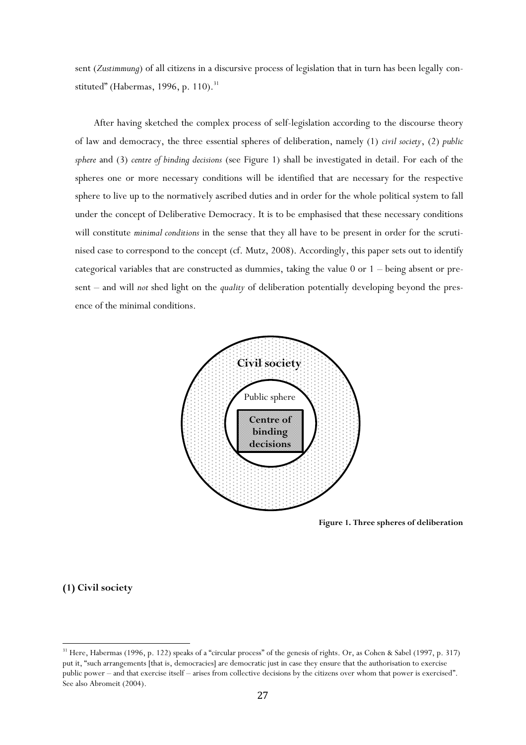sent (*Zustimmung*) of all citizens in a discursive process of legislation that in turn has been legally constituted" (Habermas, 1996, p. 110).[31]

After having sketched the complex process of self-legislation according to the discourse theory of law and democracy, the three essential spheres of deliberation, namely (1) *civil society*, (2) *public sphere* and (3) *centre of binding decisions* (see Figure 1) shall be investigated in detail. For each of the spheres one or more necessary conditions will be identified that are necessary for the respective sphere to live up to the normatively ascribed duties and in order for the whole political system to fall under the concept of Deliberative Democracy. It is to be emphasised that these necessary conditions will constitute *minimal conditions* in the sense that they all have to be present in order for the scrutinised case to correspond to the concept (cf. Mutz, 2008). Accordingly, this paper sets out to identify categorical variables that are constructed as dummies, taking the value 0 or 1 – being absent or present – and will *not* shed light on the *quality* of deliberation potentially developing beyond the presence of the minimal conditions.

**Civil society**

Public sphere

**Centre of binding decisions**

**Figure 1. Three spheres of deliberation**

**(1) Civil society**

[31] Here, Habermas (1996, p. 122) speaks of a "circular process" of the genesis of rights. Or, as Cohen & Sabel (1997, p. 317) put it, "such arrangements [that is, democracies] are democratic just in case they ensure that the authorisation to exercise public power – and that exercise itself – arises from collective decisions by the citizens over whom that power is exercised". See also Abromeit (2004).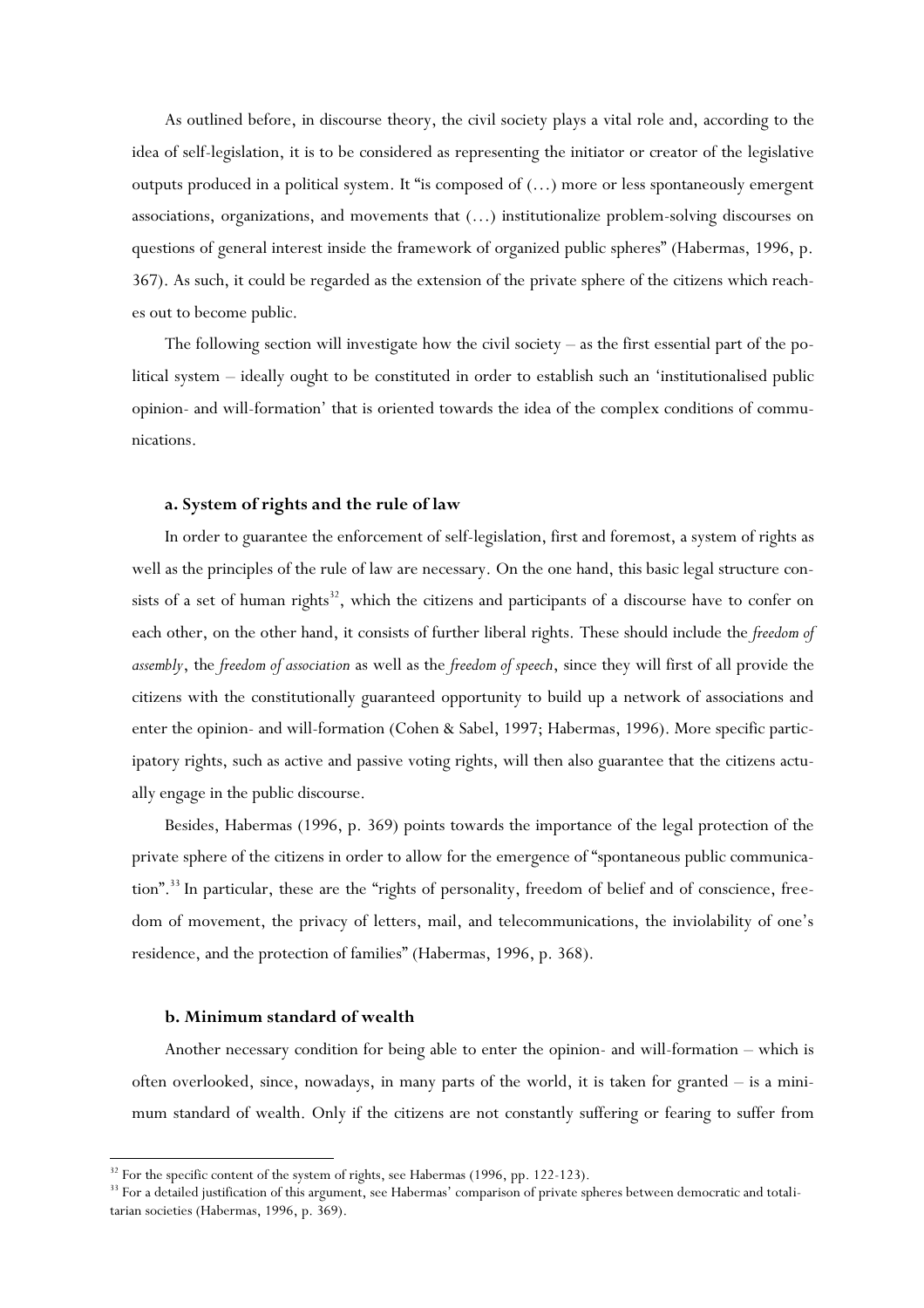As outlined before, in discourse theory, the civil society plays a vital role and, according to the idea of self-legislation, it is to be considered as representing the initiator or creator of the legislative outputs produced in a political system. It "is composed of (…) more or less spontaneously emergent associations, organizations, and movements that (…) institutionalize problem-solving discourses on questions of general interest inside the framework of organized public spheres" (Habermas, 1996, p. 367). As such, it could be regarded as the extension of the private sphere of the citizens which reaches out to become public.

The following section will investigate how the civil society – as the first essential part of the political system – ideally ought to be constituted in order to establish such an 'institutionalised public opinion- and will-formation' that is oriented towards the idea of the complex conditions of communications.

#### a. System of rights and the rule of law

In order to guarantee the enforcement of self-legislation, first and foremost, a system of rights as well as the principles of the rule of law are necessary. On the one hand, this basic legal structure consists of a set of human rights[32], which the citizens and participants of a discourse have to confer on each other, on the other hand, it consists of further liberal rights. These should include the *freedom of assembly*, the *freedom of association* as well as the *freedom of speech*, since they will first of all provide the citizens with the constitutionally guaranteed opportunity to build up a network of associations and enter the opinion- and will-formation (Cohen & Sabel, 1997; Habermas, 1996). More specific participatory rights, such as active and passive voting rights, will then also guarantee that the citizens actually engage in the public discourse.

Besides, Habermas (1996, p. 369) points towards the importance of the legal protection of the private sphere of the citizens in order to allow for the emergence of "spontaneous public communication".[33] In particular, these are the "rights of personality, freedom of belief and of conscience, freedom of movement, the privacy of letters, mail, and telecommunications, the inviolability of one's residence, and the protection of families" (Habermas, 1996, p. 368).

#### b. Minimum standard of wealth

Another necessary condition for being able to enter the opinion- and will-formation – which is often overlooked, since, nowadays, in many parts of the world, it is taken for granted – is a minimum standard of wealth. Only if the citizens are not constantly suffering or fearing to suffer from

[32] For the specific content of the system of rights, see Habermas (1996, pp. 122-123).

[33] For a detailed justification of this argument, see Habermas' comparison of private spheres between democratic and totalitarian societies (Habermas, 1996, p. 369).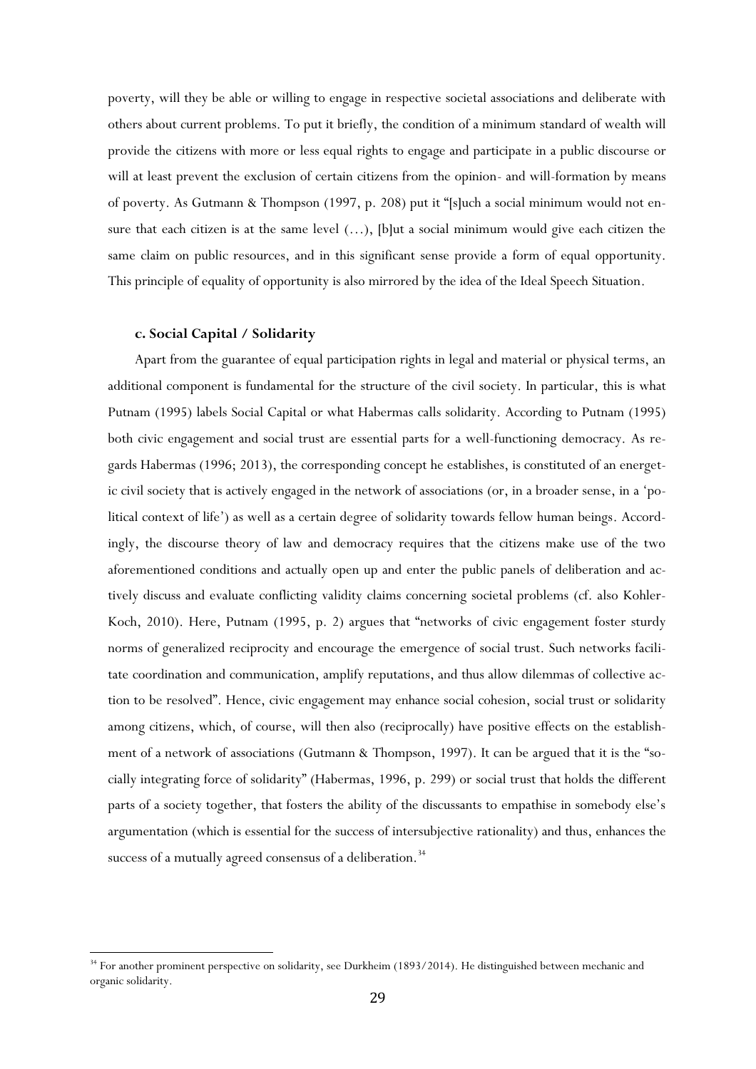poverty, will they be able or willing to engage in respective societal associations and deliberate with others about current problems. To put it briefly, the condition of a minimum standard of wealth will provide the citizens with more or less equal rights to engage and participate in a public discourse or will at least prevent the exclusion of certain citizens from the opinion- and will-formation by means of poverty. As Gutmann & Thompson (1997, p. 208) put it "[s]uch a social minimum would not ensure that each citizen is at the same level (…), [b]ut a social minimum would give each citizen the same claim on public resources, and in this significant sense provide a form of equal opportunity. This principle of equality of opportunity is also mirrored by the idea of the Ideal Speech Situation.

### c. Social Capital / Solidarity

Apart from the guarantee of equal participation rights in legal and material or physical terms, an additional component is fundamental for the structure of the civil society. In particular, this is what Putnam (1995) labels Social Capital or what Habermas calls solidarity. According to Putnam (1995) both civic engagement and social trust are essential parts for a well-functioning democracy. As regards Habermas (1996; 2013), the corresponding concept he establishes, is constituted of an energetic civil society that is actively engaged in the network of associations (or, in a broader sense, in a 'political context of life') as well as a certain degree of solidarity towards fellow human beings. Accordingly, the discourse theory of law and democracy requires that the citizens make use of the two aforementioned conditions and actually open up and enter the public panels of deliberation and actively discuss and evaluate conflicting validity claims concerning societal problems (cf. also Kohler-Koch, 2010). Here, Putnam (1995, p. 2) argues that "networks of civic engagement foster sturdy norms of generalized reciprocity and encourage the emergence of social trust. Such networks facilitate coordination and communication, amplify reputations, and thus allow dilemmas of collective action to be resolved". Hence, civic engagement may enhance social cohesion, social trust or solidarity among citizens, which, of course, will then also (reciprocally) have positive effects on the establishment of a network of associations (Gutmann & Thompson, 1997). It can be argued that it is the "socially integrating force of solidarity" (Habermas, 1996, p. 299) or social trust that holds the different parts of a society together, that fosters the ability of the discussants to empathise in somebody else's argumentation (which is essential for the success of intersubjective rationality) and thus, enhances the success of a mutually agreed consensus of a deliberation.[34]

[34] For another prominent perspective on solidarity, see Durkheim (1893/2014). He distinguished between mechanic and organic solidarity.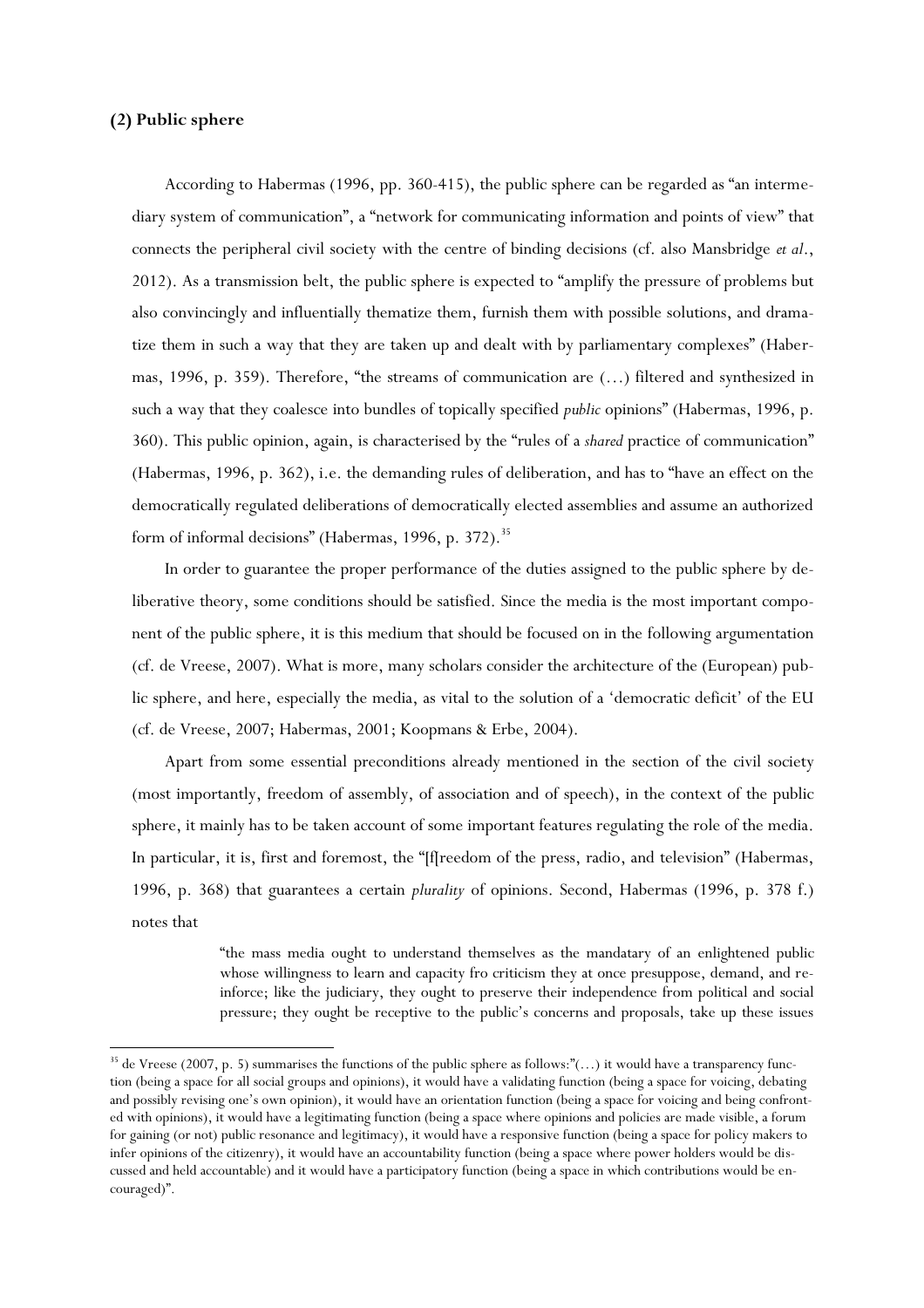**(2) Public sphere**

According to Habermas (1996, pp. 360-415), the public sphere can be regarded as "an intermediary system of communication", a "network for communicating information and points of view" that connects the peripheral civil society with the centre of binding decisions (cf. also Mansbridge *et al*., 2012). As a transmission belt, the public sphere is expected to "amplify the pressure of problems but also convincingly and influentially thematize them, furnish them with possible solutions, and dramatize them in such a way that they are taken up and dealt with by parliamentary complexes" (Habermas, 1996, p. 359). Therefore, "the streams of communication are (…) filtered and synthesized in such a way that they coalesce into bundles of topically specified *public* opinions" (Habermas, 1996, p. 360). This public opinion, again, is characterised by the "rules of a *shared* practice of communication" (Habermas, 1996, p. 362), i.e. the demanding rules of deliberation, and has to "have an effect on the democratically regulated deliberations of democratically elected assemblies and assume an authorized form of informal decisions" (Habermas, 1996, p. 372).[35]

In order to guarantee the proper performance of the duties assigned to the public sphere by deliberative theory, some conditions should be satisfied. Since the media is the most important component of the public sphere, it is this medium that should be focused on in the following argumentation (cf. de Vreese, 2007). What is more, many scholars consider the architecture of the (European) public sphere, and here, especially the media, as vital to the solution of a 'democratic deficit' of the EU (cf. de Vreese, 2007; Habermas, 2001; Koopmans & Erbe, 2004).

Apart from some essential preconditions already mentioned in the section of the civil society (most importantly, freedom of assembly, of association and of speech), in the context of the public sphere, it mainly has to be taken account of some important features regulating the role of the media. In particular, it is, first and foremost, the "[f]reedom of the press, radio, and television" (Habermas, 1996, p. 368) that guarantees a certain *plurality* of opinions. Second, Habermas (1996, p. 378 f.) notes that

> "the mass media ought to understand themselves as the mandatary of an enlightened public whose willingness to learn and capacity fro criticism they at once presuppose, demand, and reinforce; like the judiciary, they ought to preserve their independence from political and social pressure; they ought be receptive to the public's concerns and proposals, take up these issues

[35] de Vreese (2007, p. 5) summarises the functions of the public sphere as follows:"(…) it would have a transparency function (being a space for all social groups and opinions), it would have a validating function (being a space for voicing, debating and possibly revising one's own opinion), it would have an orientation function (being a space for voicing and being confronted with opinions), it would have a legitimating function (being a space where opinions and policies are made visible, a forum for gaining (or not) public resonance and legitimacy), it would have a responsive function (being a space for policy makers to infer opinions of the citizenry), it would have an accountability function (being a space where power holders would be discussed and held accountable) and it would have a participatory function (being a space in which contributions would be encouraged)".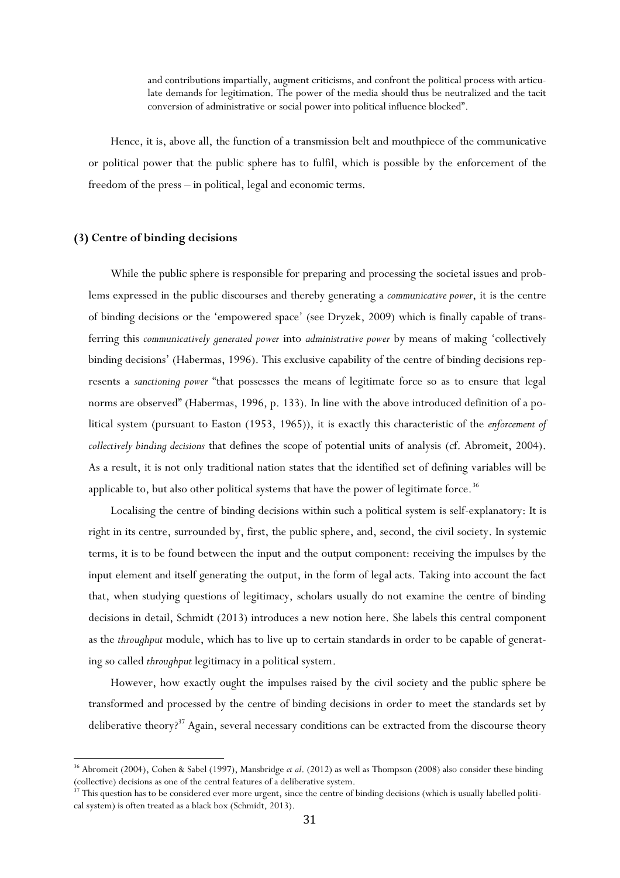> and contributions impartially, augment criticisms, and confront the political process with articulate demands for legitimation. The power of the media should thus be neutralized and the tacit conversion of administrative or social power into political influence blocked".

Hence, it is, above all, the function of a transmission belt and mouthpiece of the communicative or political power that the public sphere has to fulfil, which is possible by the enforcement of the freedom of the press – in political, legal and economic terms.

### (3) Centre of binding decisions

While the public sphere is responsible for preparing and processing the societal issues and problems expressed in the public discourses and thereby generating a *communicative power*, it is the centre of binding decisions or the 'empowered space' (see Dryzek, 2009) which is finally capable of transferring this *communicatively generated power* into *administrative power* by means of making 'collectively binding decisions' (Habermas, 1996). This exclusive capability of the centre of binding decisions represents a *sanctioning power* "that possesses the means of legitimate force so as to ensure that legal norms are observed" (Habermas, 1996, p. 133). In line with the above introduced definition of a political system (pursuant to Easton (1953, 1965)), it is exactly this characteristic of the *enforcement of collectively binding decisions* that defines the scope of potential units of analysis (cf. Abromeit, 2004). As a result, it is not only traditional nation states that the identified set of defining variables will be applicable to, but also other political systems that have the power of legitimate force.[36]

Localising the centre of binding decisions within such a political system is self-explanatory: It is right in its centre, surrounded by, first, the public sphere, and, second, the civil society. In systemic terms, it is to be found between the input and the output component: receiving the impulses by the input element and itself generating the output, in the form of legal acts. Taking into account the fact that, when studying questions of legitimacy, scholars usually do not examine the centre of binding decisions in detail, Schmidt (2013) introduces a new notion here. She labels this central component as the *throughput* module, which has to live up to certain standards in order to be capable of generating so called *throughput* legitimacy in a political system.

However, how exactly ought the impulses raised by the civil society and the public sphere be transformed and processed by the centre of binding decisions in order to meet the standards set by deliberative theory?[37] Again, several necessary conditions can be extracted from the discourse theory

---

[36] Abromeit (2004), Cohen & Sabel (1997), Mansbridge *et al.* (2012) as well as Thompson (2008) also consider these binding (collective) decisions as one of the central features of a deliberative system.

[37] This question has to be considered ever more urgent, since the centre of binding decisions (which is usually labelled political system) is often treated as a black box (Schmidt, 2013).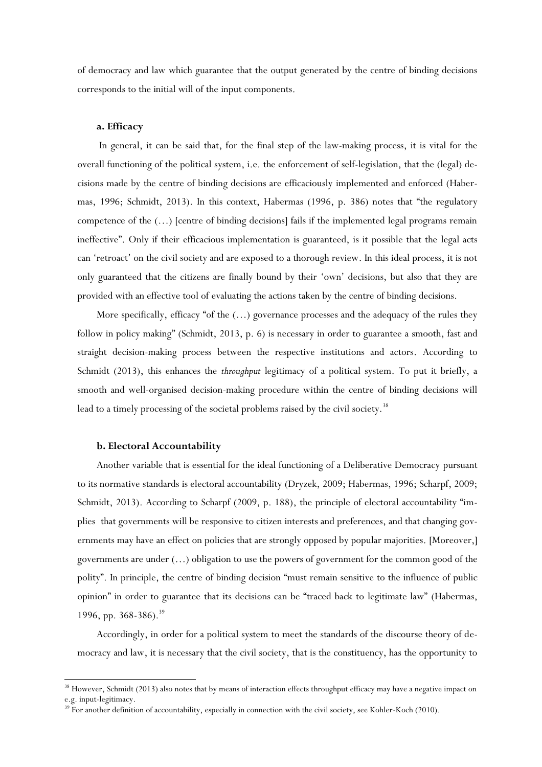of democracy and law which guarantee that the output generated by the centre of binding decisions corresponds to the initial will of the input components.

#### a. Efficacy

In general, it can be said that, for the final step of the law-making process, it is vital for the overall functioning of the political system, i.e. the enforcement of self-legislation, that the (legal) decisions made by the centre of binding decisions are efficaciously implemented and enforced (Habermas, 1996; Schmidt, 2013). In this context, Habermas (1996, p. 386) notes that "the regulatory competence of the (…) [centre of binding decisions] fails if the implemented legal programs remain ineffective". Only if their efficacious implementation is guaranteed, is it possible that the legal acts can 'retroact' on the civil society and are exposed to a thorough review. In this ideal process, it is not only guaranteed that the citizens are finally bound by their 'own' decisions, but also that they are provided with an effective tool of evaluating the actions taken by the centre of binding decisions.

More specifically, efficacy "of the (…) governance processes and the adequacy of the rules they follow in policy making" (Schmidt, 2013, p. 6) is necessary in order to guarantee a smooth, fast and straight decision-making process between the respective institutions and actors. According to Schmidt (2013), this enhances the *throughput* legitimacy of a political system. To put it briefly, a smooth and well-organised decision-making procedure within the centre of binding decisions will lead to a timely processing of the societal problems raised by the civil society.[38]

#### b. Electoral Accountability

Another variable that is essential for the ideal functioning of a Deliberative Democracy pursuant to its normative standards is electoral accountability (Dryzek, 2009; Habermas, 1996; Scharpf, 2009; Schmidt, 2013). According to Scharpf (2009, p. 188), the principle of electoral accountability "implies that governments will be responsive to citizen interests and preferences, and that changing governments may have an effect on policies that are strongly opposed by popular majorities. [Moreover,] governments are under (…) obligation to use the powers of government for the common good of the polity". In principle, the centre of binding decision "must remain sensitive to the influence of public opinion" in order to guarantee that its decisions can be "traced back to legitimate law" (Habermas, 1996, pp. 368-386).[39]

Accordingly, in order for a political system to meet the standards of the discourse theory of democracy and law, it is necessary that the civil society, that is the constituency, has the opportunity to

---

[38] However, Schmidt (2013) also notes that by means of interaction effects throughput efficacy may have a negative impact on e.g. input-legitimacy.

[39] For another definition of accountability, especially in connection with the civil society, see Kohler-Koch (2010).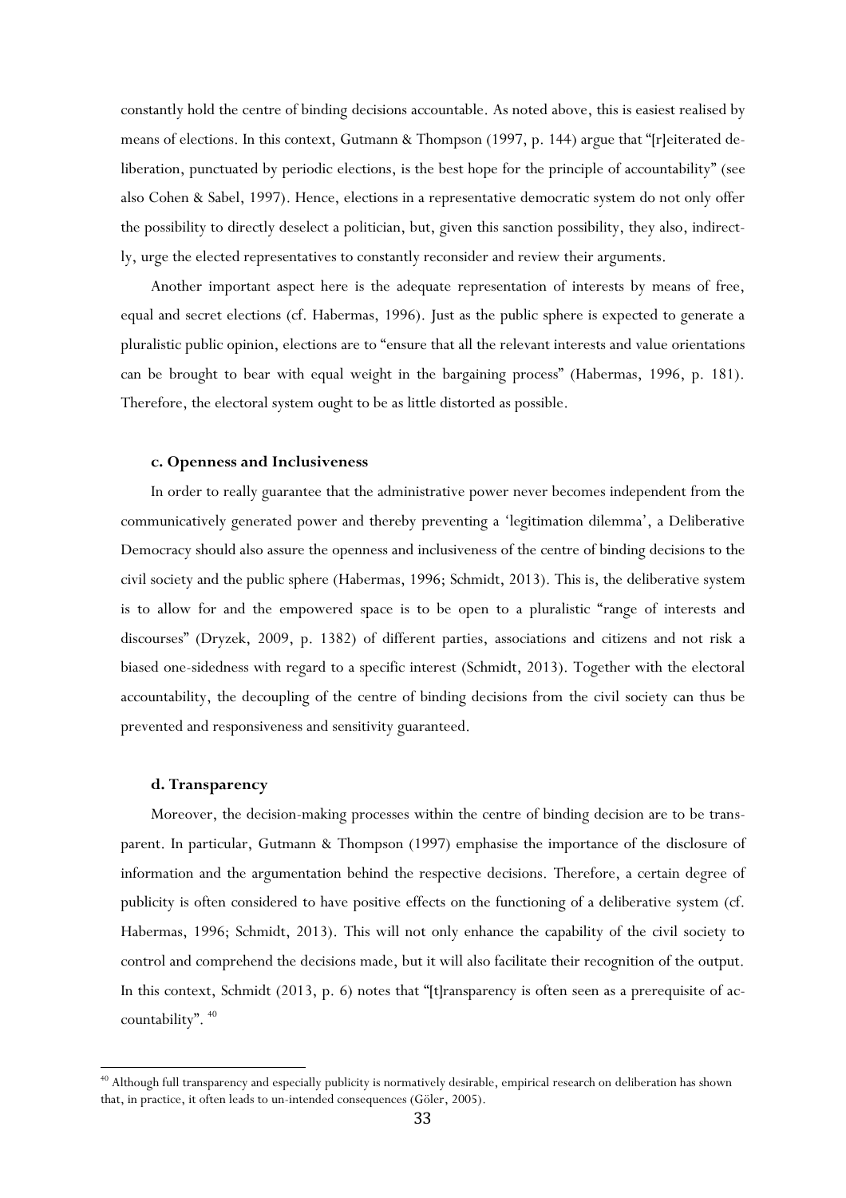constantly hold the centre of binding decisions accountable. As noted above, this is easiest realised by means of elections. In this context, Gutmann & Thompson (1997, p. 144) argue that "[r]eiterated deliberation, punctuated by periodic elections, is the best hope for the principle of accountability" (see also Cohen & Sabel, 1997). Hence, elections in a representative democratic system do not only offer the possibility to directly deselect a politician, but, given this sanction possibility, they also, indirectly, urge the elected representatives to constantly reconsider and review their arguments.

Another important aspect here is the adequate representation of interests by means of free, equal and secret elections (cf. Habermas, 1996). Just as the public sphere is expected to generate a pluralistic public opinion, elections are to "ensure that all the relevant interests and value orientations can be brought to bear with equal weight in the bargaining process" (Habermas, 1996, p. 181). Therefore, the electoral system ought to be as little distorted as possible.

#### c. Openness and Inclusiveness

In order to really guarantee that the administrative power never becomes independent from the communicatively generated power and thereby preventing a 'legitimation dilemma', a Deliberative Democracy should also assure the openness and inclusiveness of the centre of binding decisions to the civil society and the public sphere (Habermas, 1996; Schmidt, 2013). This is, the deliberative system is to allow for and the empowered space is to be open to a pluralistic "range of interests and discourses" (Dryzek, 2009, p. 1382) of different parties, associations and citizens and not risk a biased one-sidedness with regard to a specific interest (Schmidt, 2013). Together with the electoral accountability, the decoupling of the centre of binding decisions from the civil society can thus be prevented and responsiveness and sensitivity guaranteed.

#### d. Transparency

Moreover, the decision-making processes within the centre of binding decision are to be transparent. In particular, Gutmann & Thompson (1997) emphasise the importance of the disclosure of information and the argumentation behind the respective decisions. Therefore, a certain degree of publicity is often considered to have positive effects on the functioning of a deliberative system (cf. Habermas, 1996; Schmidt, 2013). This will not only enhance the capability of the civil society to control and comprehend the decisions made, but it will also facilitate their recognition of the output. In this context, Schmidt (2013, p. 6) notes that "[t]ransparency is often seen as a prerequisite of accountability". [40]

---

[40] Although full transparency and especially publicity is normatively desirable, empirical research on deliberation has shown that, in practice, it often leads to un-intended consequences (Göler, 2005).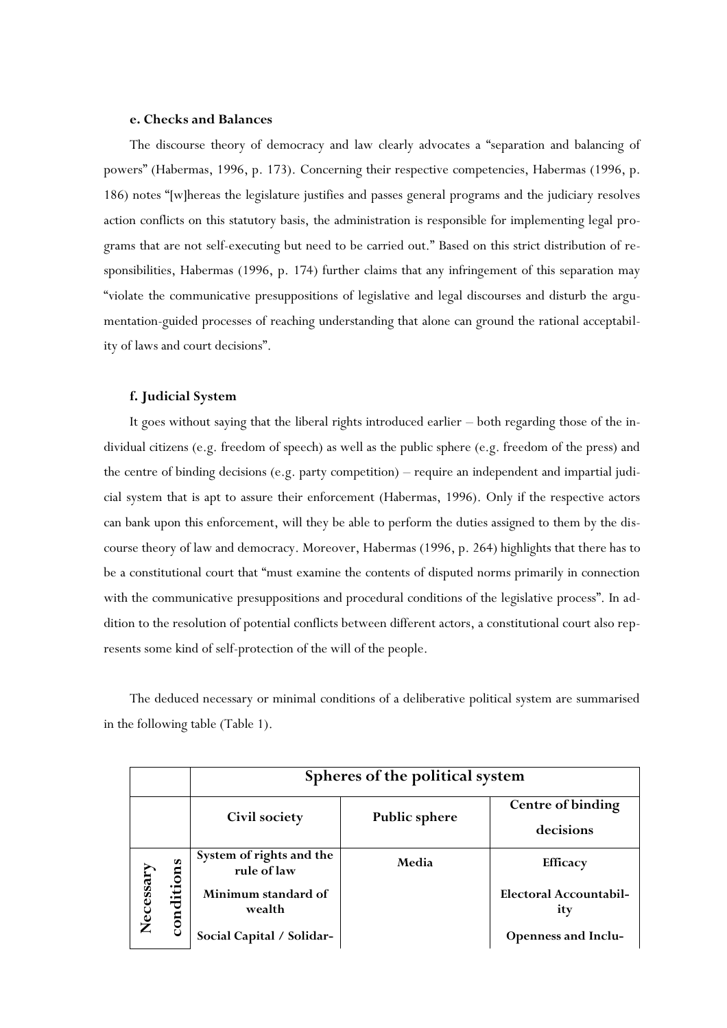#### e. Checks and Balances

The discourse theory of democracy and law clearly advocates a "separation and balancing of powers" (Habermas, 1996, p. 173). Concerning their respective competencies, Habermas (1996, p. 186) notes "[w]hereas the legislature justifies and passes general programs and the judiciary resolves action conflicts on this statutory basis, the administration is responsible for implementing legal programs that are not self-executing but need to be carried out." Based on this strict distribution of responsibilities, Habermas (1996, p. 174) further claims that any infringement of this separation may "violate the communicative presuppositions of legislative and legal discourses and disturb the argumentation-guided processes of reaching understanding that alone can ground the rational acceptability of laws and court decisions".

#### f. Judicial System

It goes without saying that the liberal rights introduced earlier – both regarding those of the individual citizens (e.g. freedom of speech) as well as the public sphere (e.g. freedom of the press) and the centre of binding decisions (e.g. party competition) – require an independent and impartial judicial system that is apt to assure their enforcement (Habermas, 1996). Only if the respective actors can bank upon this enforcement, will they be able to perform the duties assigned to them by the discourse theory of law and democracy. Moreover, Habermas (1996, p. 264) highlights that there has to be a constitutional court that "must examine the contents of disputed norms primarily in connection with the communicative presuppositions and procedural conditions of the legislative process". In addition to the resolution of potential conflicts between different actors, a constitutional court also represents some kind of self-protection of the will of the people.

The deduced necessary or minimal conditions of a deliberative political system are summarised in the following table (Table 1).

| | Spheres of the political system | | |
|---|---|---|---|
| | **Civil society** | **Public sphere** | **Centre of binding decisions** |
| **Necessary conditions** | **System of rights and the rule of law** | **Media** | **Efficacy** |
| | **Minimum standard of wealth** | | **Electoral Accountability** |
| | **Social Capital / Solidar-** | | **Openness and Inclu-** |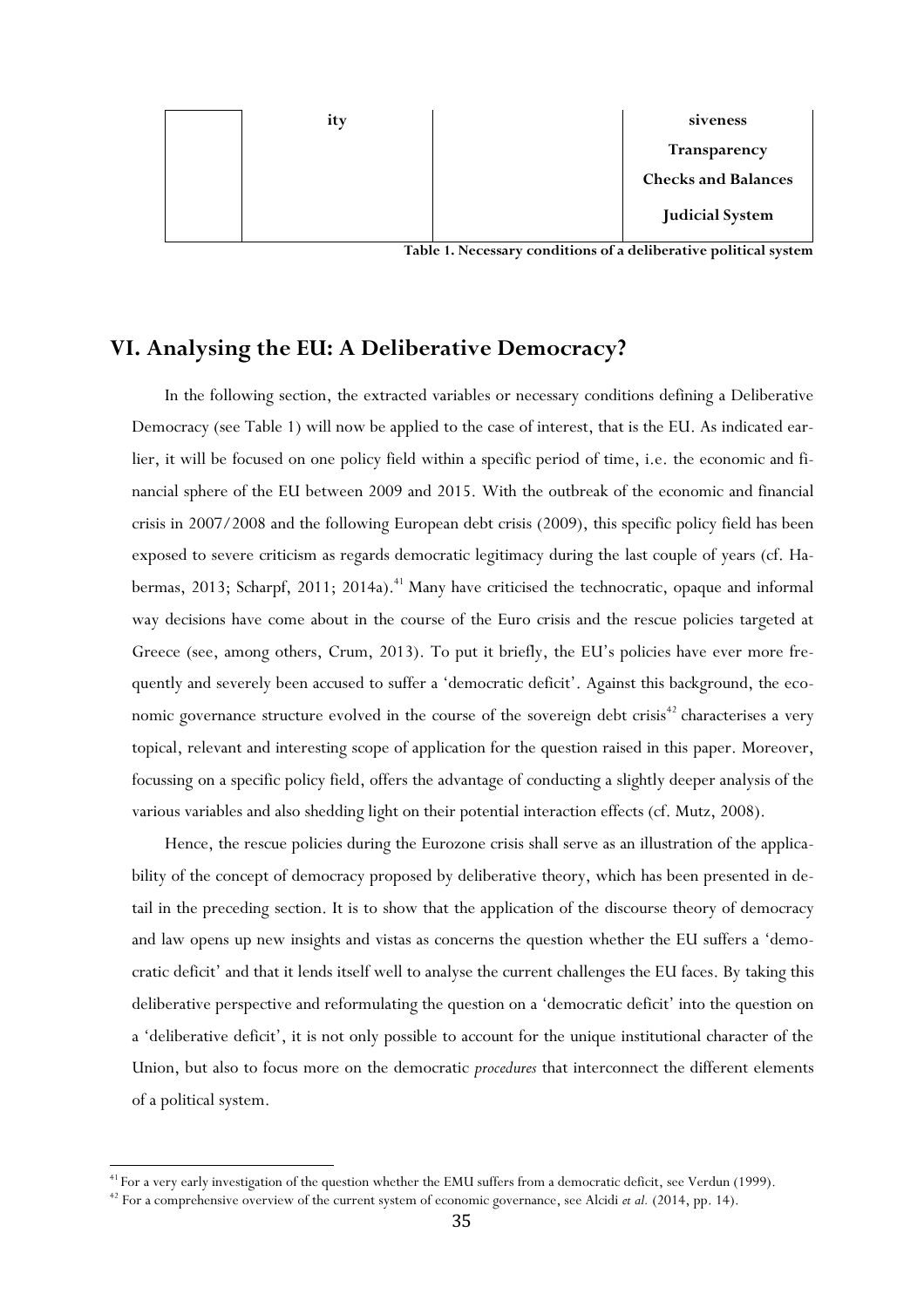| | ity | | siveness<br>Transparency<br>Checks and Balances<br>Judicial System |
|---|---|---|---|

**Table 1. Necessary conditions of a deliberative political system**

## VI. Analysing the EU: A Deliberative Democracy?

In the following section, the extracted variables or necessary conditions defining a Deliberative Democracy (see Table 1) will now be applied to the case of interest, that is the EU. As indicated earlier, it will be focused on one policy field within a specific period of time, i.e. the economic and financial sphere of the EU between 2009 and 2015. With the outbreak of the economic and financial crisis in 2007/2008 and the following European debt crisis (2009), this specific policy field has been exposed to severe criticism as regards democratic legitimacy during the last couple of years (cf. Habermas, 2013; Scharpf, 2011; 2014a).[41] Many have criticised the technocratic, opaque and informal way decisions have come about in the course of the Euro crisis and the rescue policies targeted at Greece (see, among others, Crum, 2013). To put it briefly, the EU's policies have ever more frequently and severely been accused to suffer a 'democratic deficit'. Against this background, the economic governance structure evolved in the course of the sovereign debt crisis[42] characterises a very topical, relevant and interesting scope of application for the question raised in this paper. Moreover, focussing on a specific policy field, offers the advantage of conducting a slightly deeper analysis of the various variables and also shedding light on their potential interaction effects (cf. Mutz, 2008).

Hence, the rescue policies during the Eurozone crisis shall serve as an illustration of the applicability of the concept of democracy proposed by deliberative theory, which has been presented in detail in the preceding section. It is to show that the application of the discourse theory of democracy and law opens up new insights and vistas as concerns the question whether the EU suffers a 'democratic deficit' and that it lends itself well to analyse the current challenges the EU faces. By taking this deliberative perspective and reformulating the question on a 'democratic deficit' into the question on a 'deliberative deficit', it is not only possible to account for the unique institutional character of the Union, but also to focus more on the democratic *procedures* that interconnect the different elements of a political system.

[41] For a very early investigation of the question whether the EMU suffers from a democratic deficit, see Verdun (1999).

[42] For a comprehensive overview of the current system of economic governance, see Alcidi *et al.* (2014, pp. 14).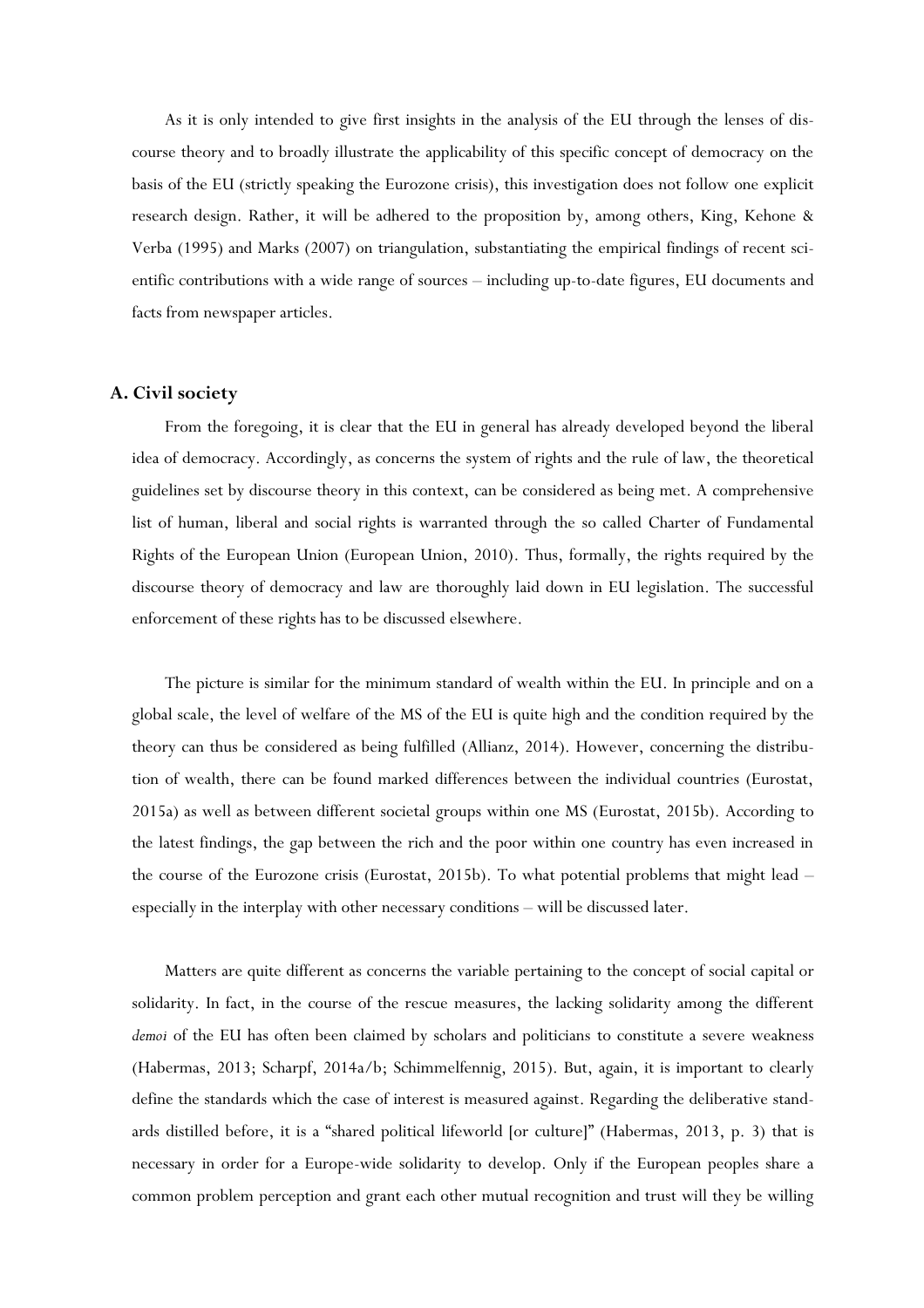As it is only intended to give first insights in the analysis of the EU through the lenses of discourse theory and to broadly illustrate the applicability of this specific concept of democracy on the basis of the EU (strictly speaking the Eurozone crisis), this investigation does not follow one explicit research design. Rather, it will be adhered to the proposition by, among others, King, Kehone & Verba (1995) and Marks (2007) on triangulation, substantiating the empirical findings of recent scientific contributions with a wide range of sources – including up-to-date figures, EU documents and facts from newspaper articles.

### A. Civil society

From the foregoing, it is clear that the EU in general has already developed beyond the liberal idea of democracy. Accordingly, as concerns the system of rights and the rule of law, the theoretical guidelines set by discourse theory in this context, can be considered as being met. A comprehensive list of human, liberal and social rights is warranted through the so called Charter of Fundamental Rights of the European Union (European Union, 2010). Thus, formally, the rights required by the discourse theory of democracy and law are thoroughly laid down in EU legislation. The successful enforcement of these rights has to be discussed elsewhere.

The picture is similar for the minimum standard of wealth within the EU. In principle and on a global scale, the level of welfare of the MS of the EU is quite high and the condition required by the theory can thus be considered as being fulfilled (Allianz, 2014). However, concerning the distribution of wealth, there can be found marked differences between the individual countries (Eurostat, 2015a) as well as between different societal groups within one MS (Eurostat, 2015b). According to the latest findings, the gap between the rich and the poor within one country has even increased in the course of the Eurozone crisis (Eurostat, 2015b). To what potential problems that might lead – especially in the interplay with other necessary conditions – will be discussed later.

Matters are quite different as concerns the variable pertaining to the concept of social capital or solidarity. In fact, in the course of the rescue measures, the lacking solidarity among the different *demoi* of the EU has often been claimed by scholars and politicians to constitute a severe weakness (Habermas, 2013; Scharpf, 2014a/b; Schimmelfennig, 2015). But, again, it is important to clearly define the standards which the case of interest is measured against. Regarding the deliberative standards distilled before, it is a "shared political lifeworld [or culture]" (Habermas, 2013, p. 3) that is necessary in order for a Europe-wide solidarity to develop. Only if the European peoples share a common problem perception and grant each other mutual recognition and trust will they be willing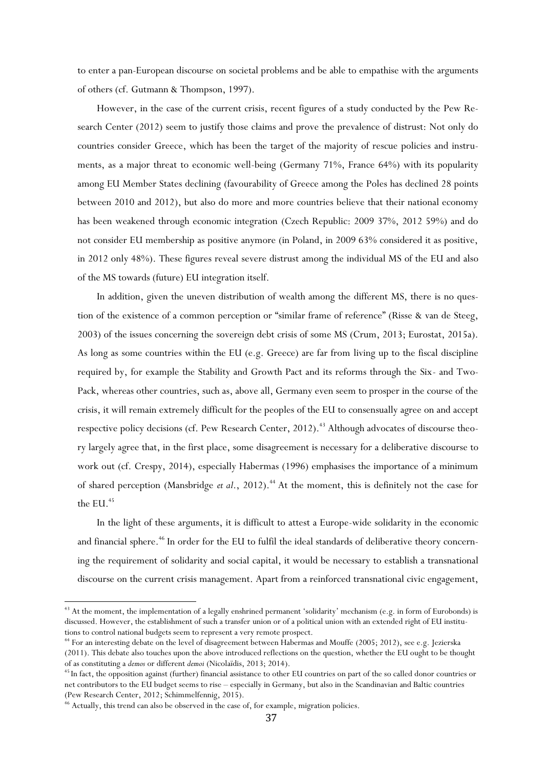to enter a pan-European discourse on societal problems and be able to empathise with the arguments of others (cf. Gutmann & Thompson, 1997).

However, in the case of the current crisis, recent figures of a study conducted by the Pew Research Center (2012) seem to justify those claims and prove the prevalence of distrust: Not only do countries consider Greece, which has been the target of the majority of rescue policies and instruments, as a major threat to economic well-being (Germany 71%, France 64%) with its popularity among EU Member States declining (favourability of Greece among the Poles has declined 28 points between 2010 and 2012), but also do more and more countries believe that their national economy has been weakened through economic integration (Czech Republic: 2009 37%, 2012 59%) and do not consider EU membership as positive anymore (in Poland, in 2009 63% considered it as positive, in 2012 only 48%). These figures reveal severe distrust among the individual MS of the EU and also of the MS towards (future) EU integration itself.

In addition, given the uneven distribution of wealth among the different MS, there is no question of the existence of a common perception or "similar frame of reference" (Risse & van de Steeg, 2003) of the issues concerning the sovereign debt crisis of some MS (Crum, 2013; Eurostat, 2015a). As long as some countries within the EU (e.g. Greece) are far from living up to the fiscal discipline required by, for example the Stability and Growth Pact and its reforms through the Six- and Two-Pack, whereas other countries, such as, above all, Germany even seem to prosper in the course of the crisis, it will remain extremely difficult for the peoples of the EU to consensually agree on and accept respective policy decisions (cf. Pew Research Center, 2012).[43] Although advocates of discourse theory largely agree that, in the first place, some disagreement is necessary for a deliberative discourse to work out (cf. Crespy, 2014), especially Habermas (1996) emphasises the importance of a minimum of shared perception (Mansbridge *et al.*, 2012).[44] At the moment, this is definitely not the case for the EU.[45]

In the light of these arguments, it is difficult to attest a Europe-wide solidarity in the economic and financial sphere.[46] In order for the EU to fulfil the ideal standards of deliberative theory concerning the requirement of solidarity and social capital, it would be necessary to establish a transnational discourse on the current crisis management. Apart from a reinforced transnational civic engagement,

---

[43] At the moment, the implementation of a legally enshrined permanent 'solidarity' mechanism (e.g. in form of Eurobonds) is discussed. However, the establishment of such a transfer union or of a political union with an extended right of EU institutions to control national budgets seem to represent a very remote prospect.

[44] For an interesting debate on the level of disagreement between Habermas and Mouffe (2005; 2012), see e.g. Jezierska (2011). This debate also touches upon the above introduced reflections on the question, whether the EU ought to be thought of as constituting a *demos* or different *demoi* (Nicolaïdis, 2013; 2014).

[45] In fact, the opposition against (further) financial assistance to other EU countries on part of the so called donor countries or net contributors to the EU budget seems to rise – especially in Germany, but also in the Scandinavian and Baltic countries (Pew Research Center, 2012; Schimmelfennig, 2015).

[46] Actually, this trend can also be observed in the case of, for example, migration policies.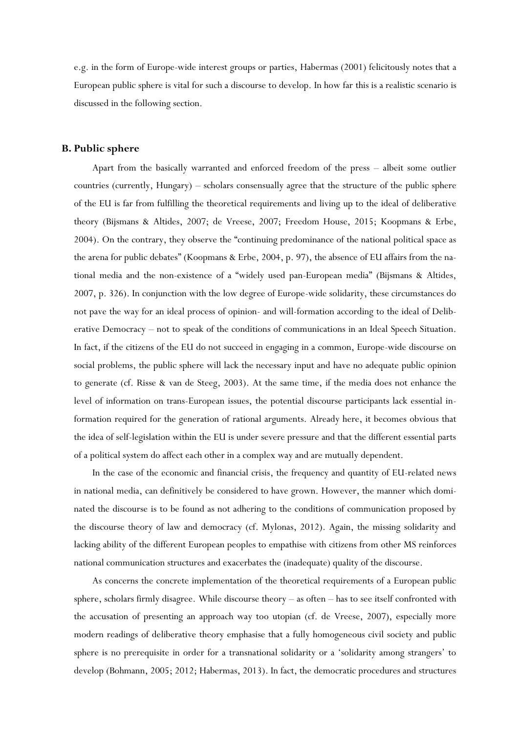e.g. in the form of Europe-wide interest groups or parties, Habermas (2001) felicitously notes that a European public sphere is vital for such a discourse to develop. In how far this is a realistic scenario is discussed in the following section.

### B. Public sphere

Apart from the basically warranted and enforced freedom of the press – albeit some outlier countries (currently, Hungary) – scholars consensually agree that the structure of the public sphere of the EU is far from fulfilling the theoretical requirements and living up to the ideal of deliberative theory (Bijsmans & Altides, 2007; de Vreese, 2007; Freedom House, 2015; Koopmans & Erbe, 2004). On the contrary, they observe the "continuing predominance of the national political space as the arena for public debates" (Koopmans & Erbe, 2004, p. 97), the absence of EU affairs from the national media and the non-existence of a "widely used pan-European media" (Bijsmans & Altides, 2007, p. 326). In conjunction with the low degree of Europe-wide solidarity, these circumstances do not pave the way for an ideal process of opinion- and will-formation according to the ideal of Deliberative Democracy – not to speak of the conditions of communications in an Ideal Speech Situation. In fact, if the citizens of the EU do not succeed in engaging in a common, Europe-wide discourse on social problems, the public sphere will lack the necessary input and have no adequate public opinion to generate (cf. Risse & van de Steeg, 2003). At the same time, if the media does not enhance the level of information on trans-European issues, the potential discourse participants lack essential information required for the generation of rational arguments. Already here, it becomes obvious that the idea of self-legislation within the EU is under severe pressure and that the different essential parts of a political system do affect each other in a complex way and are mutually dependent.

In the case of the economic and financial crisis, the frequency and quantity of EU-related news in national media, can definitively be considered to have grown. However, the manner which dominated the discourse is to be found as not adhering to the conditions of communication proposed by the discourse theory of law and democracy (cf. Mylonas, 2012). Again, the missing solidarity and lacking ability of the different European peoples to empathise with citizens from other MS reinforces national communication structures and exacerbates the (inadequate) quality of the discourse.

As concerns the concrete implementation of the theoretical requirements of a European public sphere, scholars firmly disagree. While discourse theory – as often – has to see itself confronted with the accusation of presenting an approach way too utopian (cf. de Vreese, 2007), especially more modern readings of deliberative theory emphasise that a fully homogeneous civil society and public sphere is no prerequisite in order for a transnational solidarity or a 'solidarity among strangers' to develop (Bohmann, 2005; 2012; Habermas, 2013). In fact, the democratic procedures and structures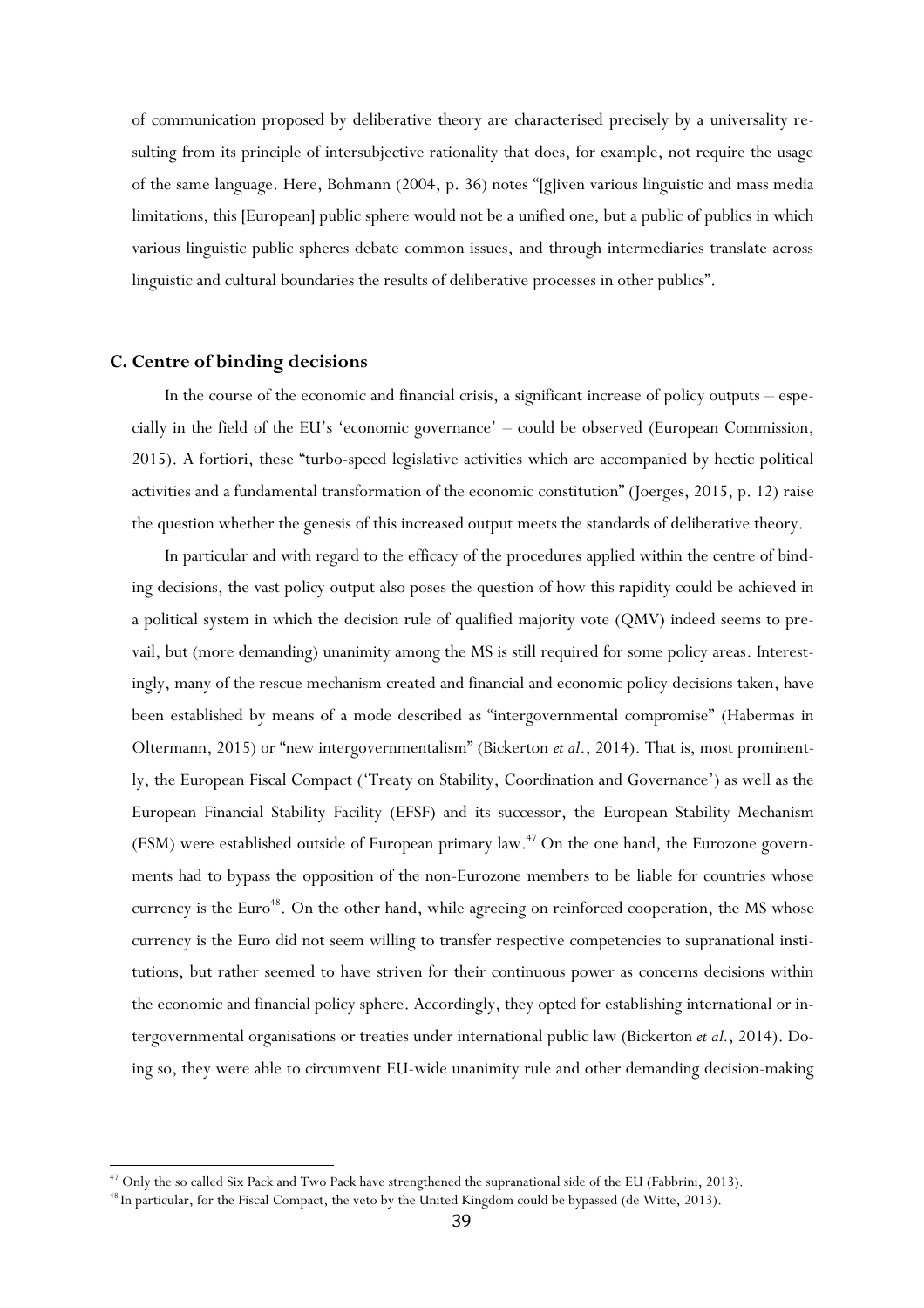of communication proposed by deliberative theory are characterised precisely by a universality resulting from its principle of intersubjective rationality that does, for example, not require the usage of the same language. Here, Bohmann (2004, p. 36) notes "[g]iven various linguistic and mass media limitations, this [European] public sphere would not be a unified one, but a public of publics in which various linguistic public spheres debate common issues, and through intermediaries translate across linguistic and cultural boundaries the results of deliberative processes in other publics".

### C. Centre of binding decisions

In the course of the economic and financial crisis, a significant increase of policy outputs – especially in the field of the EU's 'economic governance' – could be observed (European Commission, 2015). A fortiori, these "turbo-speed legislative activities which are accompanied by hectic political activities and a fundamental transformation of the economic constitution" (Joerges, 2015, p. 12) raise the question whether the genesis of this increased output meets the standards of deliberative theory.

In particular and with regard to the efficacy of the procedures applied within the centre of binding decisions, the vast policy output also poses the question of how this rapidity could be achieved in a political system in which the decision rule of qualified majority vote (QMV) indeed seems to prevail, but (more demanding) unanimity among the MS is still required for some policy areas. Interestingly, many of the rescue mechanism created and financial and economic policy decisions taken, have been established by means of a mode described as "intergovernmental compromise" (Habermas in Oltermann, 2015) or "new intergovernmentalism" (Bickerton *et al.*, 2014). That is, most prominently, the European Fiscal Compact ('Treaty on Stability, Coordination and Governance') as well as the European Financial Stability Facility (EFSF) and its successor, the European Stability Mechanism (ESM) were established outside of European primary law.[47] On the one hand, the Eurozone governments had to bypass the opposition of the non-Eurozone members to be liable for countries whose currency is the Euro[48]. On the other hand, while agreeing on reinforced cooperation, the MS whose currency is the Euro did not seem willing to transfer respective competencies to supranational institutions, but rather seemed to have striven for their continuous power as concerns decisions within the economic and financial policy sphere. Accordingly, they opted for establishing international or intergovernmental organisations or treaties under international public law (Bickerton *et al.*, 2014). Doing so, they were able to circumvent EU-wide unanimity rule and other demanding decision-making

---

[47] Only the so called Six Pack and Two Pack have strengthened the supranational side of the EU (Fabbrini, 2013).

[48] In particular, for the Fiscal Compact, the veto by the United Kingdom could be bypassed (de Witte, 2013).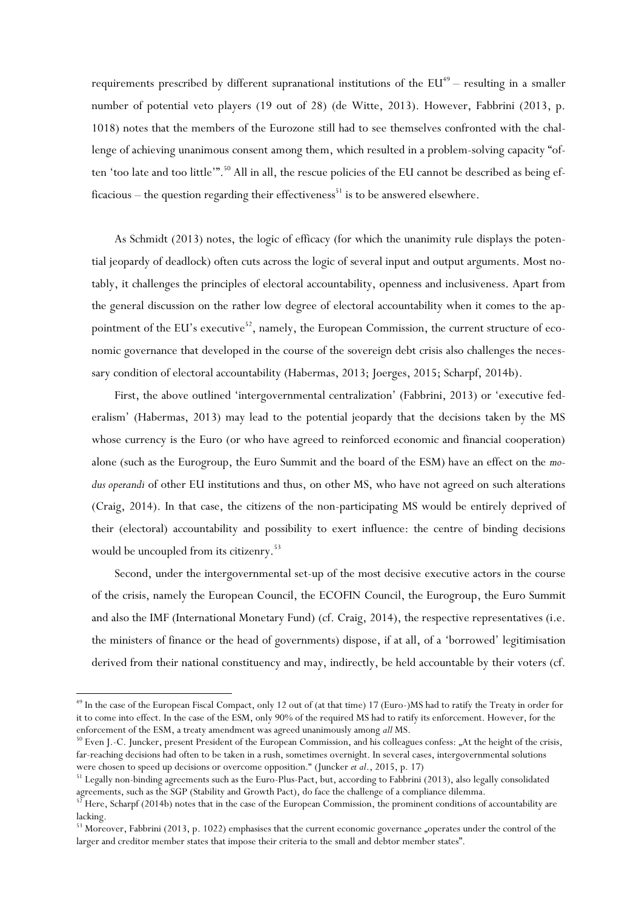requirements prescribed by different supranational institutions of the EU[49] – resulting in a smaller number of potential veto players (19 out of 28) (de Witte, 2013). However, Fabbrini (2013, p. 1018) notes that the members of the Eurozone still had to see themselves confronted with the challenge of achieving unanimous consent among them, which resulted in a problem-solving capacity "often 'too late and too little'".[50] All in all, the rescue policies of the EU cannot be described as being efficacious – the question regarding their effectiveness[51] is to be answered elsewhere.

As Schmidt (2013) notes, the logic of efficacy (for which the unanimity rule displays the potential jeopardy of deadlock) often cuts across the logic of several input and output arguments. Most notably, it challenges the principles of electoral accountability, openness and inclusiveness. Apart from the general discussion on the rather low degree of electoral accountability when it comes to the appointment of the EU's executive[52], namely, the European Commission, the current structure of economic governance that developed in the course of the sovereign debt crisis also challenges the necessary condition of electoral accountability (Habermas, 2013; Joerges, 2015; Scharpf, 2014b).

First, the above outlined 'intergovernmental centralization' (Fabbrini, 2013) or 'executive federalism' (Habermas, 2013) may lead to the potential jeopardy that the decisions taken by the MS whose currency is the Euro (or who have agreed to reinforced economic and financial cooperation) alone (such as the Eurogroup, the Euro Summit and the board of the ESM) have an effect on the *modus operandi* of other EU institutions and thus, on other MS, who have not agreed on such alterations (Craig, 2014). In that case, the citizens of the non-participating MS would be entirely deprived of their (electoral) accountability and possibility to exert influence: the centre of binding decisions would be uncoupled from its citizenry.[53]

Second, under the intergovernmental set-up of the most decisive executive actors in the course of the crisis, namely the European Council, the ECOFIN Council, the Eurogroup, the Euro Summit and also the IMF (International Monetary Fund) (cf. Craig, 2014), the respective representatives (i.e. the ministers of finance or the head of governments) dispose, if at all, of a 'borrowed' legitimisation derived from their national constituency and may, indirectly, be held accountable by their voters (cf.

---

[49] In the case of the European Fiscal Compact, only 12 out of (at that time) 17 (Euro-)MS had to ratify the Treaty in order for it to come into effect. In the case of the ESM, only 90% of the required MS had to ratify its enforcement. However, for the enforcement of the ESM, a treaty amendment was agreed unanimously among *all* MS.

[50] Even J.-C. Juncker, present President of the European Commission, and his colleagues confess: „At the height of the crisis, far-reaching decisions had often to be taken in a rush, sometimes overnight. In several cases, intergovernmental solutions were chosen to speed up decisions or overcome opposition." (Juncker *et al.*, 2015, p. 17)

[51] Legally non-binding agreements such as the Euro-Plus-Pact, but, according to Fabbrini (2013), also legally consolidated agreements, such as the SGP (Stability and Growth Pact), do face the challenge of a compliance dilemma.

[52] Here, Scharpf (2014b) notes that in the case of the European Commission, the prominent conditions of accountability are lacking.

[53] Moreover, Fabbrini (2013, p. 1022) emphasises that the current economic governance „operates under the control of the larger and creditor member states that impose their criteria to the small and debtor member states".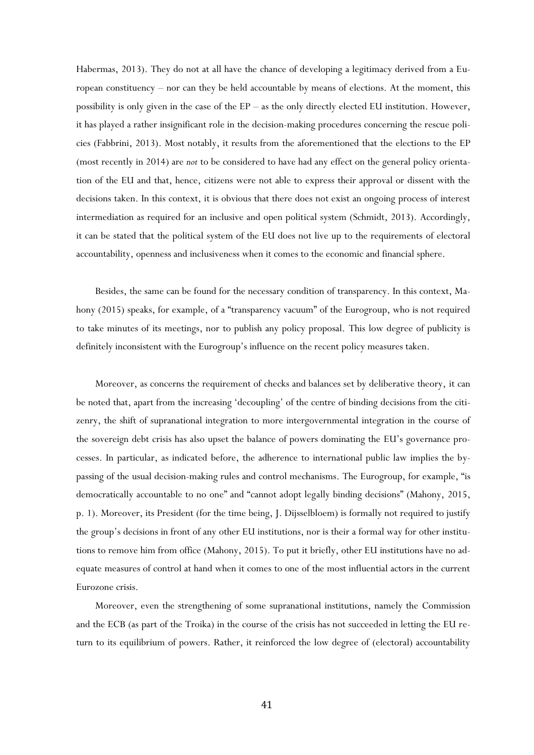Habermas, 2013). They do not at all have the chance of developing a legitimacy derived from a European constituency – nor can they be held accountable by means of elections. At the moment, this possibility is only given in the case of the EP – as the only directly elected EU institution. However, it has played a rather insignificant role in the decision-making procedures concerning the rescue policies (Fabbrini, 2013). Most notably, it results from the aforementioned that the elections to the EP (most recently in 2014) are *not* to be considered to have had any effect on the general policy orientation of the EU and that, hence, citizens were not able to express their approval or dissent with the decisions taken. In this context, it is obvious that there does not exist an ongoing process of interest intermediation as required for an inclusive and open political system (Schmidt, 2013). Accordingly, it can be stated that the political system of the EU does not live up to the requirements of electoral accountability, openness and inclusiveness when it comes to the economic and financial sphere.

Besides, the same can be found for the necessary condition of transparency. In this context, Mahony (2015) speaks, for example, of a "transparency vacuum" of the Eurogroup, who is not required to take minutes of its meetings, nor to publish any policy proposal. This low degree of publicity is definitely inconsistent with the Eurogroup's influence on the recent policy measures taken.

Moreover, as concerns the requirement of checks and balances set by deliberative theory, it can be noted that, apart from the increasing 'decoupling' of the centre of binding decisions from the citizenry, the shift of supranational integration to more intergovernmental integration in the course of the sovereign debt crisis has also upset the balance of powers dominating the EU's governance processes. In particular, as indicated before, the adherence to international public law implies the bypassing of the usual decision-making rules and control mechanisms. The Eurogroup, for example, "is democratically accountable to no one" and "cannot adopt legally binding decisions" (Mahony, 2015, p. 1). Moreover, its President (for the time being, J. Dijsselbloem) is formally not required to justify the group's decisions in front of any other EU institutions, nor is their a formal way for other institutions to remove him from office (Mahony, 2015). To put it briefly, other EU institutions have no adequate measures of control at hand when it comes to one of the most influential actors in the current Eurozone crisis.

Moreover, even the strengthening of some supranational institutions, namely the Commission and the ECB (as part of the Troika) in the course of the crisis has not succeeded in letting the EU return to its equilibrium of powers. Rather, it reinforced the low degree of (electoral) accountability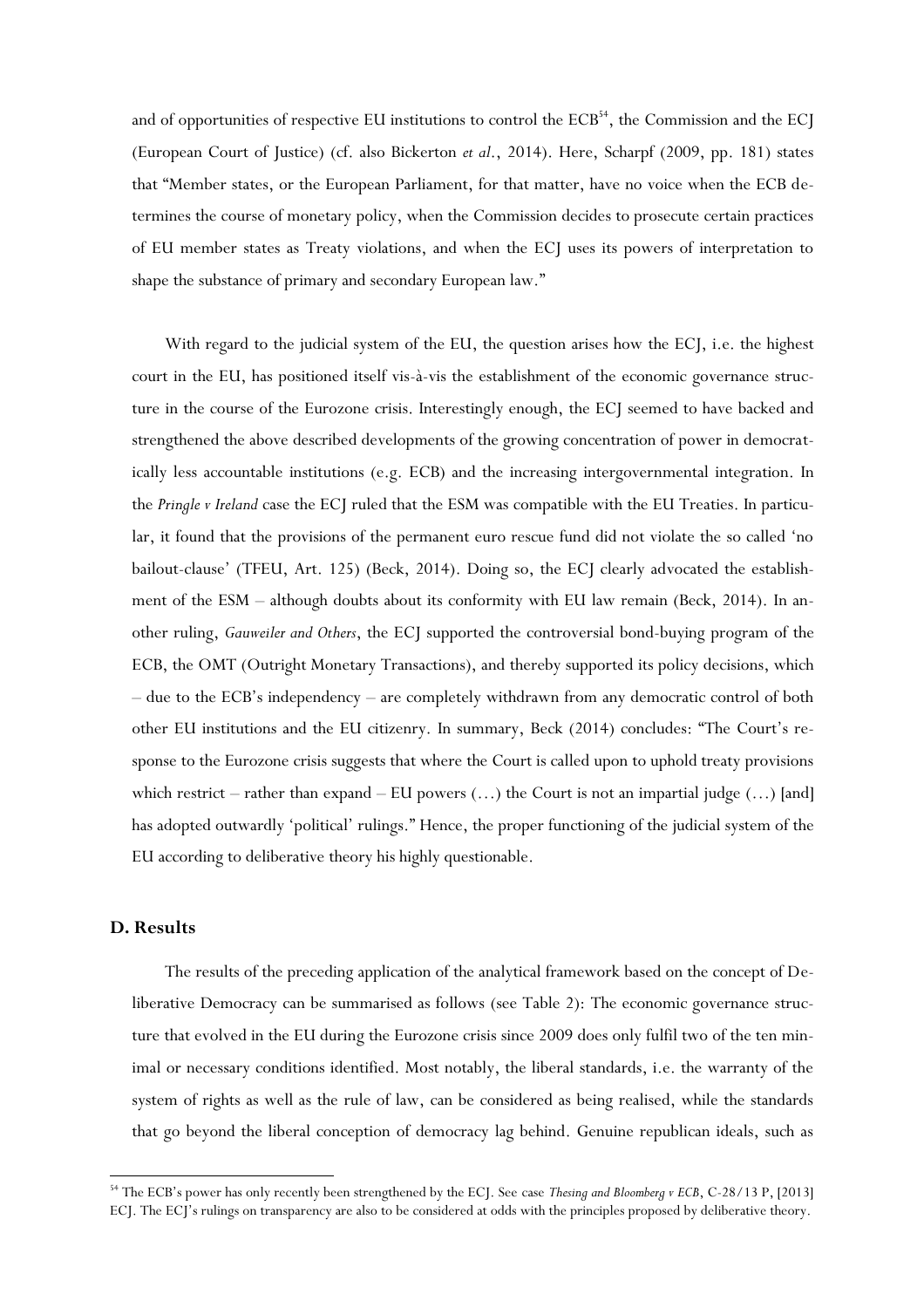and of opportunities of respective EU institutions to control the ECB[54], the Commission and the ECJ (European Court of Justice) (cf. also Bickerton *et al.*, 2014). Here, Scharpf (2009, pp. 181) states that "Member states, or the European Parliament, for that matter, have no voice when the ECB determines the course of monetary policy, when the Commission decides to prosecute certain practices of EU member states as Treaty violations, and when the ECJ uses its powers of interpretation to shape the substance of primary and secondary European law."

With regard to the judicial system of the EU, the question arises how the ECJ, i.e. the highest court in the EU, has positioned itself vis-à-vis the establishment of the economic governance structure in the course of the Eurozone crisis. Interestingly enough, the ECJ seemed to have backed and strengthened the above described developments of the growing concentration of power in democratically less accountable institutions (e.g. ECB) and the increasing intergovernmental integration. In the *Pringle v Ireland* case the ECJ ruled that the ESM was compatible with the EU Treaties. In particular, it found that the provisions of the permanent euro rescue fund did not violate the so called 'no bailout-clause' (TFEU, Art. 125) (Beck, 2014). Doing so, the ECJ clearly advocated the establishment of the ESM – although doubts about its conformity with EU law remain (Beck, 2014). In another ruling, *Gauweiler and Others*, the ECJ supported the controversial bond-buying program of the ECB, the OMT (Outright Monetary Transactions), and thereby supported its policy decisions, which – due to the ECB's independency – are completely withdrawn from any democratic control of both other EU institutions and the EU citizenry. In summary, Beck (2014) concludes: "The Court's response to the Eurozone crisis suggests that where the Court is called upon to uphold treaty provisions which restrict – rather than expand – EU powers (…) the Court is not an impartial judge (…) [and] has adopted outwardly 'political' rulings." Hence, the proper functioning of the judicial system of the EU according to deliberative theory his highly questionable.

## D. Results

The results of the preceding application of the analytical framework based on the concept of Deliberative Democracy can be summarised as follows (see Table 2): The economic governance structure that evolved in the EU during the Eurozone crisis since 2009 does only fulfil two of the ten minimal or necessary conditions identified. Most notably, the liberal standards, i.e. the warranty of the system of rights as well as the rule of law, can be considered as being realised, while the standards that go beyond the liberal conception of democracy lag behind. Genuine republican ideals, such as

[54] The ECB's power has only recently been strengthened by the ECJ. See case *Thesing and Bloomberg v ECB*, C-28/13 P, [2013] ECJ. The ECJ's rulings on transparency are also to be considered at odds with the principles proposed by deliberative theory.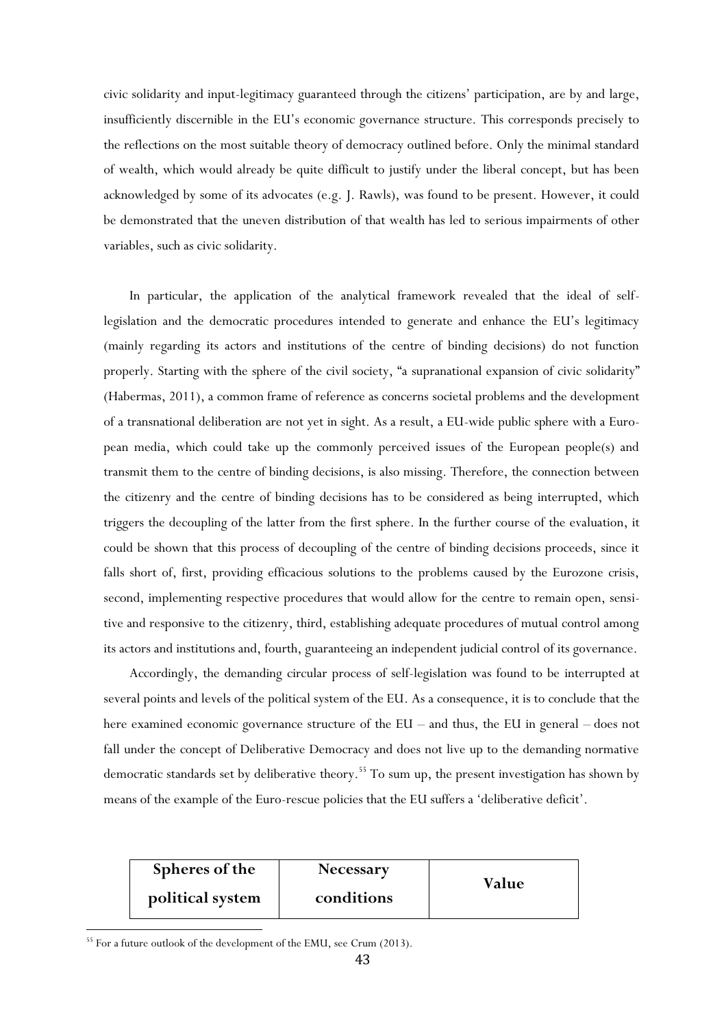civic solidarity and input-legitimacy guaranteed through the citizens' participation, are by and large, insufficiently discernible in the EU's economic governance structure. This corresponds precisely to the reflections on the most suitable theory of democracy outlined before. Only the minimal standard of wealth, which would already be quite difficult to justify under the liberal concept, but has been acknowledged by some of its advocates (e.g. J. Rawls), was found to be present. However, it could be demonstrated that the uneven distribution of that wealth has led to serious impairments of other variables, such as civic solidarity.

In particular, the application of the analytical framework revealed that the ideal of self-legislation and the democratic procedures intended to generate and enhance the EU's legitimacy (mainly regarding its actors and institutions of the centre of binding decisions) do not function properly. Starting with the sphere of the civil society, "a supranational expansion of civic solidarity" (Habermas, 2011), a common frame of reference as concerns societal problems and the development of a transnational deliberation are not yet in sight. As a result, a EU-wide public sphere with a European media, which could take up the commonly perceived issues of the European people(s) and transmit them to the centre of binding decisions, is also missing. Therefore, the connection between the citizenry and the centre of binding decisions has to be considered as being interrupted, which triggers the decoupling of the latter from the first sphere. In the further course of the evaluation, it could be shown that this process of decoupling of the centre of binding decisions proceeds, since it falls short of, first, providing efficacious solutions to the problems caused by the Eurozone crisis, second, implementing respective procedures that would allow for the centre to remain open, sensitive and responsive to the citizenry, third, establishing adequate procedures of mutual control among its actors and institutions and, fourth, guaranteeing an independent judicial control of its governance.

Accordingly, the demanding circular process of self-legislation was found to be interrupted at several points and levels of the political system of the EU. As a consequence, it is to conclude that the here examined economic governance structure of the EU – and thus, the EU in general – does not fall under the concept of Deliberative Democracy and does not live up to the demanding normative democratic standards set by deliberative theory.[55] To sum up, the present investigation has shown by means of the example of the Euro-rescue policies that the EU suffers a 'deliberative deficit'.

| Spheres of the political system | Necessary conditions | Value |
|---|---|---|

[55] For a future outlook of the development of the EMU, see Crum (2013).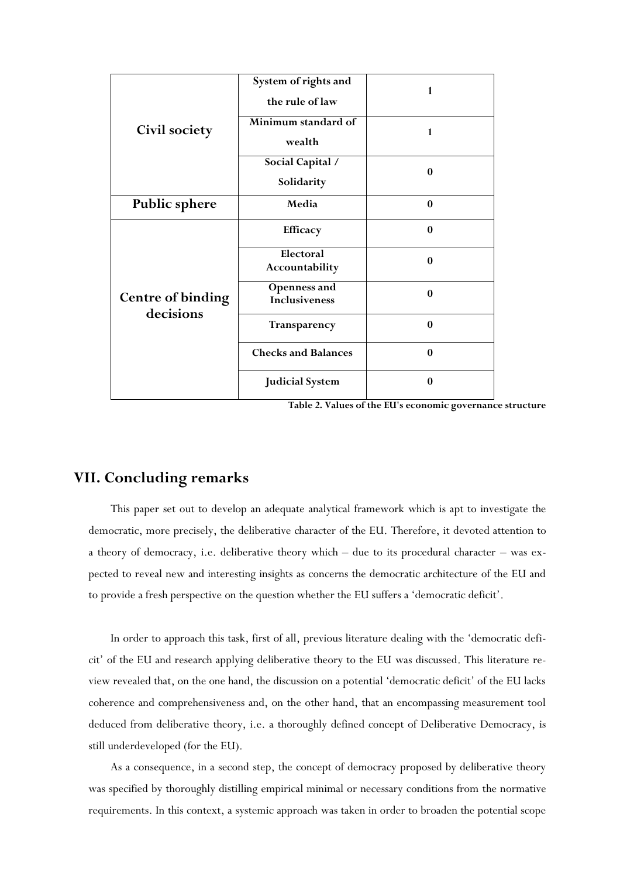| | | |
|---|---|---|
| **Civil society** | **System of rights and the rule of law** | **1** |
| | **Minimum standard of wealth** | **1** |
| | **Social Capital / Solidarity** | **0** |
| **Public sphere** | **Media** | **0** |
| **Centre of binding decisions** | **Efficacy** | **0** |
| | **Electoral Accountability** | **0** |
| | **Openness and Inclusiveness** | **0** |
| | **Transparency** | **0** |
| | **Checks and Balances** | **0** |
| | **Judicial System** | **0** |

**Table 2. Values of the EU's economic governance structure**

## VII. Concluding remarks

This paper set out to develop an adequate analytical framework which is apt to investigate the democratic, more precisely, the deliberative character of the EU. Therefore, it devoted attention to a theory of democracy, i.e. deliberative theory which – due to its procedural character – was expected to reveal new and interesting insights as concerns the democratic architecture of the EU and to provide a fresh perspective on the question whether the EU suffers a 'democratic deficit'.

In order to approach this task, first of all, previous literature dealing with the 'democratic deficit' of the EU and research applying deliberative theory to the EU was discussed. This literature review revealed that, on the one hand, the discussion on a potential 'democratic deficit' of the EU lacks coherence and comprehensiveness and, on the other hand, that an encompassing measurement tool deduced from deliberative theory, i.e. a thoroughly defined concept of Deliberative Democracy, is still underdeveloped (for the EU).

As a consequence, in a second step, the concept of democracy proposed by deliberative theory was specified by thoroughly distilling empirical minimal or necessary conditions from the normative requirements. In this context, a systemic approach was taken in order to broaden the potential scope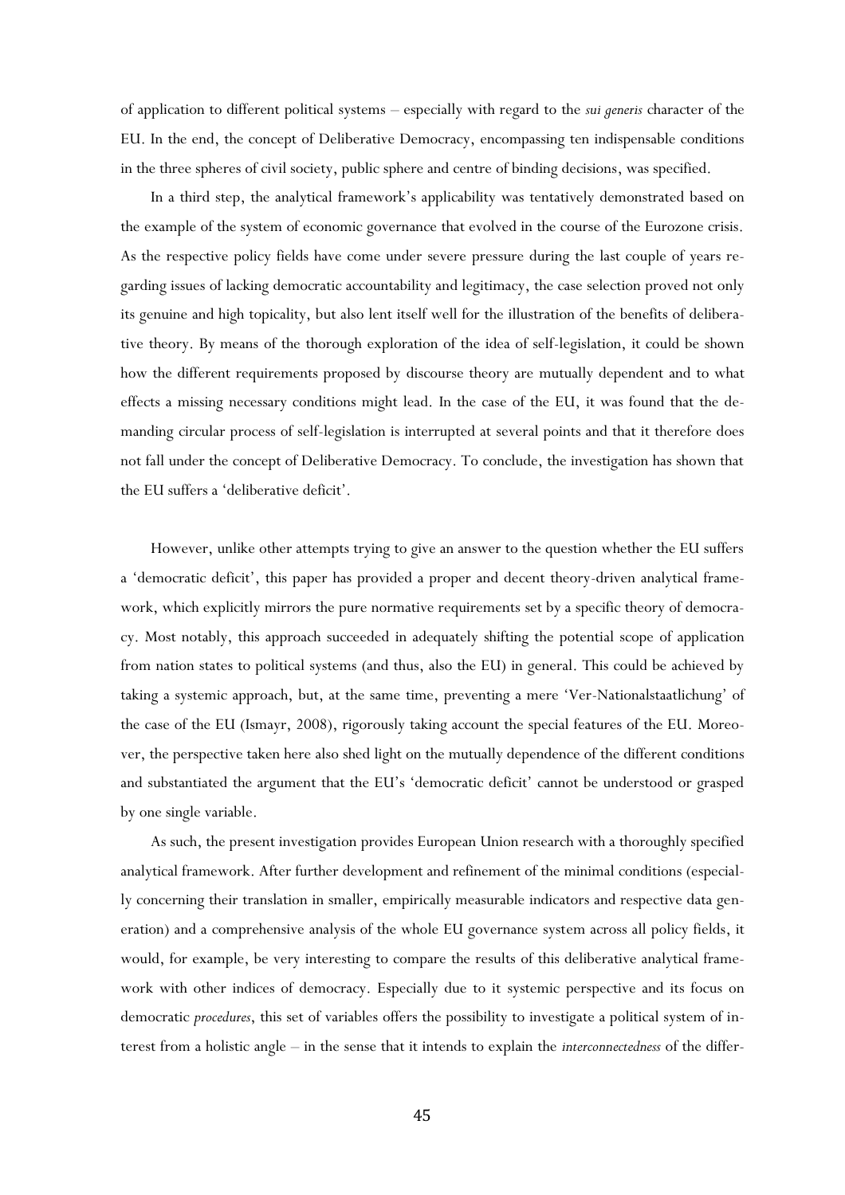of application to different political systems – especially with regard to the *sui generis* character of the EU. In the end, the concept of Deliberative Democracy, encompassing ten indispensable conditions in the three spheres of civil society, public sphere and centre of binding decisions, was specified.

In a third step, the analytical framework's applicability was tentatively demonstrated based on the example of the system of economic governance that evolved in the course of the Eurozone crisis. As the respective policy fields have come under severe pressure during the last couple of years regarding issues of lacking democratic accountability and legitimacy, the case selection proved not only its genuine and high topicality, but also lent itself well for the illustration of the benefits of deliberative theory. By means of the thorough exploration of the idea of self-legislation, it could be shown how the different requirements proposed by discourse theory are mutually dependent and to what effects a missing necessary conditions might lead. In the case of the EU, it was found that the demanding circular process of self-legislation is interrupted at several points and that it therefore does not fall under the concept of Deliberative Democracy. To conclude, the investigation has shown that the EU suffers a 'deliberative deficit'.

However, unlike other attempts trying to give an answer to the question whether the EU suffers a 'democratic deficit', this paper has provided a proper and decent theory-driven analytical framework, which explicitly mirrors the pure normative requirements set by a specific theory of democracy. Most notably, this approach succeeded in adequately shifting the potential scope of application from nation states to political systems (and thus, also the EU) in general. This could be achieved by taking a systemic approach, but, at the same time, preventing a mere 'Ver-Nationalstaatlichung' of the case of the EU (Ismayr, 2008), rigorously taking account the special features of the EU. Moreover, the perspective taken here also shed light on the mutually dependence of the different conditions and substantiated the argument that the EU's 'democratic deficit' cannot be understood or grasped by one single variable.

As such, the present investigation provides European Union research with a thoroughly specified analytical framework. After further development and refinement of the minimal conditions (especially concerning their translation in smaller, empirically measurable indicators and respective data generation) and a comprehensive analysis of the whole EU governance system across all policy fields, it would, for example, be very interesting to compare the results of this deliberative analytical framework with other indices of democracy. Especially due to it systemic perspective and its focus on democratic *procedures*, this set of variables offers the possibility to investigate a political system of interest from a holistic angle – in the sense that it intends to explain the *interconnectedness* of the differ-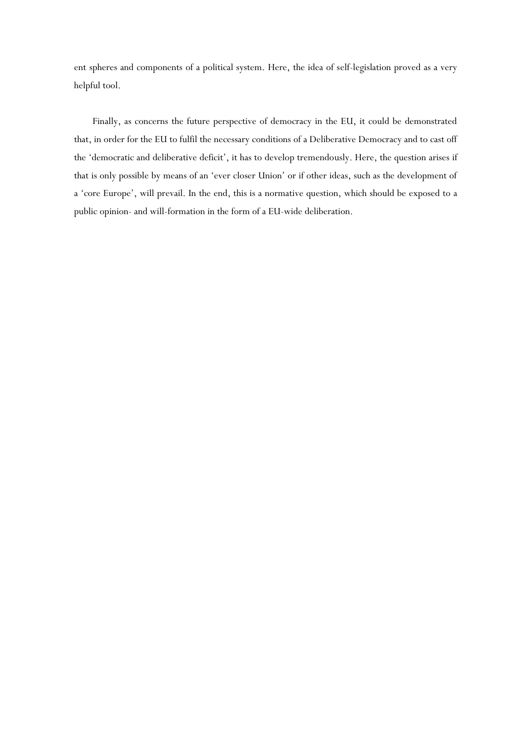ent spheres and components of a political system. Here, the idea of self-legislation proved as a very helpful tool.

Finally, as concerns the future perspective of democracy in the EU, it could be demonstrated that, in order for the EU to fulfil the necessary conditions of a Deliberative Democracy and to cast off the 'democratic and deliberative deficit', it has to develop tremendously. Here, the question arises if that is only possible by means of an 'ever closer Union' or if other ideas, such as the development of a 'core Europe', will prevail. In the end, this is a normative question, which should be exposed to a public opinion- and will-formation in the form of a EU-wide deliberation.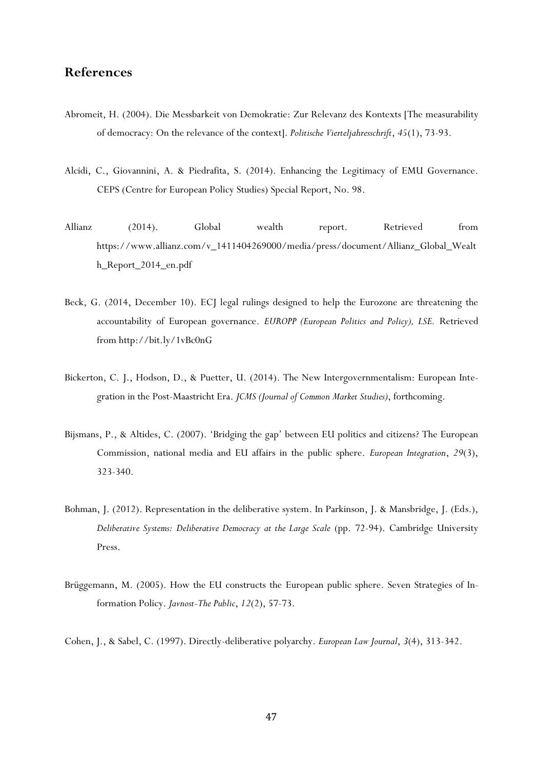## References

Abromeit, H. (2004). Die Messbarkeit von Demokratie: Zur Relevanz des Kontexts [The measurability of democracy: On the relevance of the context]. *Politische Vierteljahresschrift*, *45*(1), 73-93.

Alcidi, C., Giovannini, A. & Piedrafita, S. (2014). Enhancing the Legitimacy of EMU Governance. CEPS (Centre for European Policy Studies) Special Report, No. 98.

Allianz (2014). Global wealth report. Retrieved from https://www.allianz.com/v_1411404269000/media/press/document/Allianz_Global_Wealth_Report_2014_en.pdf

Beck, G. (2014, December 10). ECJ legal rulings designed to help the Eurozone are threatening the accountability of European governance. *EUROPP (European Politics and Policy), LSE.* Retrieved from http://bit.ly/1vBc0nG

Bickerton, C. J., Hodson, D., & Puetter, U. (2014). The New Intergovernmentalism: European Integration in the Post-Maastricht Era. *JCMS (Journal of Common Market Studies)*, forthcoming.

Bijsmans, P., & Altides, C. (2007). 'Bridging the gap' between EU politics and citizens? The European Commission, national media and EU affairs in the public sphere. *European Integration*, *29*(3), 323-340.

Bohman, J. (2012). Representation in the deliberative system. In Parkinson, J. & Mansbridge, J. (Eds.), *Deliberative Systems: Deliberative Democracy at the Large Scale* (pp. 72-94). Cambridge University Press.

Brüggemann, M. (2005). How the EU constructs the European public sphere. Seven Strategies of Information Policy. *Javnost-The Public*, *12*(2), 57-73.

Cohen, J., & Sabel, C. (1997). Directly-deliberative polyarchy. *European Law Journal*, *3*(4), 313-342.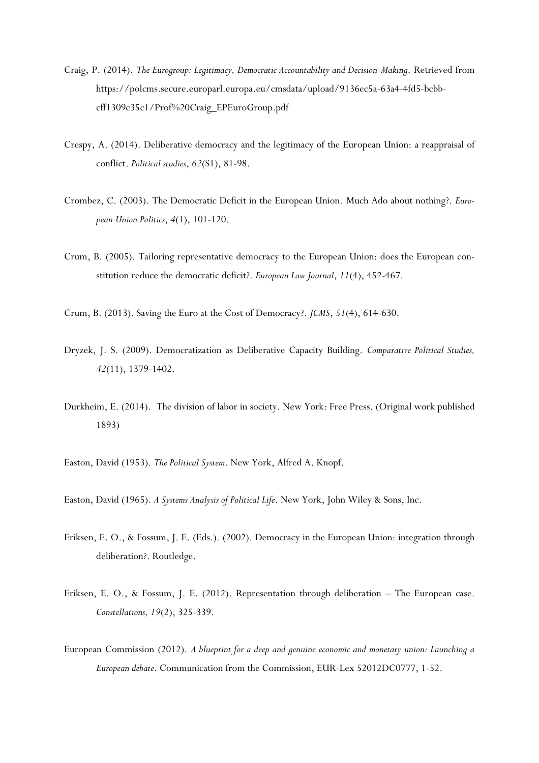Craig, P. (2014). *The Eurogroup: Legitimacy, Democratic Accountability and Decision-Making*. Retrieved from https://polcms.secure.europarl.europa.eu/cmsdata/upload/9136ec5a-63a4-4fd5-bcbb-cff1309c35c1/Prof%20Craig_EPEuroGroup.pdf

Crespy, A. (2014). Deliberative democracy and the legitimacy of the European Union: a reappraisal of conflict. *Political studies*, *62*(S1), 81-98.

Crombez, C. (2003). The Democratic Deficit in the European Union. Much Ado about nothing?. *European Union Politics*, *4*(1), 101-120.

Crum, B. (2005). Tailoring representative democracy to the European Union: does the European constitution reduce the democratic deficit?. *European Law Journal*, *11*(4), 452-467.

Crum, B. (2013). Saving the Euro at the Cost of Democracy?. *JCMS*, *51*(4), 614-630.

Dryzek, J. S. (2009). Democratization as Deliberative Capacity Building. *Comparative Political Studies, 42*(11), 1379-1402.

Durkheim, E. (2014). The division of labor in society. New York: Free Press. (Original work published 1893)

Easton, David (1953). *The Political System*. New York, Alfred A. Knopf.

Easton, David (1965). *A Systems Analysis of Political Life*. New York, John Wiley & Sons, Inc.

Eriksen, E. O., & Fossum, J. E. (Eds.). (2002). Democracy in the European Union: integration through deliberation?. Routledge.

Eriksen, E. O., & Fossum, J. E. (2012). Representation through deliberation – The European case. *Constellations, 19*(2), 325-339.

European Commission (2012). *A blueprint for a deep and genuine economic and monetary union: Launching a European debate*. Communication from the Commission, EUR-Lex 52012DC0777, 1-52.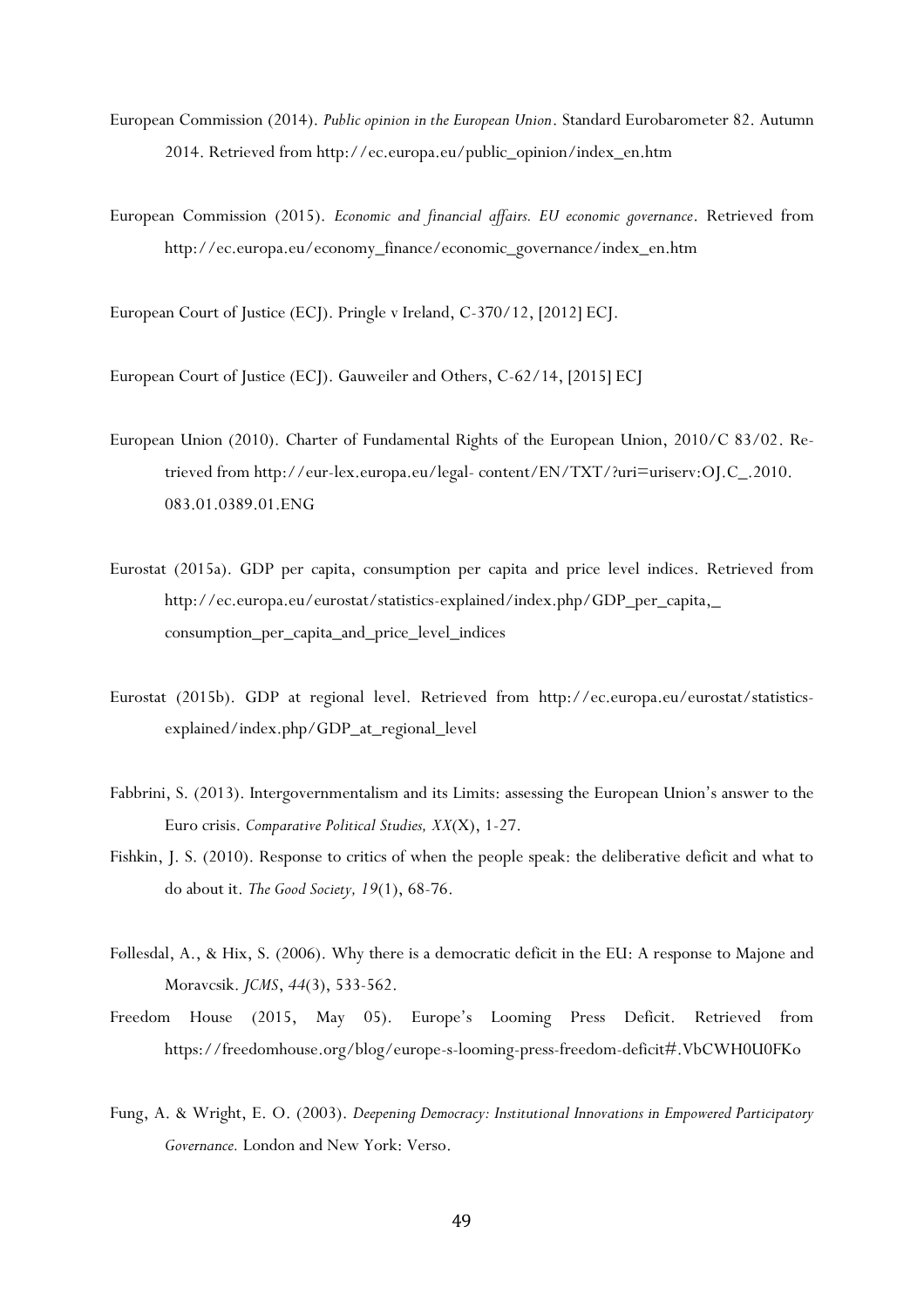European Commission (2014). *Public opinion in the European Union*. Standard Eurobarometer 82. Autumn 2014. Retrieved from http://ec.europa.eu/public_opinion/index_en.htm

European Commission (2015). *Economic and financial affairs. EU economic governance*. Retrieved from http://ec.europa.eu/economy_finance/economic_governance/index_en.htm

European Court of Justice (ECJ). Pringle v Ireland, C-370/12, [2012] ECJ.

European Court of Justice (ECJ). Gauweiler and Others, C-62/14, [2015] ECJ

European Union (2010). Charter of Fundamental Rights of the European Union, 2010/C 83/02. Retrieved from http://eur-lex.europa.eu/legal- content/EN/TXT/?uri=uriserv:OJ.C_.2010.083.01.0389.01.ENG

Eurostat (2015a). GDP per capita, consumption per capita and price level indices. Retrieved from http://ec.europa.eu/eurostat/statistics-explained/index.php/GDP_per_capita,_consumption_per_capita_and_price_level_indices

Eurostat (2015b). GDP at regional level. Retrieved from http://ec.europa.eu/eurostat/statistics-explained/index.php/GDP_at_regional_level

Fabbrini, S. (2013). Intergovernmentalism and its Limits: assessing the European Union's answer to the Euro crisis. *Comparative Political Studies, XX*(X), 1-27.

Fishkin, J. S. (2010). Response to critics of when the people speak: the deliberative deficit and what to do about it. *The Good Society, 19*(1), 68-76.

Føllesdal, A., & Hix, S. (2006). Why there is a democratic deficit in the EU: A response to Majone and Moravcsik. *JCMS*, *44*(3), 533-562.

Freedom House (2015, May 05). Europe's Looming Press Deficit. Retrieved from https://freedomhouse.org/blog/europe-s-looming-press-freedom-deficit#.VbCWH0U0FKo

Fung, A. & Wright, E. O. (2003). *Deepening Democracy: Institutional Innovations in Empowered Participatory Governance.* London and New York: Verso.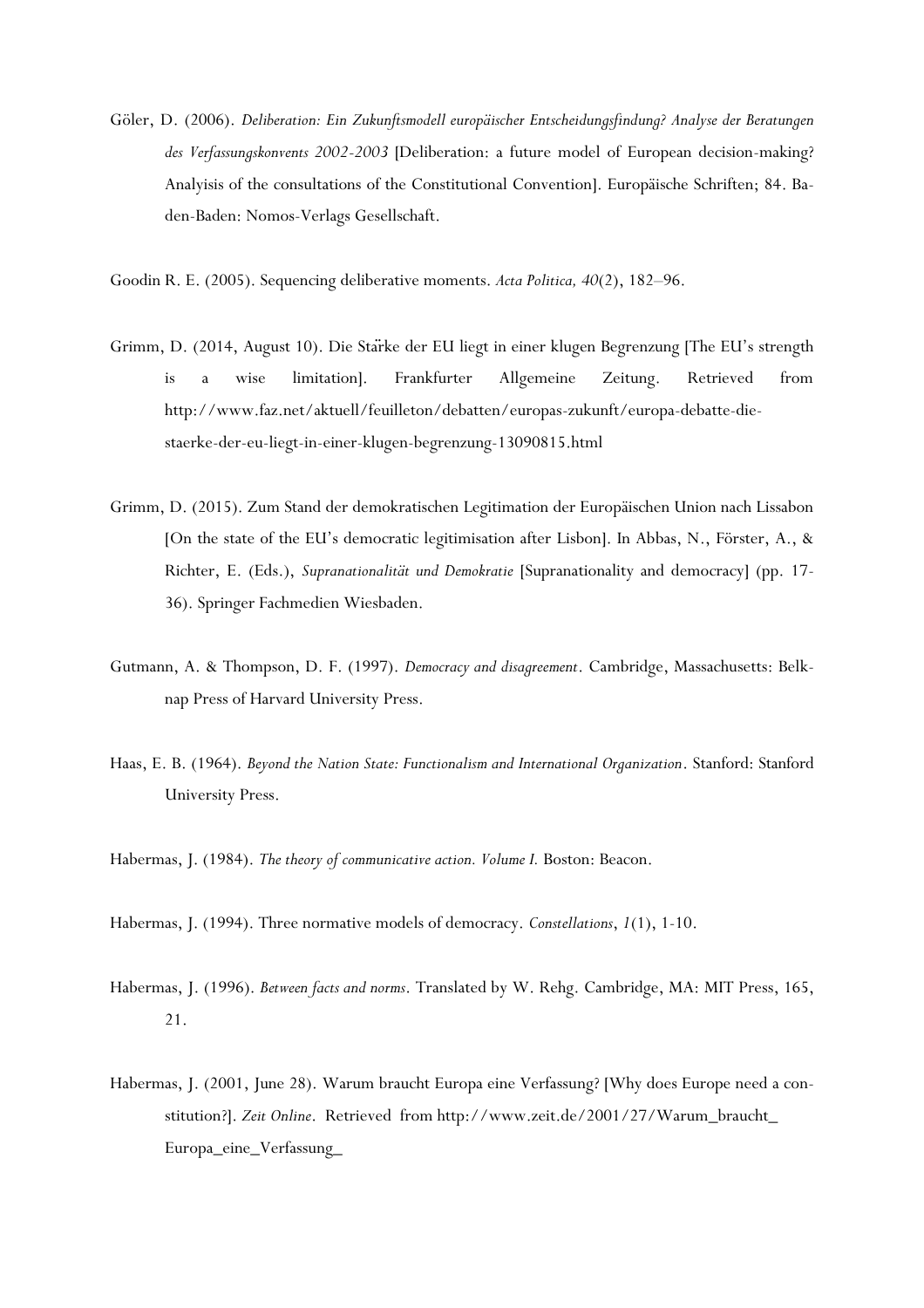Göler, D. (2006). *Deliberation: Ein Zukunftsmodell europäischer Entscheidungsfindung? Analyse der Beratungen des Verfassungskonvents 2002-2003* [Deliberation: a future model of European decision-making? Analyisis of the consultations of the Constitutional Convention]. Europäische Schriften; 84. Baden-Baden: Nomos-Verlags Gesellschaft.

Goodin R. E. (2005). Sequencing deliberative moments. *Acta Politica, 40*(2), 182–96.

Grimm, D. (2014, August 10). Die Stärke der EU liegt in einer klugen Begrenzung [The EU's strength is a wise limitation]. Frankfurter Allgemeine Zeitung. Retrieved from http://www.faz.net/aktuell/feuilleton/debatten/europas-zukunft/europa-debatte-die-staerke-der-eu-liegt-in-einer-klugen-begrenzung-13090815.html

Grimm, D. (2015). Zum Stand der demokratischen Legitimation der Europäischen Union nach Lissabon [On the state of the EU's democratic legitimisation after Lisbon]. In Abbas, N., Förster, A., & Richter, E. (Eds.), *Supranationalität und Demokratie* [Supranationality and democracy] (pp. 17-36). Springer Fachmedien Wiesbaden.

Gutmann, A. & Thompson, D. F. (1997). *Democracy and disagreement*. Cambridge, Massachusetts: Belknap Press of Harvard University Press.

Haas, E. B. (1964). *Beyond the Nation State: Functionalism and International Organization*. Stanford: Stanford University Press.

Habermas, J. (1984). *The theory of communicative action. Volume I.* Boston: Beacon.

Habermas, J. (1994). Three normative models of democracy. *Constellations*, *1*(1), 1-10.

Habermas, J. (1996). *Between facts and norms*. Translated by W. Rehg. Cambridge, MA: MIT Press, 165, 21.

Habermas, J. (2001, June 28). Warum braucht Europa eine Verfassung? [Why does Europe need a constitution?]. *Zeit Online*. Retrieved from http://www.zeit.de/2001/27/Warum_braucht_Europa_eine_Verfassung_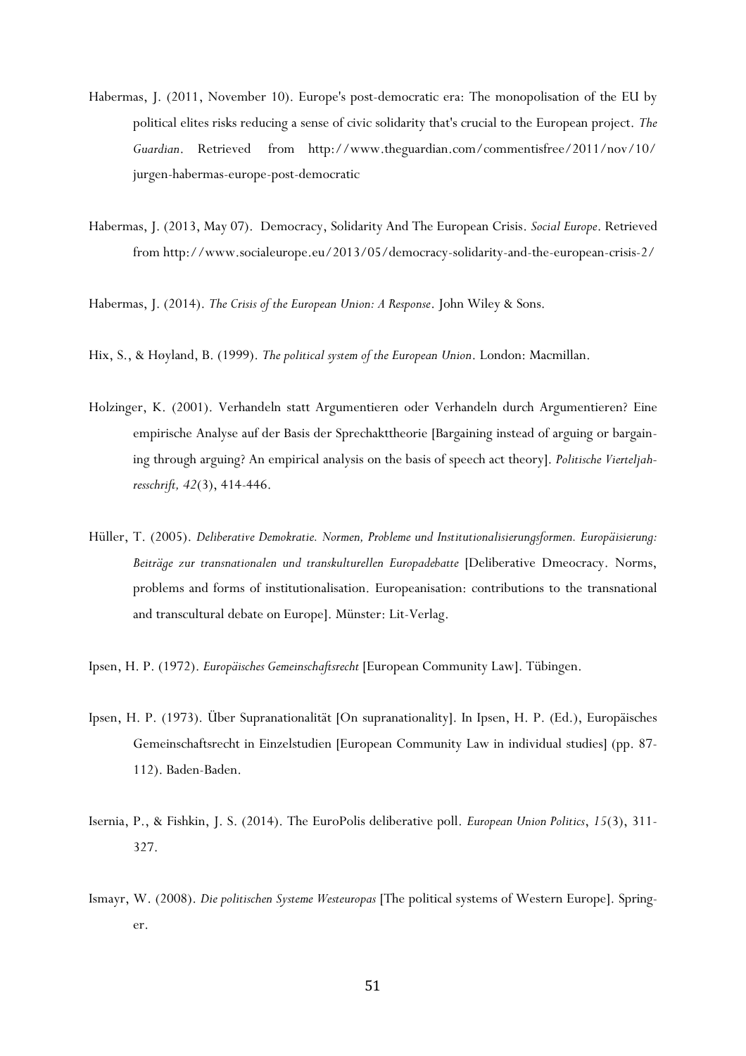Habermas, J. (2011, November 10). Europe's post-democratic era: The monopolisation of the EU by political elites risks reducing a sense of civic solidarity that's crucial to the European project. *The Guardian*. Retrieved from http://www.theguardian.com/commentisfree/2011/nov/10/jurgen-habermas-europe-post-democratic

Habermas, J. (2013, May 07). Democracy, Solidarity And The European Crisis. *Social Europe*. Retrieved from http://www.socialeurope.eu/2013/05/democracy-solidarity-and-the-european-crisis-2/

Habermas, J. (2014). *The Crisis of the European Union: A Response*. John Wiley & Sons.

Hix, S., & Høyland, B. (1999). *The political system of the European Union*. London: Macmillan.

Holzinger, K. (2001). Verhandeln statt Argumentieren oder Verhandeln durch Argumentieren? Eine empirische Analyse auf der Basis der Sprechakttheorie [Bargaining instead of arguing or bargaining through arguing? An empirical analysis on the basis of speech act theory]. *Politische Vierteljahresschrift, 42*(3), 414-446.

Hüller, T. (2005). *Deliberative Demokratie. Normen, Probleme und Institutionalisierungsformen. Europäisierung: Beiträge zur transnationalen und transkulturellen Europadebatte* [Deliberative Dmeocracy. Norms, problems and forms of institutionalisation. Europeanisation: contributions to the transnational and transcultural debate on Europe]. Münster: Lit-Verlag.

Ipsen, H. P. (1972). *Europäisches Gemeinschaftsrecht* [European Community Law]. Tübingen.

Ipsen, H. P. (1973). Über Supranationalität [On supranationality]. In Ipsen, H. P. (Ed.), Europäisches Gemeinschaftsrecht in Einzelstudien [European Community Law in individual studies] (pp. 87-112). Baden-Baden.

Isernia, P., & Fishkin, J. S. (2014). The EuroPolis deliberative poll. *European Union Politics*, *15*(3), 311-327.

Ismayr, W. (2008). *Die politischen Systeme Westeuropas* [The political systems of Western Europe]. Springer.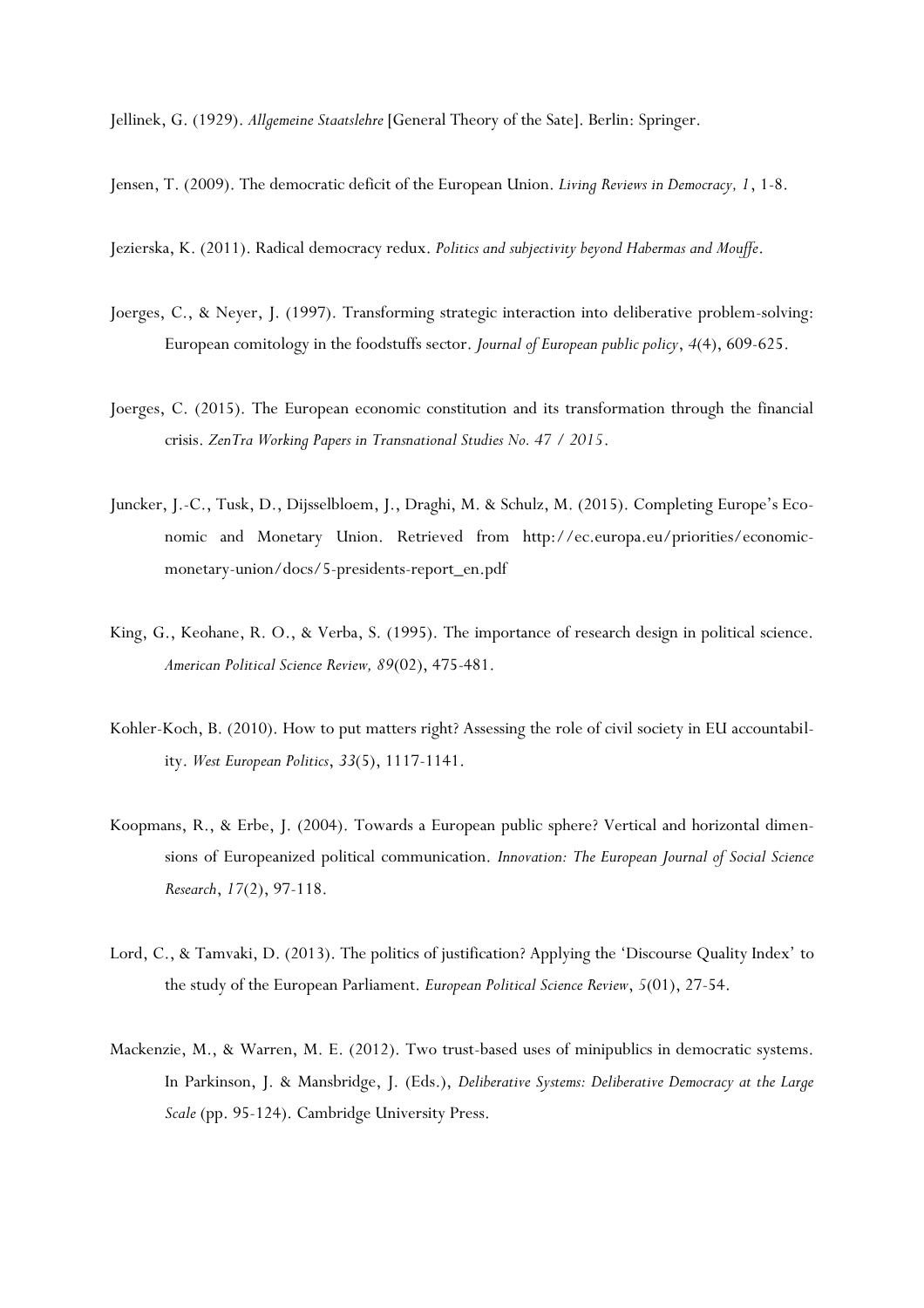Jellinek, G. (1929). *Allgemeine Staatslehre* [General Theory of the Sate]. Berlin: Springer.

Jensen, T. (2009). The democratic deficit of the European Union. *Living Reviews in Democracy, 1*, 1-8.

Jezierska, K. (2011). Radical democracy redux. *Politics and subjectivity beyond Habermas and Mouffe*.

Joerges, C., & Neyer, J. (1997). Transforming strategic interaction into deliberative problem-solving: European comitology in the foodstuffs sector. *Journal of European public policy*, *4*(4), 609-625.

Joerges, C. (2015). The European economic constitution and its transformation through the financial crisis. *ZenTra Working Papers in Transnational Studies No. 47 / 2015*.

Juncker, J.-C., Tusk, D., Dijsselbloem, J., Draghi, M. & Schulz, M. (2015). Completing Europe's Economic and Monetary Union. Retrieved from http://ec.europa.eu/priorities/economic-monetary-union/docs/5-presidents-report_en.pdf

King, G., Keohane, R. O., & Verba, S. (1995). The importance of research design in political science. *American Political Science Review, 89*(02), 475-481.

Kohler-Koch, B. (2010). How to put matters right? Assessing the role of civil society in EU accountability. *West European Politics*, *33*(5), 1117-1141.

Koopmans, R., & Erbe, J. (2004). Towards a European public sphere? Vertical and horizontal dimensions of Europeanized political communication. *Innovation: The European Journal of Social Science Research*, *17*(2), 97-118.

Lord, C., & Tamvaki, D. (2013). The politics of justification? Applying the 'Discourse Quality Index' to the study of the European Parliament. *European Political Science Review*, *5*(01), 27-54.

Mackenzie, M., & Warren, M. E. (2012). Two trust-based uses of minipublics in democratic systems. In Parkinson, J. & Mansbridge, J. (Eds.), *Deliberative Systems: Deliberative Democracy at the Large Scale* (pp. 95-124). Cambridge University Press.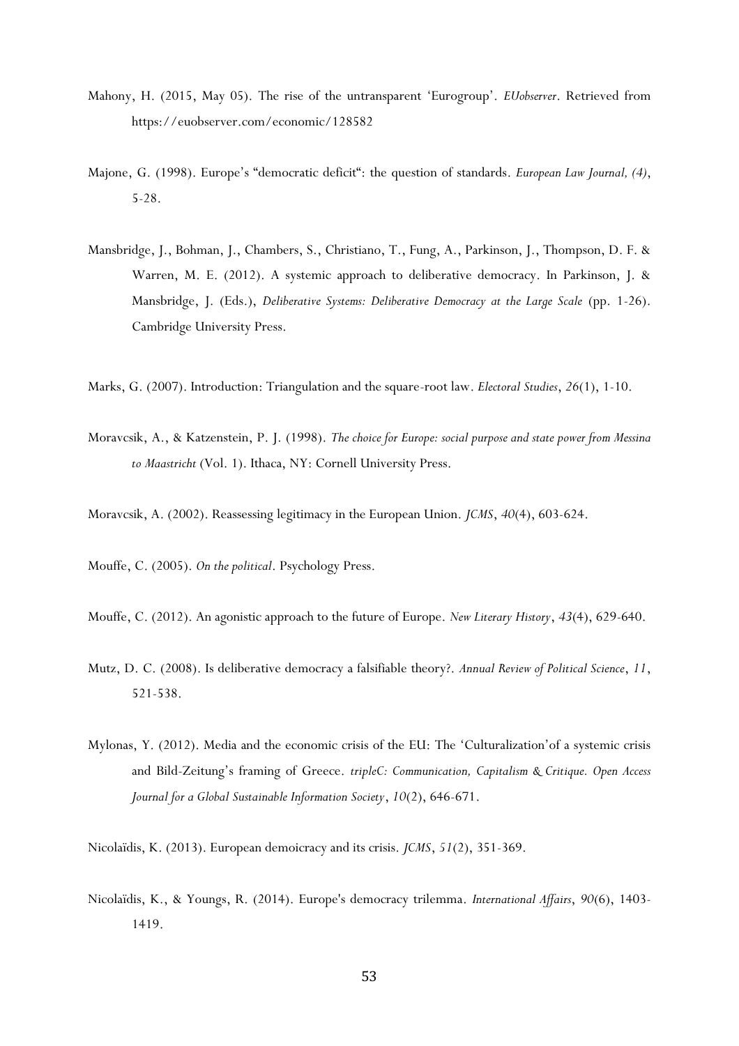Mahony, H. (2015, May 05). The rise of the untransparent 'Eurogroup'. *EUobserver*. Retrieved from https://euobserver.com/economic/128582

Majone, G. (1998). Europe's "democratic deficit": the question of standards. *European Law Journal, (4)*, 5-28.

Mansbridge, J., Bohman, J., Chambers, S., Christiano, T., Fung, A., Parkinson, J., Thompson, D. F. & Warren, M. E. (2012). A systemic approach to deliberative democracy. In Parkinson, J. & Mansbridge, J. (Eds.), *Deliberative Systems: Deliberative Democracy at the Large Scale* (pp. 1-26). Cambridge University Press.

Marks, G. (2007). Introduction: Triangulation and the square-root law. *Electoral Studies*, *26*(1), 1-10.

Moravcsik, A., & Katzenstein, P. J. (1998). *The choice for Europe: social purpose and state power from Messina to Maastricht* (Vol. 1). Ithaca, NY: Cornell University Press.

Moravcsik, A. (2002). Reassessing legitimacy in the European Union. *JCMS*, *40*(4), 603-624.

Mouffe, C. (2005). *On the political*. Psychology Press.

Mouffe, C. (2012). An agonistic approach to the future of Europe. *New Literary History*, *43*(4), 629-640.

Mutz, D. C. (2008). Is deliberative democracy a falsifiable theory?. *Annual Review of Political Science*, *11*, 521-538.

Mylonas, Y. (2012). Media and the economic crisis of the EU: The 'Culturalization'of a systemic crisis and Bild-Zeitung's framing of Greece. *tripleC: Communication, Capitalism & Critique. Open Access Journal for a Global Sustainable Information Society*, *10*(2), 646-671.

Nicolaïdis, K. (2013). European demoicracy and its crisis. *JCMS*, *51*(2), 351-369.

Nicolaïdis, K., & Youngs, R. (2014). Europe's democracy trilemma. *International Affairs*, *90*(6), 1403-1419.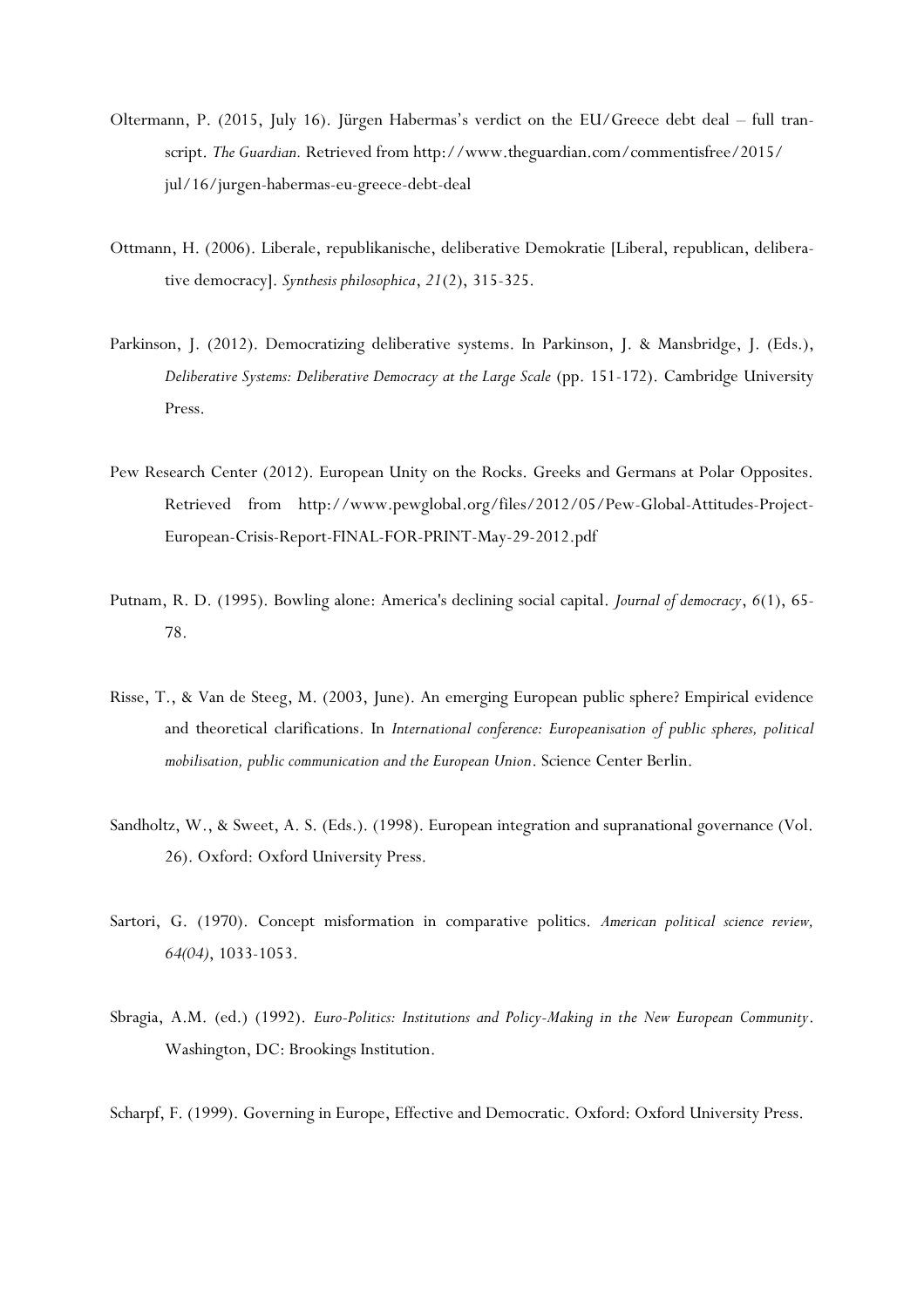Oltermann, P. (2015, July 16). Jürgen Habermas's verdict on the EU/Greece debt deal – full transcript. *The Guardian.* Retrieved from http://www.theguardian.com/commentisfree/2015/jul/16/jurgen-habermas-eu-greece-debt-deal

Ottmann, H. (2006). Liberale, republikanische, deliberative Demokratie [Liberal, republican, deliberative democracy]. *Synthesis philosophica*, *21*(2), 315-325.

Parkinson, J. (2012). Democratizing deliberative systems. In Parkinson, J. & Mansbridge, J. (Eds.), *Deliberative Systems: Deliberative Democracy at the Large Scale* (pp. 151-172). Cambridge University Press.

Pew Research Center (2012). European Unity on the Rocks. Greeks and Germans at Polar Opposites. Retrieved from http://www.pewglobal.org/files/2012/05/Pew-Global-Attitudes-Project-European-Crisis-Report-FINAL-FOR-PRINT-May-29-2012.pdf

Putnam, R. D. (1995). Bowling alone: America's declining social capital. *Journal of democracy*, *6*(1), 65-78.

Risse, T., & Van de Steeg, M. (2003, June). An emerging European public sphere? Empirical evidence and theoretical clarifications. In *International conference: Europeanisation of public spheres, political mobilisation, public communication and the European Union*. Science Center Berlin.

Sandholtz, W., & Sweet, A. S. (Eds.). (1998). European integration and supranational governance (Vol. 26). Oxford: Oxford University Press.

Sartori, G. (1970). Concept misformation in comparative politics. *American political science review, 64(04)*, 1033-1053.

Sbragia, A.M. (ed.) (1992). *Euro-Politics: Institutions and Policy-Making in the New European Community*. Washington, DC: Brookings Institution.

Scharpf, F. (1999). Governing in Europe, Effective and Democratic. Oxford: Oxford University Press.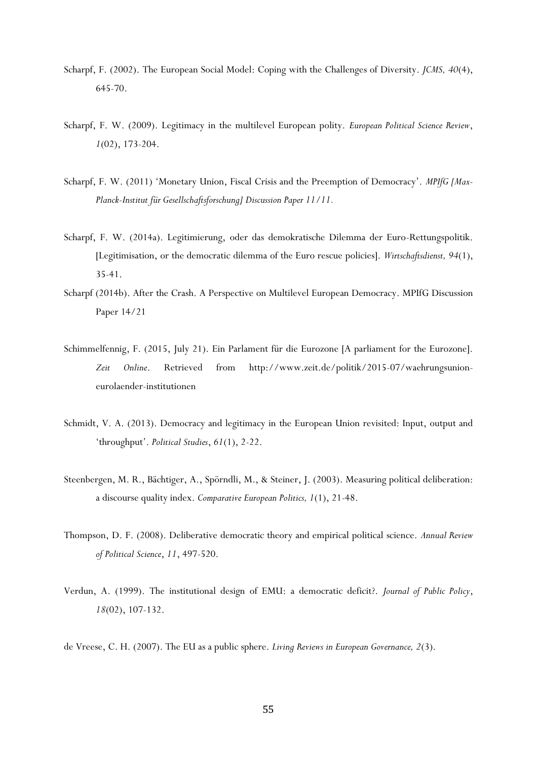Scharpf, F. (2002). The European Social Model: Coping with the Challenges of Diversity. *JCMS, 40*(4), 645-70.

Scharpf, F. W. (2009). Legitimacy in the multilevel European polity. *European Political Science Review*, *1*(02), 173-204.

Scharpf, F. W. (2011) 'Monetary Union, Fiscal Crisis and the Preemption of Democracy'. *MPIfG [Max-Planck-Institut für Gesellschaftsforschung] Discussion Paper 11/11.*

Scharpf, F. W. (2014a). Legitimierung, oder das demokratische Dilemma der Euro-Rettungspolitik. [Legitimisation, or the democratic dilemma of the Euro rescue policies]. *Wirtschaftsdienst, 94*(1), 35-41.

Scharpf (2014b). After the Crash. A Perspective on Multilevel European Democracy. MPIfG Discussion Paper 14/21

Schimmelfennig, F. (2015, July 21). Ein Parlament für die Eurozone [A parliament for the Eurozone]. *Zeit Online*. Retrieved from http://www.zeit.de/politik/2015-07/waehrungsunion-eurolaender-institutionen

Schmidt, V. A. (2013). Democracy and legitimacy in the European Union revisited: Input, output and 'throughput'. *Political Studies*, *61*(1), 2-22.

Steenbergen, M. R., Bächtiger, A., Spörndli, M., & Steiner, J. (2003). Measuring political deliberation: a discourse quality index. *Comparative European Politics, 1*(1), 21-48.

Thompson, D. F. (2008). Deliberative democratic theory and empirical political science. *Annual Review of Political Science*, *11*, 497-520.

Verdun, A. (1999). The institutional design of EMU: a democratic deficit?. *Journal of Public Policy*, *18*(02), 107-132.

de Vreese, C. H. (2007). The EU as a public sphere. *Living Reviews in European Governance, 2*(3).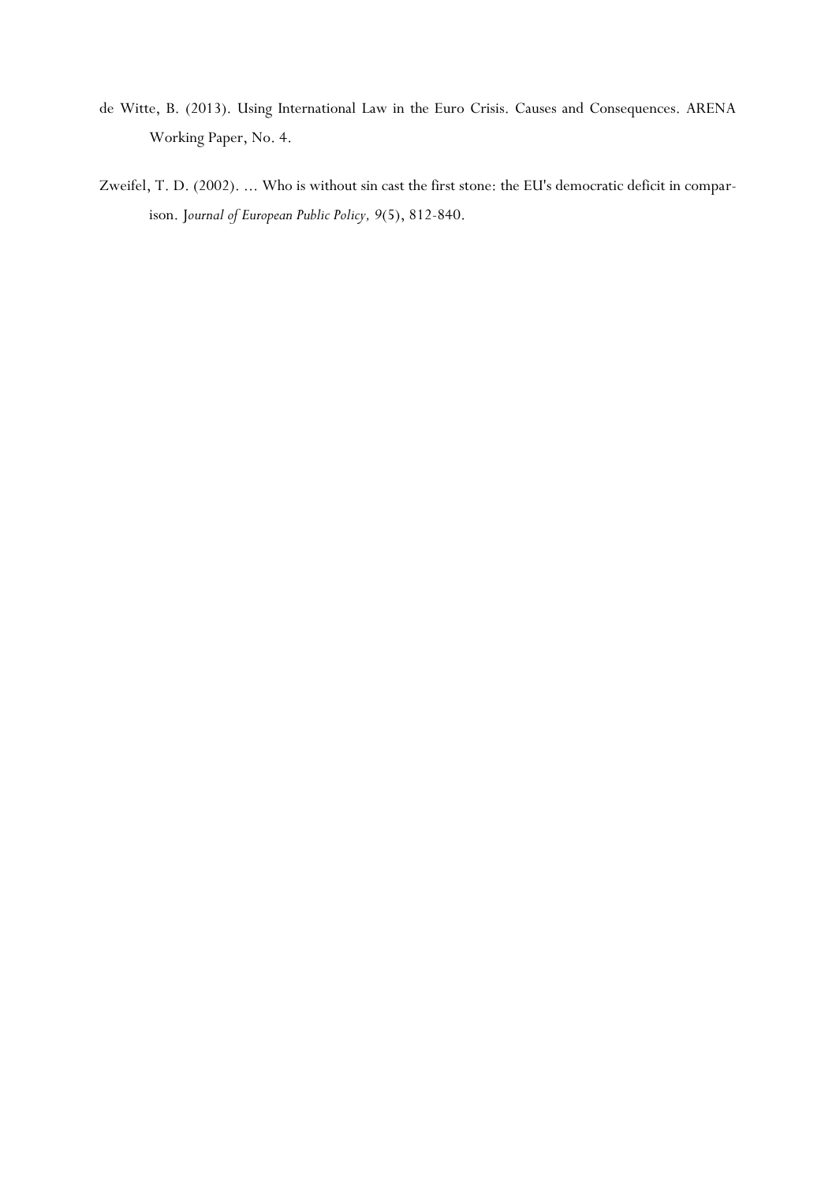de Witte, B. (2013). Using International Law in the Euro Crisis. Causes and Consequences. ARENA Working Paper, No. 4.

Zweifel, T. D. (2002). ... Who is without sin cast the first stone: the EU's democratic deficit in comparison. *Journal of European Public Policy, 9*(5), 812-840.